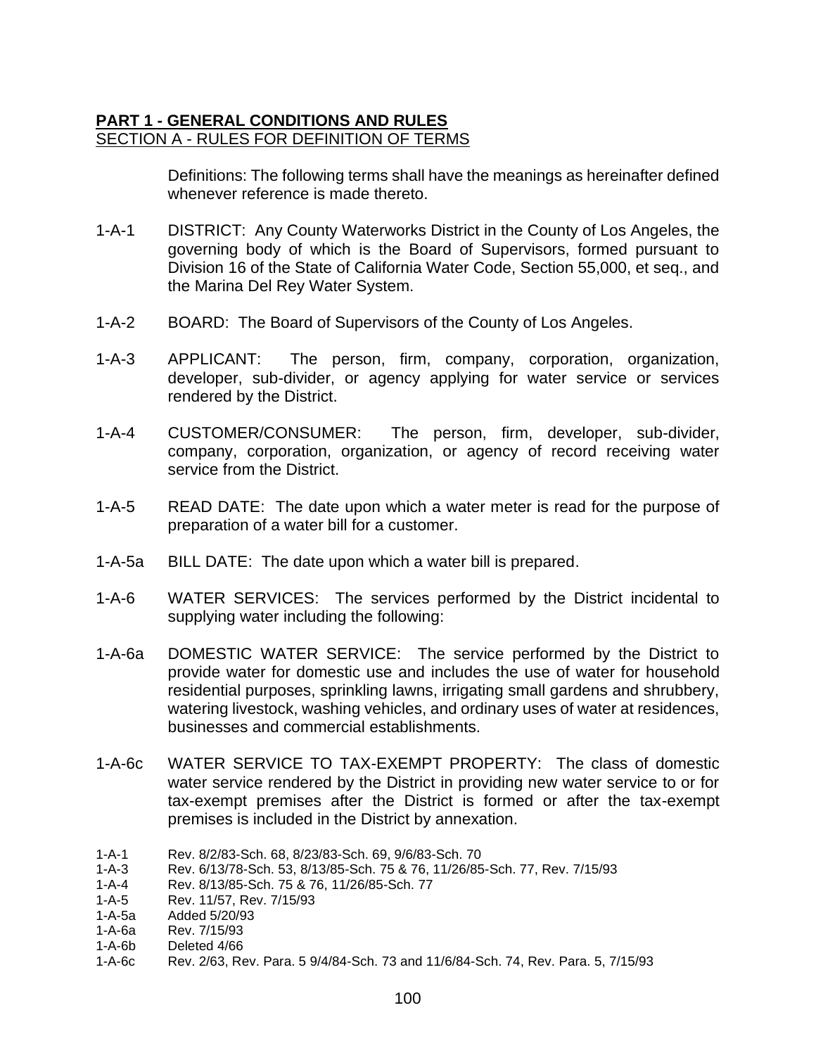**PART 1 - GENERAL CONDITIONS AND RULES**

SECTION A - RULES FOR DEFINITION OF TERMS

Definitions: The following terms shall have the meanings as hereinafter defined whenever reference is made thereto.

1-A-1 DISTRICT: Any County Waterworks District in the County of Los Angeles, the governing body of which is the Board of Supervisors, formed pursuant to Division 16 of the State of California Water Code, Section 55,000, et seq., and the Marina Del Rey Water System.

1-A-2 BOARD: The Board of Supervisors of the County of Los Angeles.

1-A-3 APPLICANT: The person, firm, company, corporation, organization, developer, sub-divider, or agency applying for water service or services rendered by the District.

1-A-4 CUSTOMER/CONSUMER: The person, firm, developer, sub-divider, company, corporation, organization, or agency of record receiving water service from the District.

1-A-5 READ DATE: The date upon which a water meter is read for the purpose of preparation of a water bill for a customer.

1-A-5a BILL DATE: The date upon which a water bill is prepared.

1-A-6 WATER SERVICES: The services performed by the District incidental to supplying water including the following:

1-A-6a DOMESTIC WATER SERVICE: The service performed by the District to provide water for domestic use and includes the use of water for household residential purposes, sprinkling lawns, irrigating small gardens and shrubbery, watering livestock, washing vehicles, and ordinary uses of water at residences, businesses and commercial establishments.

1-A-6c WATER SERVICE TO TAX-EXEMPT PROPERTY: The class of domestic water service rendered by the District in providing new water service to or for tax-exempt premises after the District is formed or after the tax-exempt premises is included in the District by annexation.

1-A-1 Rev. 8/2/83-Sch. 68, 8/23/83-Sch. 69, 9/6/83-Sch. 70
1-A-3 Rev. 6/13/78-Sch. 53, 8/13/85-Sch. 75 & 76, 11/26/85-Sch. 77, Rev. 7/15/93
1-A-4 Rev. 8/13/85-Sch. 75 & 76, 11/26/85-Sch. 77
1-A-5 Rev. 11/57, Rev. 7/15/93
1-A-5a Added 5/20/93
1-A-6a Rev. 7/15/93
1-A-6b Deleted 4/66
1-A-6c Rev. 2/63, Rev. Para. 5 9/4/84-Sch. 73 and 11/6/84-Sch. 74, Rev. Para. 5, 7/15/93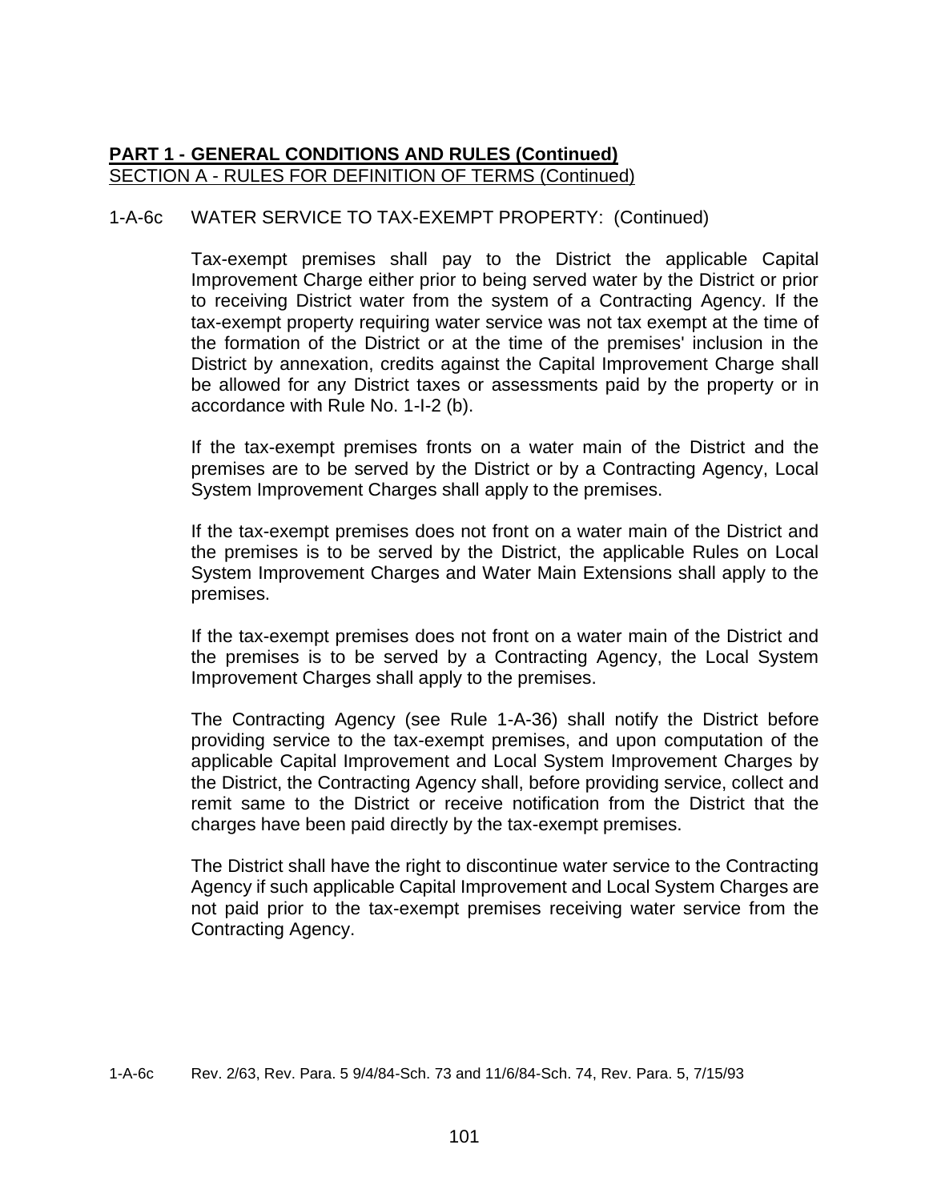**PART 1 - GENERAL CONDITIONS AND RULES (Continued)**
SECTION A - RULES FOR DEFINITION OF TERMS (Continued)

1-A-6c WATER SERVICE TO TAX-EXEMPT PROPERTY: (Continued)

Tax-exempt premises shall pay to the District the applicable Capital Improvement Charge either prior to being served water by the District or prior to receiving District water from the system of a Contracting Agency. If the tax-exempt property requiring water service was not tax exempt at the time of the formation of the District or at the time of the premises' inclusion in the District by annexation, credits against the Capital Improvement Charge shall be allowed for any District taxes or assessments paid by the property or in accordance with Rule No. 1-I-2 (b).

If the tax-exempt premises fronts on a water main of the District and the premises are to be served by the District or by a Contracting Agency, Local System Improvement Charges shall apply to the premises.

If the tax-exempt premises does not front on a water main of the District and the premises is to be served by the District, the applicable Rules on Local System Improvement Charges and Water Main Extensions shall apply to the premises.

If the tax-exempt premises does not front on a water main of the District and the premises is to be served by a Contracting Agency, the Local System Improvement Charges shall apply to the premises.

The Contracting Agency (see Rule 1-A-36) shall notify the District before providing service to the tax-exempt premises, and upon computation of the applicable Capital Improvement and Local System Improvement Charges by the District, the Contracting Agency shall, before providing service, collect and remit same to the District or receive notification from the District that the charges have been paid directly by the tax-exempt premises.

The District shall have the right to discontinue water service to the Contracting Agency if such applicable Capital Improvement and Local System Charges are not paid prior to the tax-exempt premises receiving water service from the Contracting Agency.

1-A-6c Rev. 2/63, Rev. Para. 5 9/4/84-Sch. 73 and 11/6/84-Sch. 74, Rev. Para. 5, 7/15/93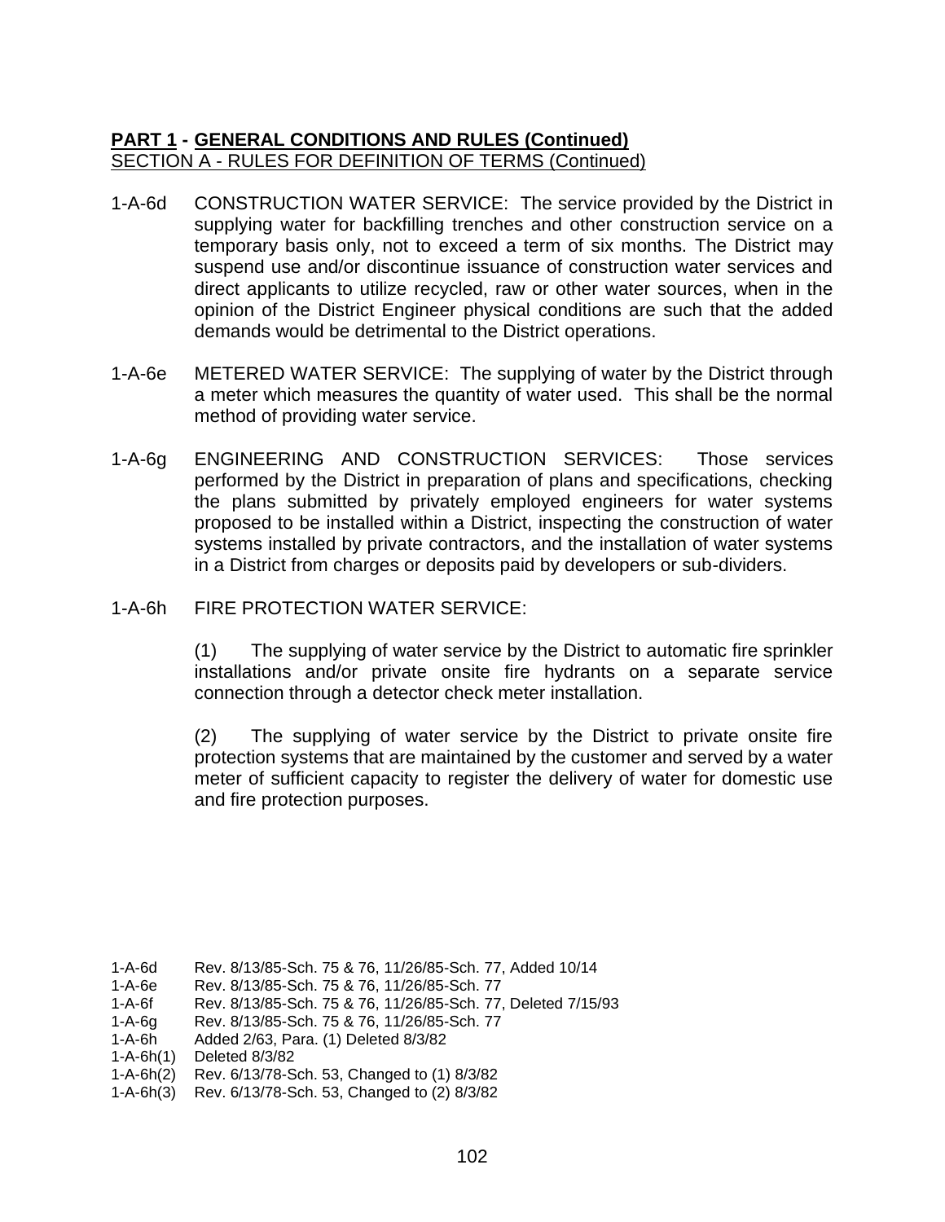**PART 1 - GENERAL CONDITIONS AND RULES (Continued)**
SECTION A - RULES FOR DEFINITION OF TERMS (Continued)

1-A-6d CONSTRUCTION WATER SERVICE: The service provided by the District in supplying water for backfilling trenches and other construction service on a temporary basis only, not to exceed a term of six months. The District may suspend use and/or discontinue issuance of construction water services and direct applicants to utilize recycled, raw or other water sources, when in the opinion of the District Engineer physical conditions are such that the added demands would be detrimental to the District operations.

1-A-6e METERED WATER SERVICE: The supplying of water by the District through a meter which measures the quantity of water used. This shall be the normal method of providing water service.

1-A-6g ENGINEERING AND CONSTRUCTION SERVICES: Those services performed by the District in preparation of plans and specifications, checking the plans submitted by privately employed engineers for water systems proposed to be installed within a District, inspecting the construction of water systems installed by private contractors, and the installation of water systems in a District from charges or deposits paid by developers or sub-dividers.

1-A-6h FIRE PROTECTION WATER SERVICE:

(1) The supplying of water service by the District to automatic fire sprinkler installations and/or private onsite fire hydrants on a separate service connection through a detector check meter installation.

(2) The supplying of water service by the District to private onsite fire protection systems that are maintained by the customer and served by a water meter of sufficient capacity to register the delivery of water for domestic use and fire protection purposes.

1-A-6d Rev. 8/13/85-Sch. 75 & 76, 11/26/85-Sch. 77, Added 10/14
1-A-6e Rev. 8/13/85-Sch. 75 & 76, 11/26/85-Sch. 77
1-A-6f Rev. 8/13/85-Sch. 75 & 76, 11/26/85-Sch. 77, Deleted 7/15/93
1-A-6g Rev. 8/13/85-Sch. 75 & 76, 11/26/85-Sch. 77
1-A-6h Added 2/63, Para. (1) Deleted 8/3/82
1-A-6h(1) Deleted 8/3/82
1-A-6h(2) Rev. 6/13/78-Sch. 53, Changed to (1) 8/3/82
1-A-6h(3) Rev. 6/13/78-Sch. 53, Changed to (2) 8/3/82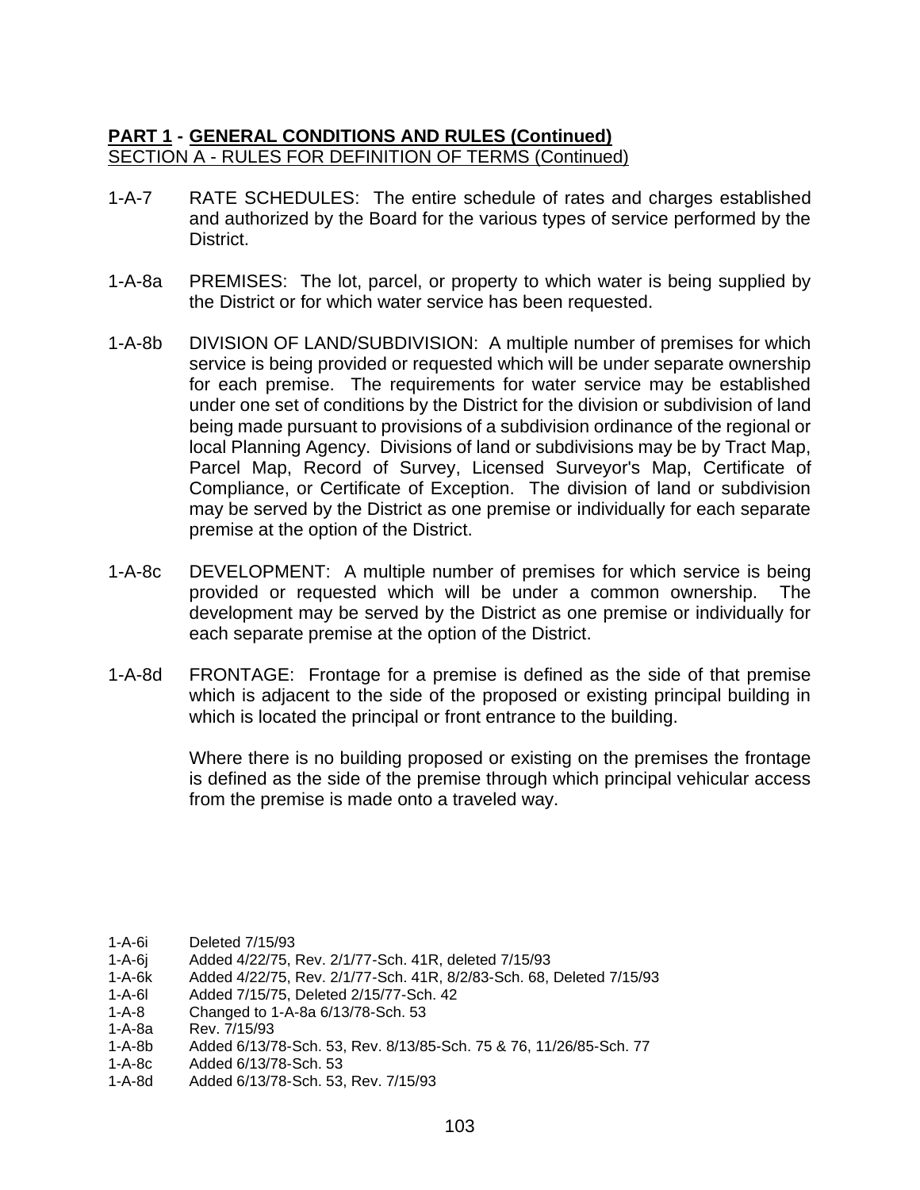**PART 1 - GENERAL CONDITIONS AND RULES (Continued)**

SECTION A - RULES FOR DEFINITION OF TERMS (Continued)

1-A-7 RATE SCHEDULES: The entire schedule of rates and charges established and authorized by the Board for the various types of service performed by the District.

1-A-8a PREMISES: The lot, parcel, or property to which water is being supplied by the District or for which water service has been requested.

1-A-8b DIVISION OF LAND/SUBDIVISION: A multiple number of premises for which service is being provided or requested which will be under separate ownership for each premise. The requirements for water service may be established under one set of conditions by the District for the division or subdivision of land being made pursuant to provisions of a subdivision ordinance of the regional or local Planning Agency. Divisions of land or subdivisions may be by Tract Map, Parcel Map, Record of Survey, Licensed Surveyor's Map, Certificate of Compliance, or Certificate of Exception. The division of land or subdivision may be served by the District as one premise or individually for each separate premise at the option of the District.

1-A-8c DEVELOPMENT: A multiple number of premises for which service is being provided or requested which will be under a common ownership. The development may be served by the District as one premise or individually for each separate premise at the option of the District.

1-A-8d FRONTAGE: Frontage for a premise is defined as the side of that premise which is adjacent to the side of the proposed or existing principal building in which is located the principal or front entrance to the building.

Where there is no building proposed or existing on the premises the frontage is defined as the side of the premise through which principal vehicular access from the premise is made onto a traveled way.

1-A-6i Deleted 7/15/93
1-A-6j Added 4/22/75, Rev. 2/1/77-Sch. 41R, deleted 7/15/93
1-A-6k Added 4/22/75, Rev. 2/1/77-Sch. 41R, 8/2/83-Sch. 68, Deleted 7/15/93
1-A-6l Added 7/15/75, Deleted 2/15/77-Sch. 42
1-A-8 Changed to 1-A-8a 6/13/78-Sch. 53
1-A-8a Rev. 7/15/93
1-A-8b Added 6/13/78-Sch. 53, Rev. 8/13/85-Sch. 75 & 76, 11/26/85-Sch. 77
1-A-8c Added 6/13/78-Sch. 53
1-A-8d Added 6/13/78-Sch. 53, Rev. 7/15/93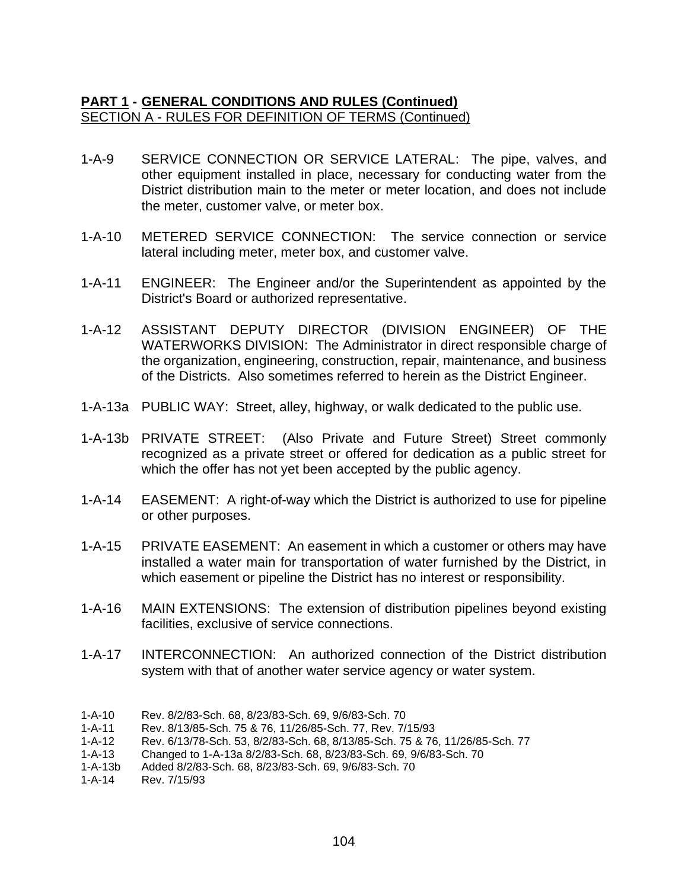**PART 1 - GENERAL CONDITIONS AND RULES (Continued)**
SECTION A - RULES FOR DEFINITION OF TERMS (Continued)

1-A-9 SERVICE CONNECTION OR SERVICE LATERAL: The pipe, valves, and other equipment installed in place, necessary for conducting water from the District distribution main to the meter or meter location, and does not include the meter, customer valve, or meter box.

1-A-10 METERED SERVICE CONNECTION: The service connection or service lateral including meter, meter box, and customer valve.

1-A-11 ENGINEER: The Engineer and/or the Superintendent as appointed by the District's Board or authorized representative.

1-A-12 ASSISTANT DEPUTY DIRECTOR (DIVISION ENGINEER) OF THE WATERWORKS DIVISION: The Administrator in direct responsible charge of the organization, engineering, construction, repair, maintenance, and business of the Districts. Also sometimes referred to herein as the District Engineer.

1-A-13a PUBLIC WAY: Street, alley, highway, or walk dedicated to the public use.

1-A-13b PRIVATE STREET: (Also Private and Future Street) Street commonly recognized as a private street or offered for dedication as a public street for which the offer has not yet been accepted by the public agency.

1-A-14 EASEMENT: A right-of-way which the District is authorized to use for pipeline or other purposes.

1-A-15 PRIVATE EASEMENT: An easement in which a customer or others may have installed a water main for transportation of water furnished by the District, in which easement or pipeline the District has no interest or responsibility.

1-A-16 MAIN EXTENSIONS: The extension of distribution pipelines beyond existing facilities, exclusive of service connections.

1-A-17 INTERCONNECTION: An authorized connection of the District distribution system with that of another water service agency or water system.

1-A-10 Rev. 8/2/83-Sch. 68, 8/23/83-Sch. 69, 9/6/83-Sch. 70
1-A-11 Rev. 8/13/85-Sch. 75 & 76, 11/26/85-Sch. 77, Rev. 7/15/93
1-A-12 Rev. 6/13/78-Sch. 53, 8/2/83-Sch. 68, 8/13/85-Sch. 75 & 76, 11/26/85-Sch. 77
1-A-13 Changed to 1-A-13a 8/2/83-Sch. 68, 8/23/83-Sch. 69, 9/6/83-Sch. 70
1-A-13b Added 8/2/83-Sch. 68, 8/23/83-Sch. 69, 9/6/83-Sch. 70
1-A-14 Rev. 7/15/93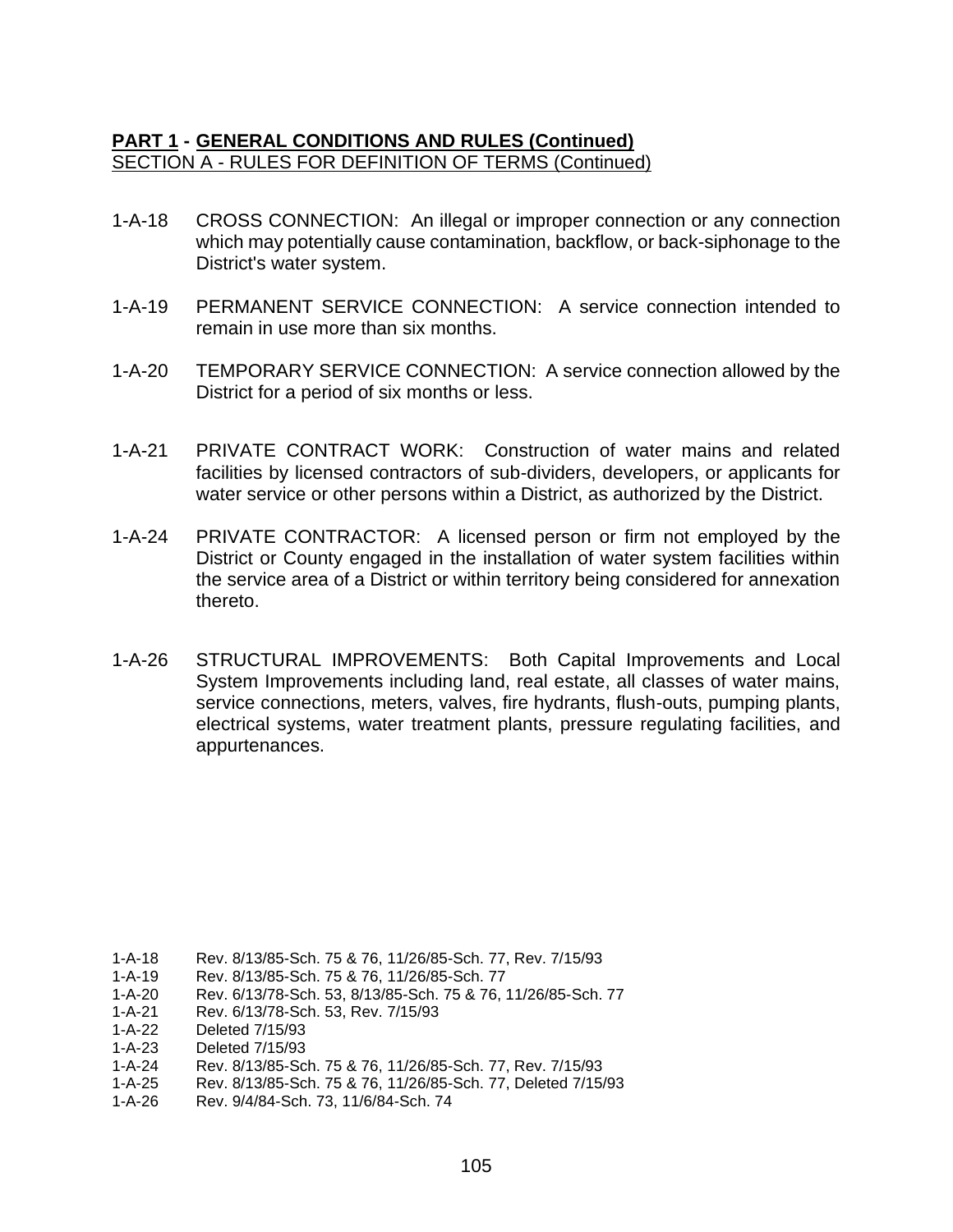**PART 1 - GENERAL CONDITIONS AND RULES (Continued)**

SECTION A - RULES FOR DEFINITION OF TERMS (Continued)

1-A-18 CROSS CONNECTION: An illegal or improper connection or any connection which may potentially cause contamination, backflow, or back-siphonage to the District's water system.

1-A-19 PERMANENT SERVICE CONNECTION: A service connection intended to remain in use more than six months.

1-A-20 TEMPORARY SERVICE CONNECTION: A service connection allowed by the District for a period of six months or less.

1-A-21 PRIVATE CONTRACT WORK: Construction of water mains and related facilities by licensed contractors of sub-dividers, developers, or applicants for water service or other persons within a District, as authorized by the District.

1-A-24 PRIVATE CONTRACTOR: A licensed person or firm not employed by the District or County engaged in the installation of water system facilities within the service area of a District or within territory being considered for annexation thereto.

1-A-26 STRUCTURAL IMPROVEMENTS: Both Capital Improvements and Local System Improvements including land, real estate, all classes of water mains, service connections, meters, valves, fire hydrants, flush-outs, pumping plants, electrical systems, water treatment plants, pressure regulating facilities, and appurtenances.

1-A-18 Rev. 8/13/85-Sch. 75 & 76, 11/26/85-Sch. 77, Rev. 7/15/93
1-A-19 Rev. 8/13/85-Sch. 75 & 76, 11/26/85-Sch. 77
1-A-20 Rev. 6/13/78-Sch. 53, 8/13/85-Sch. 75 & 76, 11/26/85-Sch. 77
1-A-21 Rev. 6/13/78-Sch. 53, Rev. 7/15/93
1-A-22 Deleted 7/15/93
1-A-23 Deleted 7/15/93
1-A-24 Rev. 8/13/85-Sch. 75 & 76, 11/26/85-Sch. 77, Rev. 7/15/93
1-A-25 Rev. 8/13/85-Sch. 75 & 76, 11/26/85-Sch. 77, Deleted 7/15/93
1-A-26 Rev. 9/4/84-Sch. 73, 11/6/84-Sch. 74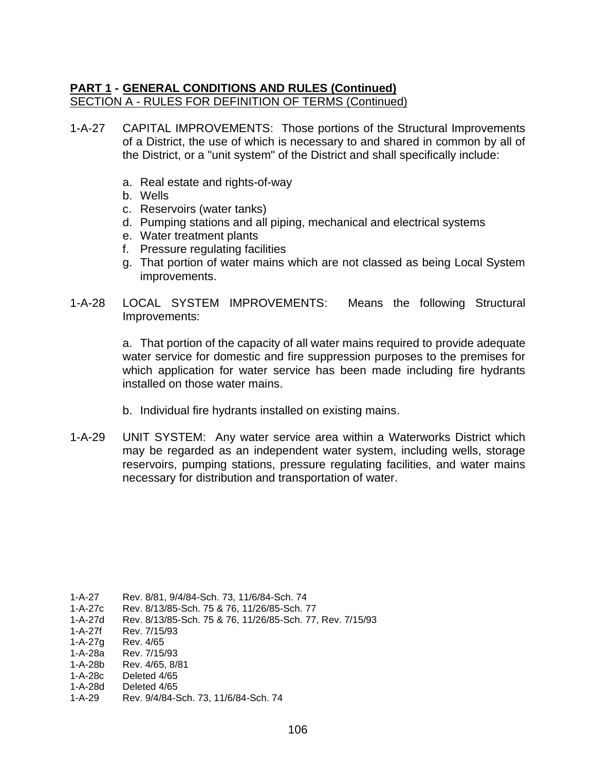**PART 1 - GENERAL CONDITIONS AND RULES (Continued)**
SECTION A - RULES FOR DEFINITION OF TERMS (Continued)

1-A-27 CAPITAL IMPROVEMENTS: Those portions of the Structural Improvements of a District, the use of which is necessary to and shared in common by all of the District, or a "unit system" of the District and shall specifically include:

a. Real estate and rights-of-way
b. Wells
c. Reservoirs (water tanks)
d. Pumping stations and all piping, mechanical and electrical systems
e. Water treatment plants
f. Pressure regulating facilities
g. That portion of water mains which are not classed as being Local System improvements.

1-A-28 LOCAL SYSTEM IMPROVEMENTS: Means the following Structural Improvements:

a. That portion of the capacity of all water mains required to provide adequate water service for domestic and fire suppression purposes to the premises for which application for water service has been made including fire hydrants installed on those water mains.

b. Individual fire hydrants installed on existing mains.

1-A-29 UNIT SYSTEM: Any water service area within a Waterworks District which may be regarded as an independent water system, including wells, storage reservoirs, pumping stations, pressure regulating facilities, and water mains necessary for distribution and transportation of water.

1-A-27 Rev. 8/81, 9/4/84-Sch. 73, 11/6/84-Sch. 74
1-A-27c Rev. 8/13/85-Sch. 75 & 76, 11/26/85-Sch. 77
1-A-27d Rev. 8/13/85-Sch. 75 & 76, 11/26/85-Sch. 77, Rev. 7/15/93
1-A-27f Rev. 7/15/93
1-A-27g Rev. 4/65
1-A-28a Rev. 7/15/93
1-A-28b Rev. 4/65, 8/81
1-A-28c Deleted 4/65
1-A-28d Deleted 4/65
1-A-29 Rev. 9/4/84-Sch. 73, 11/6/84-Sch. 74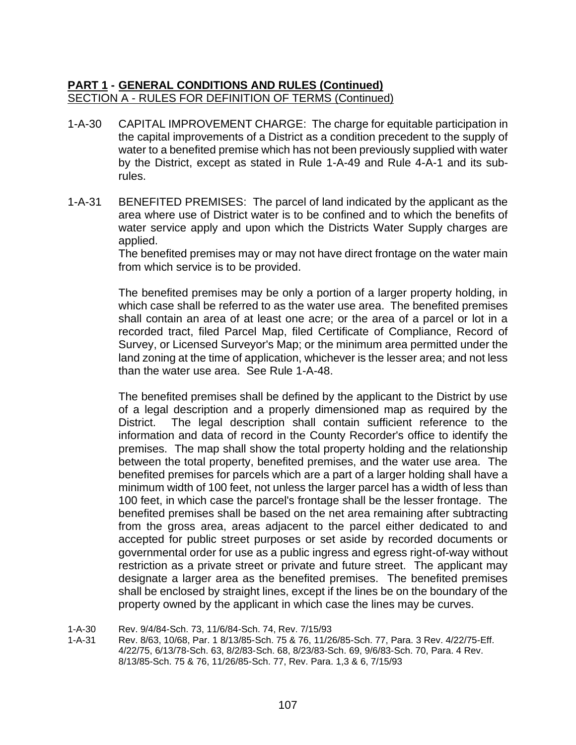**PART 1 - GENERAL CONDITIONS AND RULES (Continued)**
SECTION A - RULES FOR DEFINITION OF TERMS (Continued)

1-A-30 CAPITAL IMPROVEMENT CHARGE: The charge for equitable participation in the capital improvements of a District as a condition precedent to the supply of water to a benefited premise which has not been previously supplied with water by the District, except as stated in Rule 1-A-49 and Rule 4-A-1 and its sub-rules.

1-A-31 BENEFITED PREMISES: The parcel of land indicated by the applicant as the area where use of District water is to be confined and to which the benefits of water service apply and upon which the Districts Water Supply charges are applied.
The benefited premises may or may not have direct frontage on the water main from which service is to be provided.

The benefited premises may be only a portion of a larger property holding, in which case shall be referred to as the water use area. The benefited premises shall contain an area of at least one acre; or the area of a parcel or lot in a recorded tract, filed Parcel Map, filed Certificate of Compliance, Record of Survey, or Licensed Surveyor's Map; or the minimum area permitted under the land zoning at the time of application, whichever is the lesser area; and not less than the water use area. See Rule 1-A-48.

The benefited premises shall be defined by the applicant to the District by use of a legal description and a properly dimensioned map as required by the District. The legal description shall contain sufficient reference to the information and data of record in the County Recorder's office to identify the premises. The map shall show the total property holding and the relationship between the total property, benefited premises, and the water use area. The benefited premises for parcels which are a part of a larger holding shall have a minimum width of 100 feet, not unless the larger parcel has a width of less than 100 feet, in which case the parcel's frontage shall be the lesser frontage. The benefited premises shall be based on the net area remaining after subtracting from the gross area, areas adjacent to the parcel either dedicated to and accepted for public street purposes or set aside by recorded documents or governmental order for use as a public ingress and egress right-of-way without restriction as a private street or private and future street. The applicant may designate a larger area as the benefited premises. The benefited premises shall be enclosed by straight lines, except if the lines be on the boundary of the property owned by the applicant in which case the lines may be curves.

1-A-30 Rev. 9/4/84-Sch. 73, 11/6/84-Sch. 74, Rev. 7/15/93
1-A-31 Rev. 8/63, 10/68, Par. 1 8/13/85-Sch. 75 & 76, 11/26/85-Sch. 77, Para. 3 Rev. 4/22/75-Eff. 4/22/75, 6/13/78-Sch. 63, 8/2/83-Sch. 68, 8/23/83-Sch. 69, 9/6/83-Sch. 70, Para. 4 Rev. 8/13/85-Sch. 75 & 76, 11/26/85-Sch. 77, Rev. Para. 1,3 & 6, 7/15/93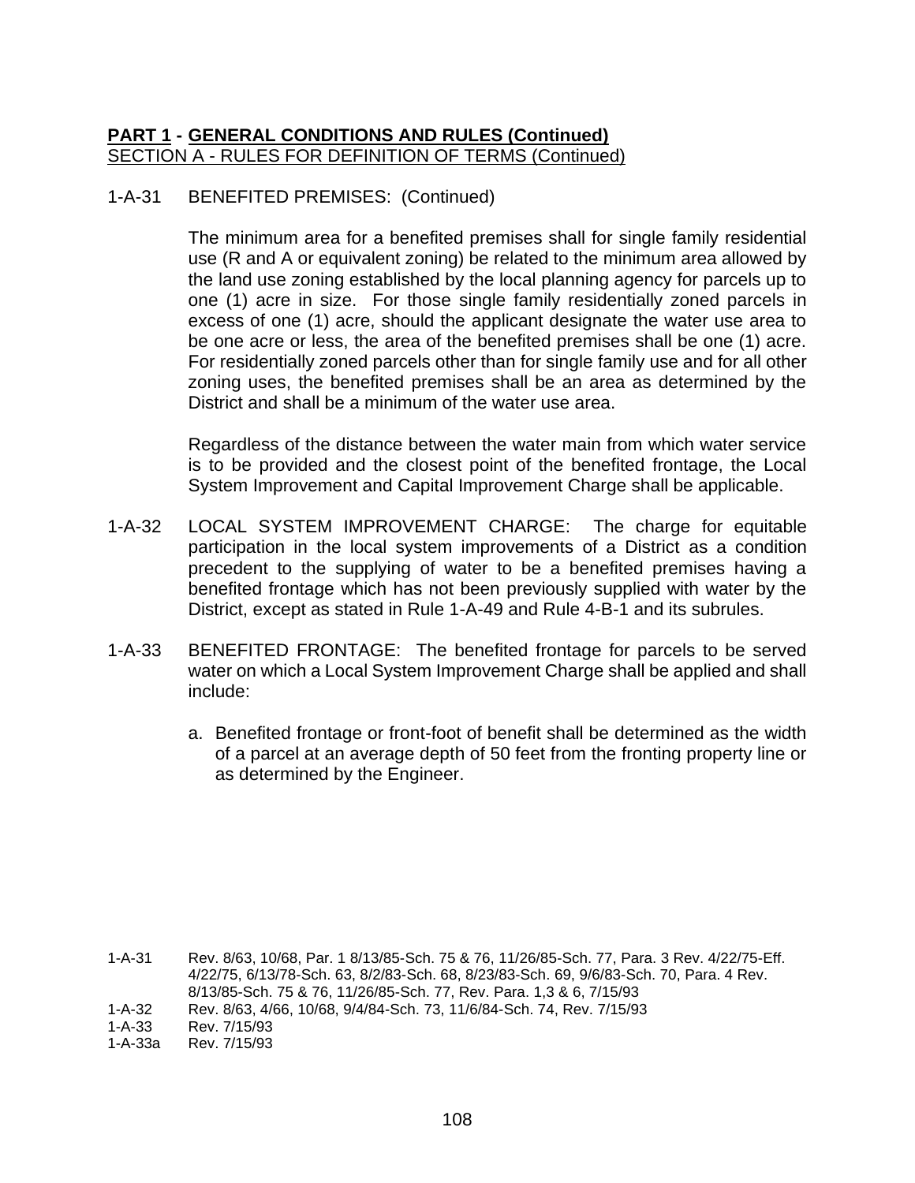**PART 1 - GENERAL CONDITIONS AND RULES (Continued)**
SECTION A - RULES FOR DEFINITION OF TERMS (Continued)

1-A-31 BENEFITED PREMISES: (Continued)

The minimum area for a benefited premises shall for single family residential use (R and A or equivalent zoning) be related to the minimum area allowed by the land use zoning established by the local planning agency for parcels up to one (1) acre in size. For those single family residentially zoned parcels in excess of one (1) acre, should the applicant designate the water use area to be one acre or less, the area of the benefited premises shall be one (1) acre. For residentially zoned parcels other than for single family use and for all other zoning uses, the benefited premises shall be an area as determined by the District and shall be a minimum of the water use area.

Regardless of the distance between the water main from which water service is to be provided and the closest point of the benefited frontage, the Local System Improvement and Capital Improvement Charge shall be applicable.

1-A-32 LOCAL SYSTEM IMPROVEMENT CHARGE: The charge for equitable participation in the local system improvements of a District as a condition precedent to the supplying of water to be a benefited premises having a benefited frontage which has not been previously supplied with water by the District, except as stated in Rule 1-A-49 and Rule 4-B-1 and its subrules.

1-A-33 BENEFITED FRONTAGE: The benefited frontage for parcels to be served water on which a Local System Improvement Charge shall be applied and shall include:

a. Benefited frontage or front-foot of benefit shall be determined as the width of a parcel at an average depth of 50 feet from the fronting property line or as determined by the Engineer.

1-A-31 Rev. 8/63, 10/68, Par. 1 8/13/85-Sch. 75 & 76, 11/26/85-Sch. 77, Para. 3 Rev. 4/22/75-Eff. 4/22/75, 6/13/78-Sch. 63, 8/2/83-Sch. 68, 8/23/83-Sch. 69, 9/6/83-Sch. 70, Para. 4 Rev. 8/13/85-Sch. 75 & 76, 11/26/85-Sch. 77, Rev. Para. 1,3 & 6, 7/15/93
1-A-32 Rev. 8/63, 4/66, 10/68, 9/4/84-Sch. 73, 11/6/84-Sch. 74, Rev. 7/15/93
1-A-33 Rev. 7/15/93
1-A-33a Rev. 7/15/93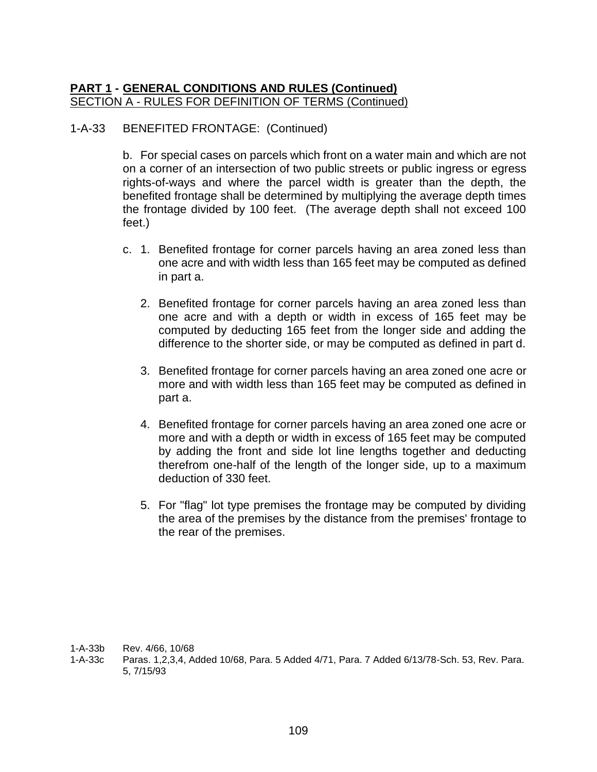**PART 1 - GENERAL CONDITIONS AND RULES (Continued)**
SECTION A - RULES FOR DEFINITION OF TERMS (Continued)

1-A-33 BENEFITED FRONTAGE: (Continued)

b. For special cases on parcels which front on a water main and which are not on a corner of an intersection of two public streets or public ingress or egress rights-of-ways and where the parcel width is greater than the depth, the benefited frontage shall be determined by multiplying the average depth times the frontage divided by 100 feet. (The average depth shall not exceed 100 feet.)

c. 1. Benefited frontage for corner parcels having an area zoned less than one acre and with width less than 165 feet may be computed as defined in part a.

2. Benefited frontage for corner parcels having an area zoned less than one acre and with a depth or width in excess of 165 feet may be computed by deducting 165 feet from the longer side and adding the difference to the shorter side, or may be computed as defined in part d.

3. Benefited frontage for corner parcels having an area zoned one acre or more and with width less than 165 feet may be computed as defined in part a.

4. Benefited frontage for corner parcels having an area zoned one acre or more and with a depth or width in excess of 165 feet may be computed by adding the front and side lot line lengths together and deducting therefrom one-half of the length of the longer side, up to a maximum deduction of 330 feet.

5. For "flag" lot type premises the frontage may be computed by dividing the area of the premises by the distance from the premises' frontage to the rear of the premises.

1-A-33b Rev. 4/66, 10/68
1-A-33c Paras. 1,2,3,4, Added 10/68, Para. 5 Added 4/71, Para. 7 Added 6/13/78-Sch. 53, Rev. Para. 5, 7/15/93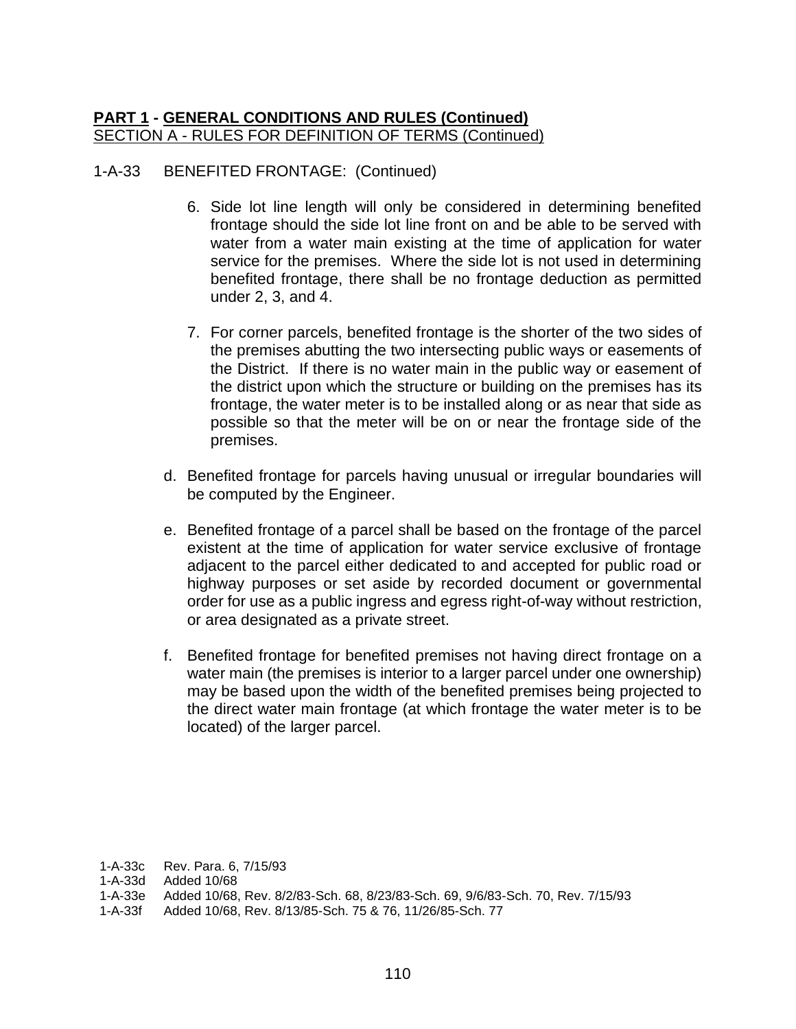**PART 1 - GENERAL CONDITIONS AND RULES (Continued)**
SECTION A - RULES FOR DEFINITION OF TERMS (Continued)

1-A-33 BENEFITED FRONTAGE: (Continued)

6. Side lot line length will only be considered in determining benefited frontage should the side lot line front on and be able to be served with water from a water main existing at the time of application for water service for the premises. Where the side lot is not used in determining benefited frontage, there shall be no frontage deduction as permitted under 2, 3, and 4.

7. For corner parcels, benefited frontage is the shorter of the two sides of the premises abutting the two intersecting public ways or easements of the District. If there is no water main in the public way or easement of the district upon which the structure or building on the premises has its frontage, the water meter is to be installed along or as near that side as possible so that the meter will be on or near the frontage side of the premises.

d. Benefited frontage for parcels having unusual or irregular boundaries will be computed by the Engineer.

e. Benefited frontage of a parcel shall be based on the frontage of the parcel existent at the time of application for water service exclusive of frontage adjacent to the parcel either dedicated to and accepted for public road or highway purposes or set aside by recorded document or governmental order for use as a public ingress and egress right-of-way without restriction, or area designated as a private street.

f. Benefited frontage for benefited premises not having direct frontage on a water main (the premises is interior to a larger parcel under one ownership) may be based upon the width of the benefited premises being projected to the direct water main frontage (at which frontage the water meter is to be located) of the larger parcel.

1-A-33c Rev. Para. 6, 7/15/93
1-A-33d Added 10/68
1-A-33e Added 10/68, Rev. 8/2/83-Sch. 68, 8/23/83-Sch. 69, 9/6/83-Sch. 70, Rev. 7/15/93
1-A-33f Added 10/68, Rev. 8/13/85-Sch. 75 & 76, 11/26/85-Sch. 77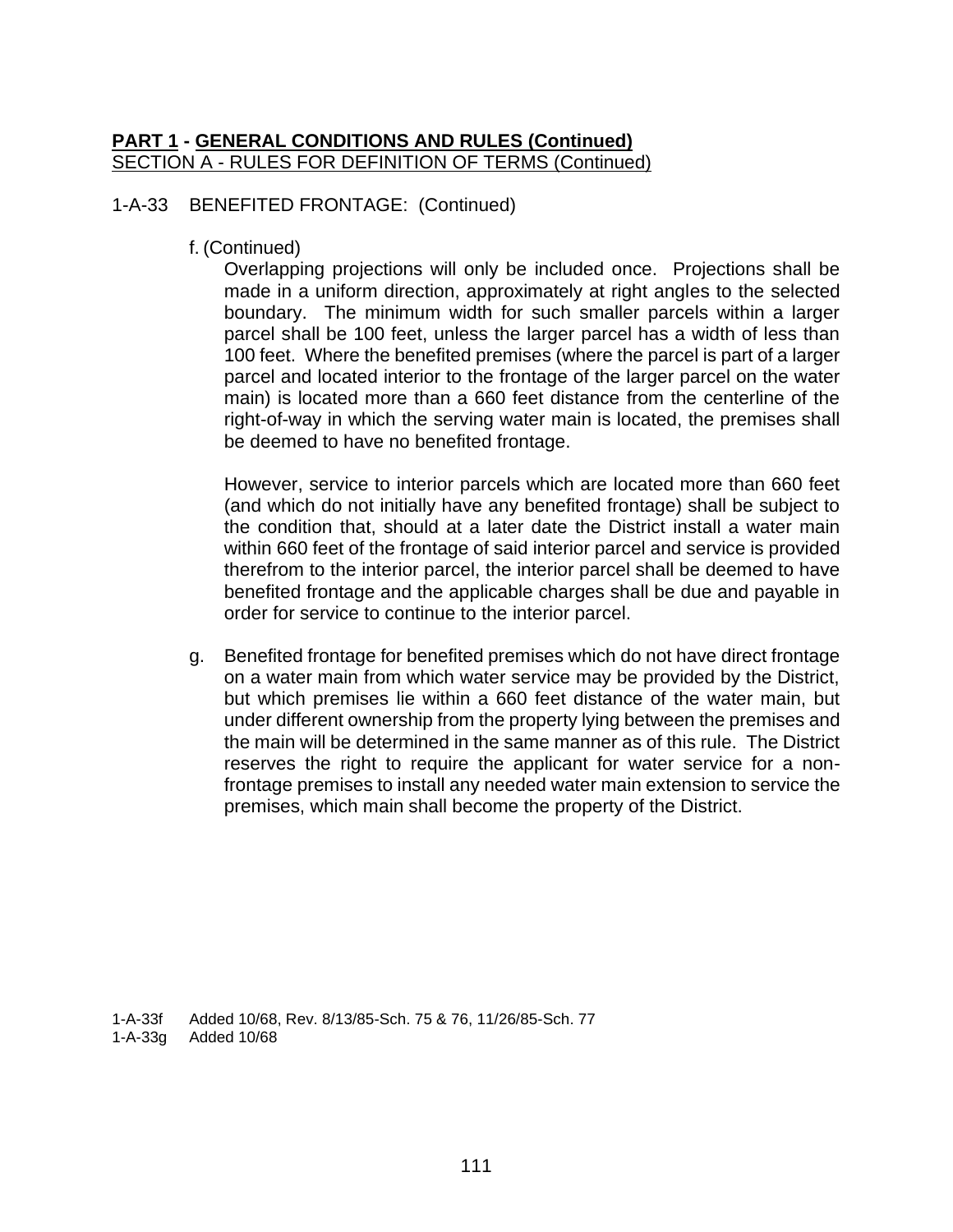**PART 1 - GENERAL CONDITIONS AND RULES (Continued)**
SECTION A - RULES FOR DEFINITION OF TERMS (Continued)

1-A-33 BENEFITED FRONTAGE: (Continued)

f. (Continued)

Overlapping projections will only be included once. Projections shall be made in a uniform direction, approximately at right angles to the selected boundary. The minimum width for such smaller parcels within a larger parcel shall be 100 feet, unless the larger parcel has a width of less than 100 feet. Where the benefited premises (where the parcel is part of a larger parcel and located interior to the frontage of the larger parcel on the water main) is located more than a 660 feet distance from the centerline of the right-of-way in which the serving water main is located, the premises shall be deemed to have no benefited frontage.

However, service to interior parcels which are located more than 660 feet (and which do not initially have any benefited frontage) shall be subject to the condition that, should at a later date the District install a water main within 660 feet of the frontage of said interior parcel and service is provided therefrom to the interior parcel, the interior parcel shall be deemed to have benefited frontage and the applicable charges shall be due and payable in order for service to continue to the interior parcel.

g. Benefited frontage for benefited premises which do not have direct frontage on a water main from which water service may be provided by the District, but which premises lie within a 660 feet distance of the water main, but under different ownership from the property lying between the premises and the main will be determined in the same manner as of this rule. The District reserves the right to require the applicant for water service for a non-frontage premises to install any needed water main extension to service the premises, which main shall become the property of the District.

1-A-33f Added 10/68, Rev. 8/13/85-Sch. 75 & 76, 11/26/85-Sch. 77
1-A-33g Added 10/68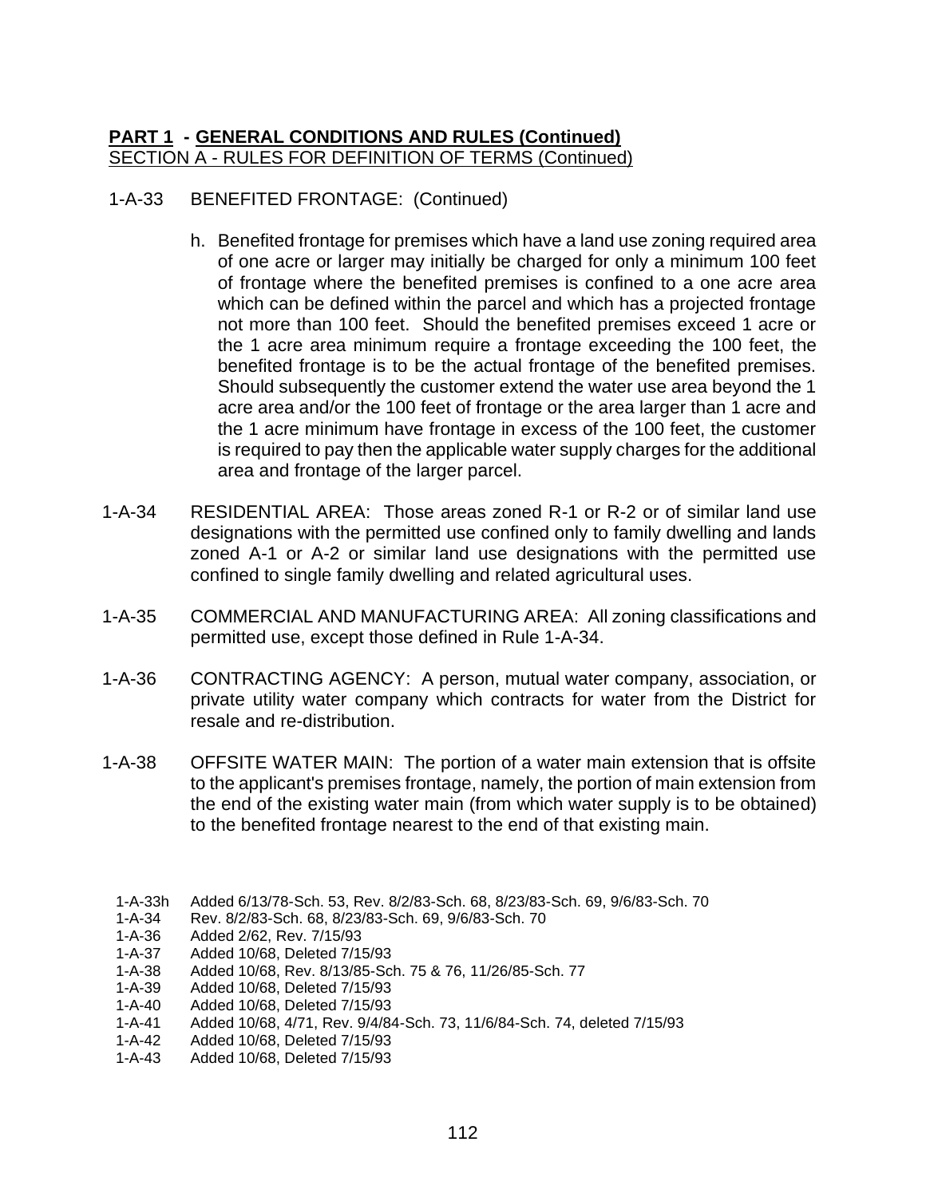**PART 1 - GENERAL CONDITIONS AND RULES (Continued)**
SECTION A - RULES FOR DEFINITION OF TERMS (Continued)

1-A-33 BENEFITED FRONTAGE: (Continued)

h. Benefited frontage for premises which have a land use zoning required area of one acre or larger may initially be charged for only a minimum 100 feet of frontage where the benefited premises is confined to a one acre area which can be defined within the parcel and which has a projected frontage not more than 100 feet. Should the benefited premises exceed 1 acre or the 1 acre area minimum require a frontage exceeding the 100 feet, the benefited frontage is to be the actual frontage of the benefited premises. Should subsequently the customer extend the water use area beyond the 1 acre area and/or the 100 feet of frontage or the area larger than 1 acre and the 1 acre minimum have frontage in excess of the 100 feet, the customer is required to pay then the applicable water supply charges for the additional area and frontage of the larger parcel.

1-A-34 RESIDENTIAL AREA: Those areas zoned R-1 or R-2 or of similar land use designations with the permitted use confined only to family dwelling and lands zoned A-1 or A-2 or similar land use designations with the permitted use confined to single family dwelling and related agricultural uses.

1-A-35 COMMERCIAL AND MANUFACTURING AREA: All zoning classifications and permitted use, except those defined in Rule 1-A-34.

1-A-36 CONTRACTING AGENCY: A person, mutual water company, association, or private utility water company which contracts for water from the District for resale and re-distribution.

1-A-38 OFFSITE WATER MAIN: The portion of a water main extension that is offsite to the applicant's premises frontage, namely, the portion of main extension from the end of the existing water main (from which water supply is to be obtained) to the benefited frontage nearest to the end of that existing main.

1-A-33h Added 6/13/78-Sch. 53, Rev. 8/2/83-Sch. 68, 8/23/83-Sch. 69, 9/6/83-Sch. 70
1-A-34 Rev. 8/2/83-Sch. 68, 8/23/83-Sch. 69, 9/6/83-Sch. 70
1-A-36 Added 2/62, Rev. 7/15/93
1-A-37 Added 10/68, Deleted 7/15/93
1-A-38 Added 10/68, Rev. 8/13/85-Sch. 75 & 76, 11/26/85-Sch. 77
1-A-39 Added 10/68, Deleted 7/15/93
1-A-40 Added 10/68, Deleted 7/15/93
1-A-41 Added 10/68, 4/71, Rev. 9/4/84-Sch. 73, 11/6/84-Sch. 74, deleted 7/15/93
1-A-42 Added 10/68, Deleted 7/15/93
1-A-43 Added 10/68, Deleted 7/15/93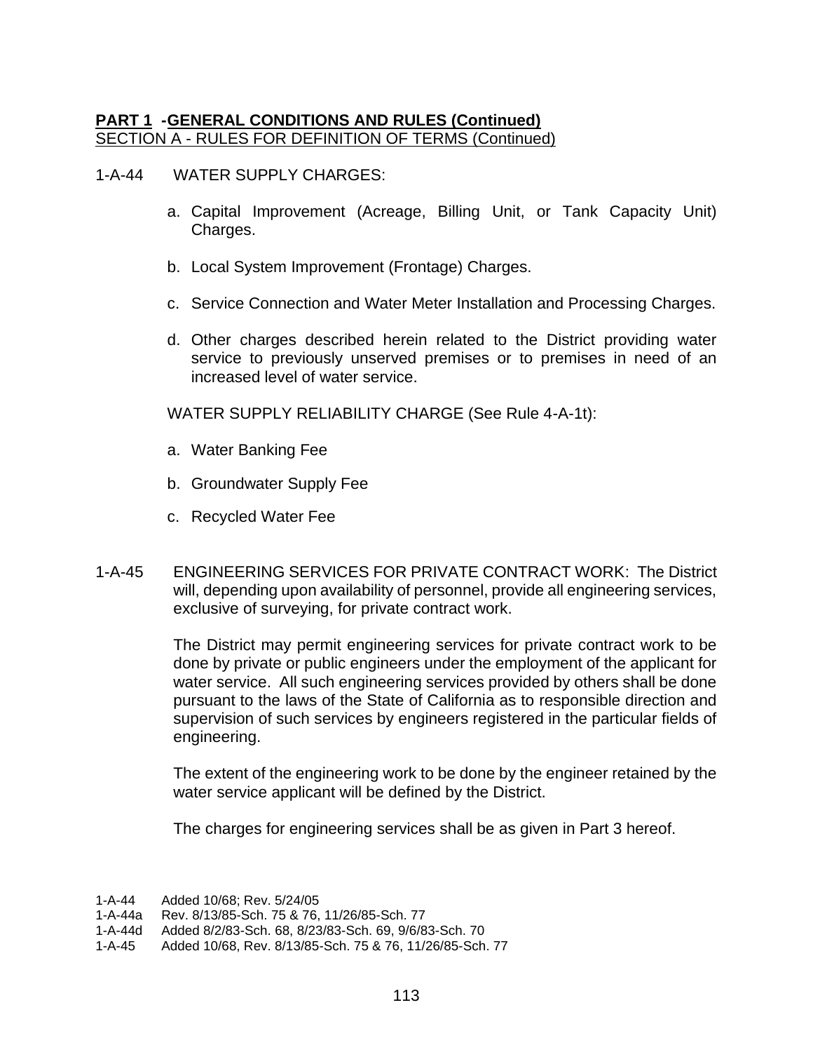**PART 1 -GENERAL CONDITIONS AND RULES (Continued)**
SECTION A - RULES FOR DEFINITION OF TERMS (Continued)

1-A-44 WATER SUPPLY CHARGES:

a. Capital Improvement (Acreage, Billing Unit, or Tank Capacity Unit) Charges.

b. Local System Improvement (Frontage) Charges.

c. Service Connection and Water Meter Installation and Processing Charges.

d. Other charges described herein related to the District providing water service to previously unserved premises or to premises in need of an increased level of water service.

WATER SUPPLY RELIABILITY CHARGE (See Rule 4-A-1t):

a. Water Banking Fee

b. Groundwater Supply Fee

c. Recycled Water Fee

1-A-45 ENGINEERING SERVICES FOR PRIVATE CONTRACT WORK: The District will, depending upon availability of personnel, provide all engineering services, exclusive of surveying, for private contract work.

The District may permit engineering services for private contract work to be done by private or public engineers under the employment of the applicant for water service. All such engineering services provided by others shall be done pursuant to the laws of the State of California as to responsible direction and supervision of such services by engineers registered in the particular fields of engineering.

The extent of the engineering work to be done by the engineer retained by the water service applicant will be defined by the District.

The charges for engineering services shall be as given in Part 3 hereof.

1-A-44 Added 10/68; Rev. 5/24/05
1-A-44a Rev. 8/13/85-Sch. 75 & 76, 11/26/85-Sch. 77
1-A-44d Added 8/2/83-Sch. 68, 8/23/83-Sch. 69, 9/6/83-Sch. 70
1-A-45 Added 10/68, Rev. 8/13/85-Sch. 75 & 76, 11/26/85-Sch. 77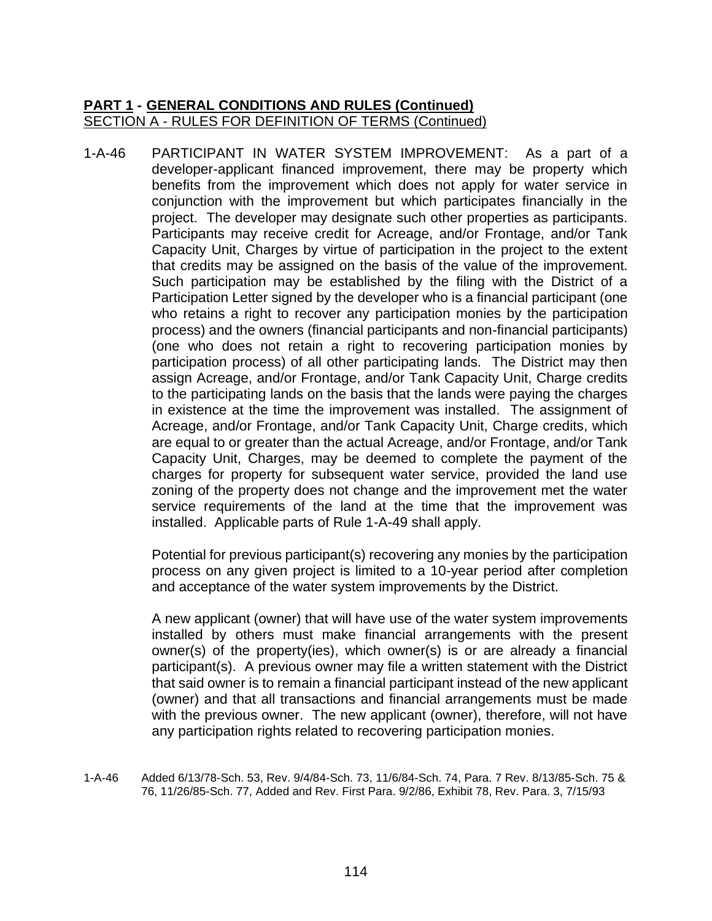**PART 1 - GENERAL CONDITIONS AND RULES (Continued)**
SECTION A - RULES FOR DEFINITION OF TERMS (Continued)

1-A-46 PARTICIPANT IN WATER SYSTEM IMPROVEMENT: As a part of a developer-applicant financed improvement, there may be property which benefits from the improvement which does not apply for water service in conjunction with the improvement but which participates financially in the project. The developer may designate such other properties as participants. Participants may receive credit for Acreage, and/or Frontage, and/or Tank Capacity Unit, Charges by virtue of participation in the project to the extent that credits may be assigned on the basis of the value of the improvement. Such participation may be established by the filing with the District of a Participation Letter signed by the developer who is a financial participant (one who retains a right to recover any participation monies by the participation process) and the owners (financial participants and non-financial participants) (one who does not retain a right to recovering participation monies by participation process) of all other participating lands. The District may then assign Acreage, and/or Frontage, and/or Tank Capacity Unit, Charge credits to the participating lands on the basis that the lands were paying the charges in existence at the time the improvement was installed. The assignment of Acreage, and/or Frontage, and/or Tank Capacity Unit, Charge credits, which are equal to or greater than the actual Acreage, and/or Frontage, and/or Tank Capacity Unit, Charges, may be deemed to complete the payment of the charges for property for subsequent water service, provided the land use zoning of the property does not change and the improvement met the water service requirements of the land at the time that the improvement was installed. Applicable parts of Rule 1-A-49 shall apply.

Potential for previous participant(s) recovering any monies by the participation process on any given project is limited to a 10-year period after completion and acceptance of the water system improvements by the District.

A new applicant (owner) that will have use of the water system improvements installed by others must make financial arrangements with the present owner(s) of the property(ies), which owner(s) is or are already a financial participant(s). A previous owner may file a written statement with the District that said owner is to remain a financial participant instead of the new applicant (owner) and that all transactions and financial arrangements must be made with the previous owner. The new applicant (owner), therefore, will not have any participation rights related to recovering participation monies.

1-A-46 Added 6/13/78-Sch. 53, Rev. 9/4/84-Sch. 73, 11/6/84-Sch. 74, Para. 7 Rev. 8/13/85-Sch. 75 & 76, 11/26/85-Sch. 77, Added and Rev. First Para. 9/2/86, Exhibit 78, Rev. Para. 3, 7/15/93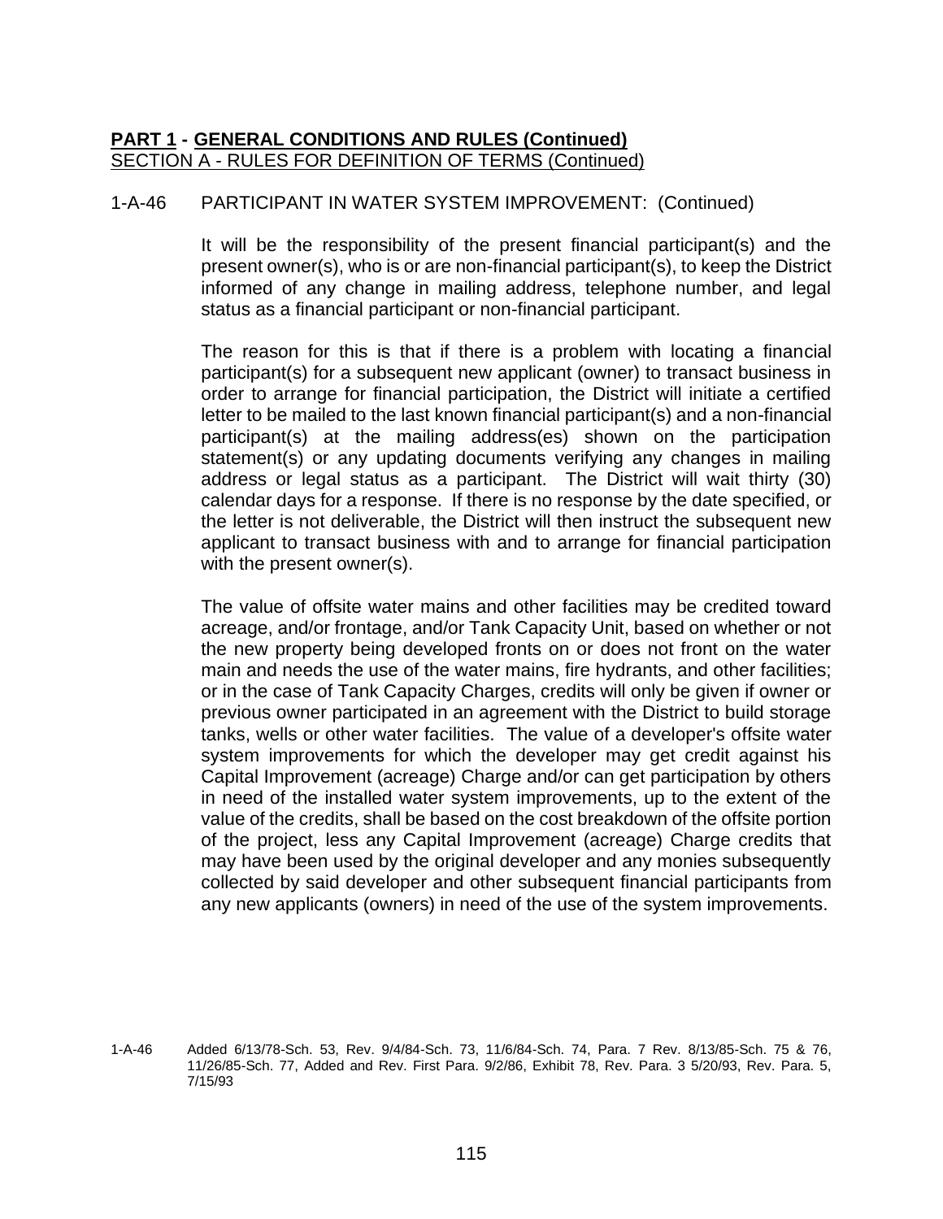**PART 1 - GENERAL CONDITIONS AND RULES (Continued)**
SECTION A - RULES FOR DEFINITION OF TERMS (Continued)

1-A-46 PARTICIPANT IN WATER SYSTEM IMPROVEMENT: (Continued)

It will be the responsibility of the present financial participant(s) and the present owner(s), who is or are non-financial participant(s), to keep the District informed of any change in mailing address, telephone number, and legal status as a financial participant or non-financial participant.

The reason for this is that if there is a problem with locating a financial participant(s) for a subsequent new applicant (owner) to transact business in order to arrange for financial participation, the District will initiate a certified letter to be mailed to the last known financial participant(s) and a non-financial participant(s) at the mailing address(es) shown on the participation statement(s) or any updating documents verifying any changes in mailing address or legal status as a participant. The District will wait thirty (30) calendar days for a response. If there is no response by the date specified, or the letter is not deliverable, the District will then instruct the subsequent new applicant to transact business with and to arrange for financial participation with the present owner(s).

The value of offsite water mains and other facilities may be credited toward acreage, and/or frontage, and/or Tank Capacity Unit, based on whether or not the new property being developed fronts on or does not front on the water main and needs the use of the water mains, fire hydrants, and other facilities; or in the case of Tank Capacity Charges, credits will only be given if owner or previous owner participated in an agreement with the District to build storage tanks, wells or other water facilities. The value of a developer's offsite water system improvements for which the developer may get credit against his Capital Improvement (acreage) Charge and/or can get participation by others in need of the installed water system improvements, up to the extent of the value of the credits, shall be based on the cost breakdown of the offsite portion of the project, less any Capital Improvement (acreage) Charge credits that may have been used by the original developer and any monies subsequently collected by said developer and other subsequent financial participants from any new applicants (owners) in need of the use of the system improvements.

1-A-46 Added 6/13/78-Sch. 53, Rev. 9/4/84-Sch. 73, 11/6/84-Sch. 74, Para. 7 Rev. 8/13/85-Sch. 75 & 76, 11/26/85-Sch. 77, Added and Rev. First Para. 9/2/86, Exhibit 78, Rev. Para. 3 5/20/93, Rev. Para. 5, 7/15/93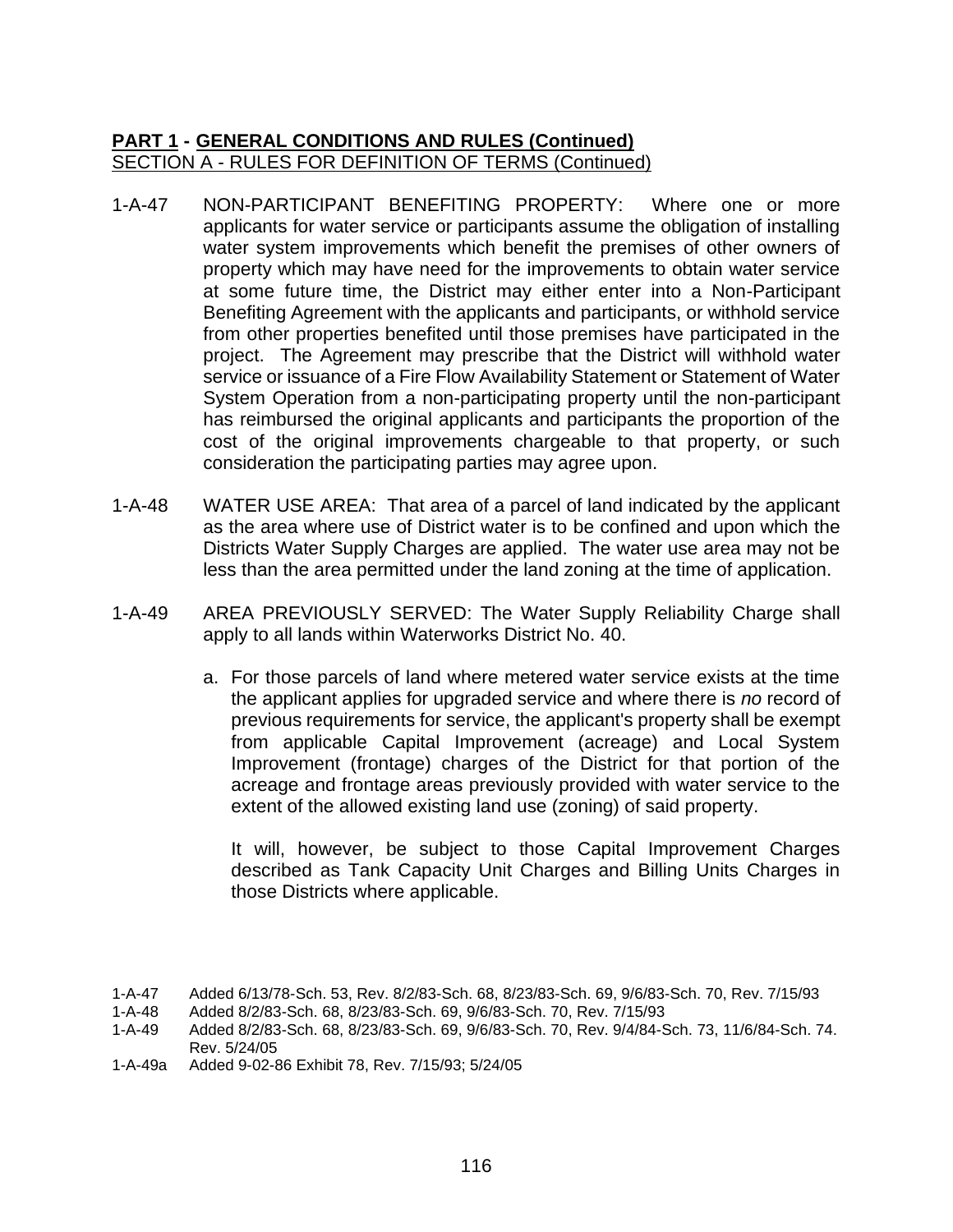**PART 1 - GENERAL CONDITIONS AND RULES (Continued)**
SECTION A - RULES FOR DEFINITION OF TERMS (Continued)

1-A-47 NON-PARTICIPANT BENEFITING PROPERTY: Where one or more applicants for water service or participants assume the obligation of installing water system improvements which benefit the premises of other owners of property which may have need for the improvements to obtain water service at some future time, the District may either enter into a Non-Participant Benefiting Agreement with the applicants and participants, or withhold service from other properties benefited until those premises have participated in the project. The Agreement may prescribe that the District will withhold water service or issuance of a Fire Flow Availability Statement or Statement of Water System Operation from a non-participating property until the non-participant has reimbursed the original applicants and participants the proportion of the cost of the original improvements chargeable to that property, or such consideration the participating parties may agree upon.

1-A-48 WATER USE AREA: That area of a parcel of land indicated by the applicant as the area where use of District water is to be confined and upon which the Districts Water Supply Charges are applied. The water use area may not be less than the area permitted under the land zoning at the time of application.

1-A-49 AREA PREVIOUSLY SERVED: The Water Supply Reliability Charge shall apply to all lands within Waterworks District No. 40.

a. For those parcels of land where metered water service exists at the time the applicant applies for upgraded service and where there is *no* record of previous requirements for service, the applicant's property shall be exempt from applicable Capital Improvement (acreage) and Local System Improvement (frontage) charges of the District for that portion of the acreage and frontage areas previously provided with water service to the extent of the allowed existing land use (zoning) of said property.

   It will, however, be subject to those Capital Improvement Charges described as Tank Capacity Unit Charges and Billing Units Charges in those Districts where applicable.

1-A-47 Added 6/13/78-Sch. 53, Rev. 8/2/83-Sch. 68, 8/23/83-Sch. 69, 9/6/83-Sch. 70, Rev. 7/15/93
1-A-48 Added 8/2/83-Sch. 68, 8/23/83-Sch. 69, 9/6/83-Sch. 70, Rev. 7/15/93
1-A-49 Added 8/2/83-Sch. 68, 8/23/83-Sch. 69, 9/6/83-Sch. 70, Rev. 9/4/84-Sch. 73, 11/6/84-Sch. 74. Rev. 5/24/05
1-A-49a Added 9-02-86 Exhibit 78, Rev. 7/15/93; 5/24/05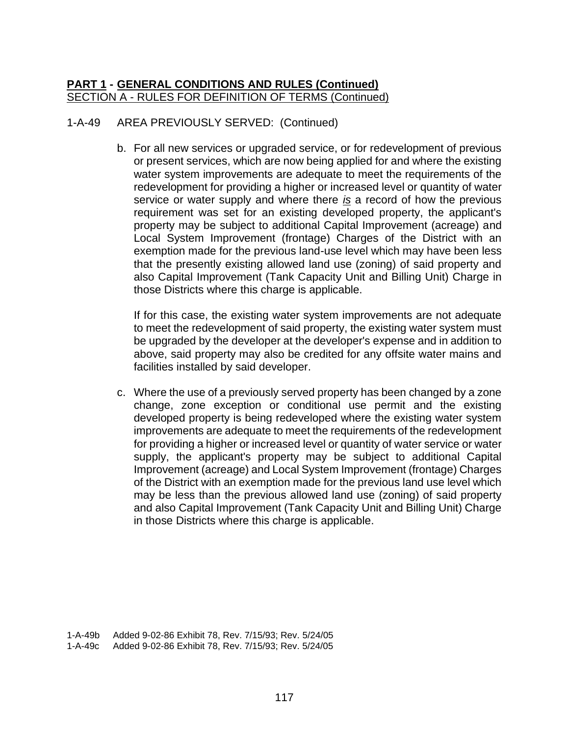**PART 1 - GENERAL CONDITIONS AND RULES (Continued)**
SECTION A - RULES FOR DEFINITION OF TERMS (Continued)

1-A-49 AREA PREVIOUSLY SERVED: (Continued)

b. For all new services or upgraded service, or for redevelopment of previous or present services, which are now being applied for and where the existing water system improvements are adequate to meet the requirements of the redevelopment for providing a higher or increased level or quantity of water service or water supply and where there *is* a record of how the previous requirement was set for an existing developed property, the applicant's property may be subject to additional Capital Improvement (acreage) and Local System Improvement (frontage) Charges of the District with an exemption made for the previous land-use level which may have been less that the presently existing allowed land use (zoning) of said property and also Capital Improvement (Tank Capacity Unit and Billing Unit) Charge in those Districts where this charge is applicable.

   If for this case, the existing water system improvements are not adequate to meet the redevelopment of said property, the existing water system must be upgraded by the developer at the developer's expense and in addition to above, said property may also be credited for any offsite water mains and facilities installed by said developer.

c. Where the use of a previously served property has been changed by a zone change, zone exception or conditional use permit and the existing developed property is being redeveloped where the existing water system improvements are adequate to meet the requirements of the redevelopment for providing a higher or increased level or quantity of water service or water supply, the applicant's property may be subject to additional Capital Improvement (acreage) and Local System Improvement (frontage) Charges of the District with an exemption made for the previous land use level which may be less than the previous allowed land use (zoning) of said property and also Capital Improvement (Tank Capacity Unit and Billing Unit) Charge in those Districts where this charge is applicable.

1-A-49b Added 9-02-86 Exhibit 78, Rev. 7/15/93; Rev. 5/24/05
1-A-49c Added 9-02-86 Exhibit 78, Rev. 7/15/93; Rev. 5/24/05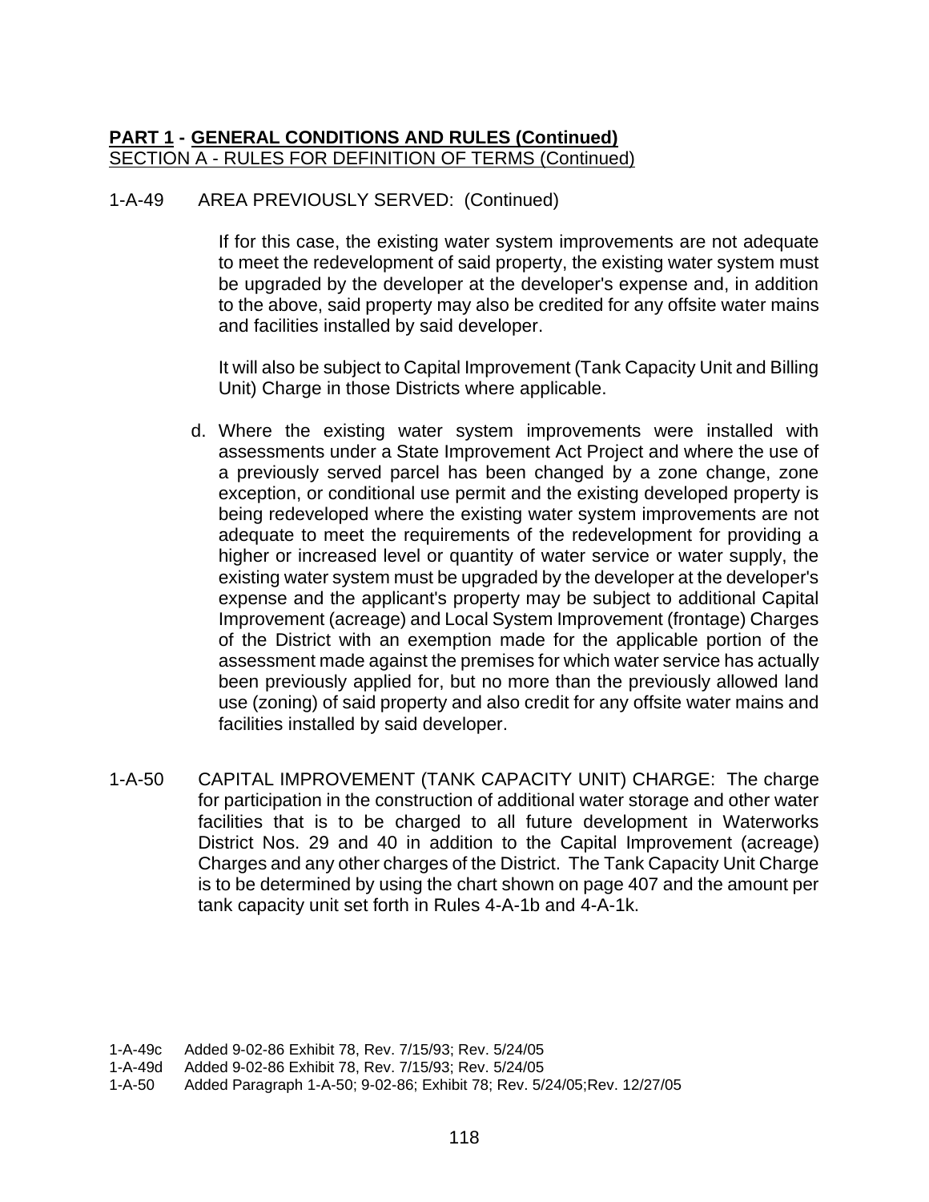**PART 1 - GENERAL CONDITIONS AND RULES (Continued)**
SECTION A - RULES FOR DEFINITION OF TERMS (Continued)

1-A-49 AREA PREVIOUSLY SERVED: (Continued)

If for this case, the existing water system improvements are not adequate to meet the redevelopment of said property, the existing water system must be upgraded by the developer at the developer's expense and, in addition to the above, said property may also be credited for any offsite water mains and facilities installed by said developer.

It will also be subject to Capital Improvement (Tank Capacity Unit and Billing Unit) Charge in those Districts where applicable.

d. Where the existing water system improvements were installed with assessments under a State Improvement Act Project and where the use of a previously served parcel has been changed by a zone change, zone exception, or conditional use permit and the existing developed property is being redeveloped where the existing water system improvements are not adequate to meet the requirements of the redevelopment for providing a higher or increased level or quantity of water service or water supply, the existing water system must be upgraded by the developer at the developer's expense and the applicant's property may be subject to additional Capital Improvement (acreage) and Local System Improvement (frontage) Charges of the District with an exemption made for the applicable portion of the assessment made against the premises for which water service has actually been previously applied for, but no more than the previously allowed land use (zoning) of said property and also credit for any offsite water mains and facilities installed by said developer.

1-A-50 CAPITAL IMPROVEMENT (TANK CAPACITY UNIT) CHARGE: The charge for participation in the construction of additional water storage and other water facilities that is to be charged to all future development in Waterworks District Nos. 29 and 40 in addition to the Capital Improvement (acreage) Charges and any other charges of the District. The Tank Capacity Unit Charge is to be determined by using the chart shown on page 407 and the amount per tank capacity unit set forth in Rules 4-A-1b and 4-A-1k.

1-A-49c Added 9-02-86 Exhibit 78, Rev. 7/15/93; Rev. 5/24/05
1-A-49d Added 9-02-86 Exhibit 78, Rev. 7/15/93; Rev. 5/24/05
1-A-50 Added Paragraph 1-A-50; 9-02-86; Exhibit 78; Rev. 5/24/05;Rev. 12/27/05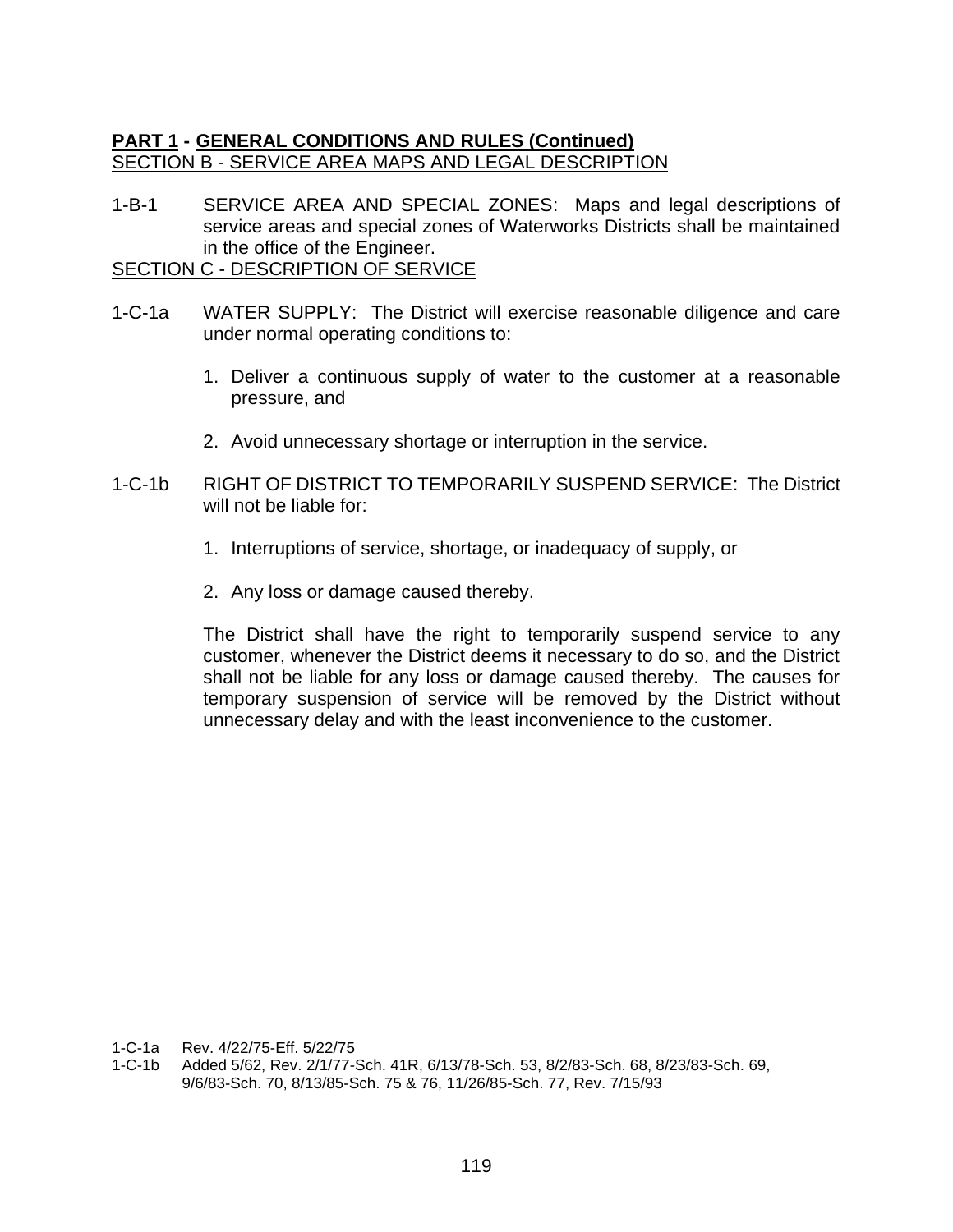**PART 1 - GENERAL CONDITIONS AND RULES (Continued)**

SECTION B - SERVICE AREA MAPS AND LEGAL DESCRIPTION

1-B-1 SERVICE AREA AND SPECIAL ZONES: Maps and legal descriptions of service areas and special zones of Waterworks Districts shall be maintained in the office of the Engineer.

SECTION C - DESCRIPTION OF SERVICE

1-C-1a WATER SUPPLY: The District will exercise reasonable diligence and care under normal operating conditions to:

1. Deliver a continuous supply of water to the customer at a reasonable pressure, and

2. Avoid unnecessary shortage or interruption in the service.

1-C-1b RIGHT OF DISTRICT TO TEMPORARILY SUSPEND SERVICE: The District will not be liable for:

1. Interruptions of service, shortage, or inadequacy of supply, or

2. Any loss or damage caused thereby.

The District shall have the right to temporarily suspend service to any customer, whenever the District deems it necessary to do so, and the District shall not be liable for any loss or damage caused thereby. The causes for temporary suspension of service will be removed by the District without unnecessary delay and with the least inconvenience to the customer.

1-C-1a Rev. 4/22/75-Eff. 5/22/75

1-C-1b Added 5/62, Rev. 2/1/77-Sch. 41R, 6/13/78-Sch. 53, 8/2/83-Sch. 68, 8/23/83-Sch. 69, 9/6/83-Sch. 70, 8/13/85-Sch. 75 & 76, 11/26/85-Sch. 77, Rev. 7/15/93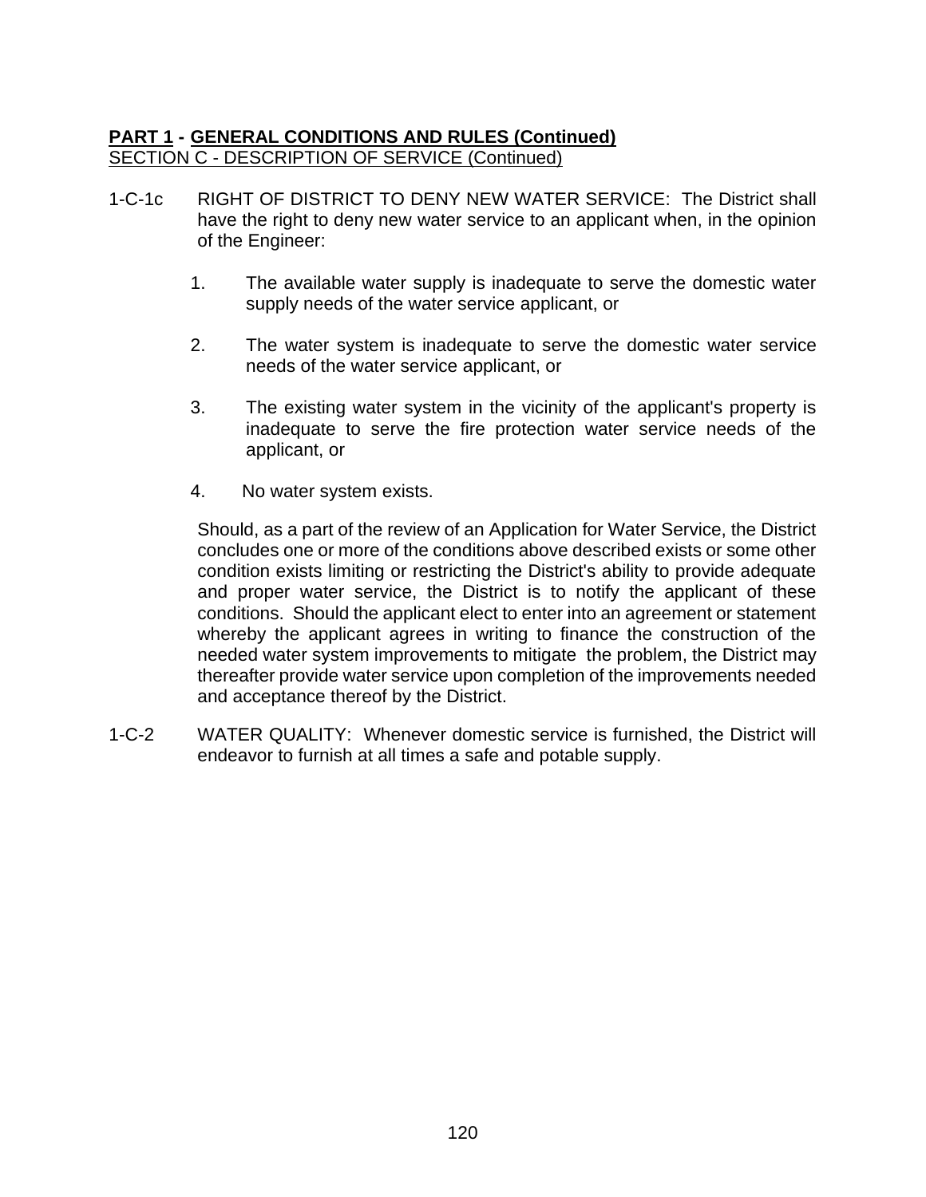**<u>PART 1</u> - <u>GENERAL CONDITIONS AND RULES (Continued)</u>**
<u>SECTION C - DESCRIPTION OF SERVICE (Continued)</u>

1-C-1c RIGHT OF DISTRICT TO DENY NEW WATER SERVICE: The District shall have the right to deny new water service to an applicant when, in the opinion of the Engineer:

1. The available water supply is inadequate to serve the domestic water supply needs of the water service applicant, or

2. The water system is inadequate to serve the domestic water service needs of the water service applicant, or

3. The existing water system in the vicinity of the applicant's property is inadequate to serve the fire protection water service needs of the applicant, or

4. No water system exists.

Should, as a part of the review of an Application for Water Service, the District concludes one or more of the conditions above described exists or some other condition exists limiting or restricting the District's ability to provide adequate and proper water service, the District is to notify the applicant of these conditions. Should the applicant elect to enter into an agreement or statement whereby the applicant agrees in writing to finance the construction of the needed water system improvements to mitigate the problem, the District may thereafter provide water service upon completion of the improvements needed and acceptance thereof by the District.

1-C-2 WATER QUALITY: Whenever domestic service is furnished, the District will endeavor to furnish at all times a safe and potable supply.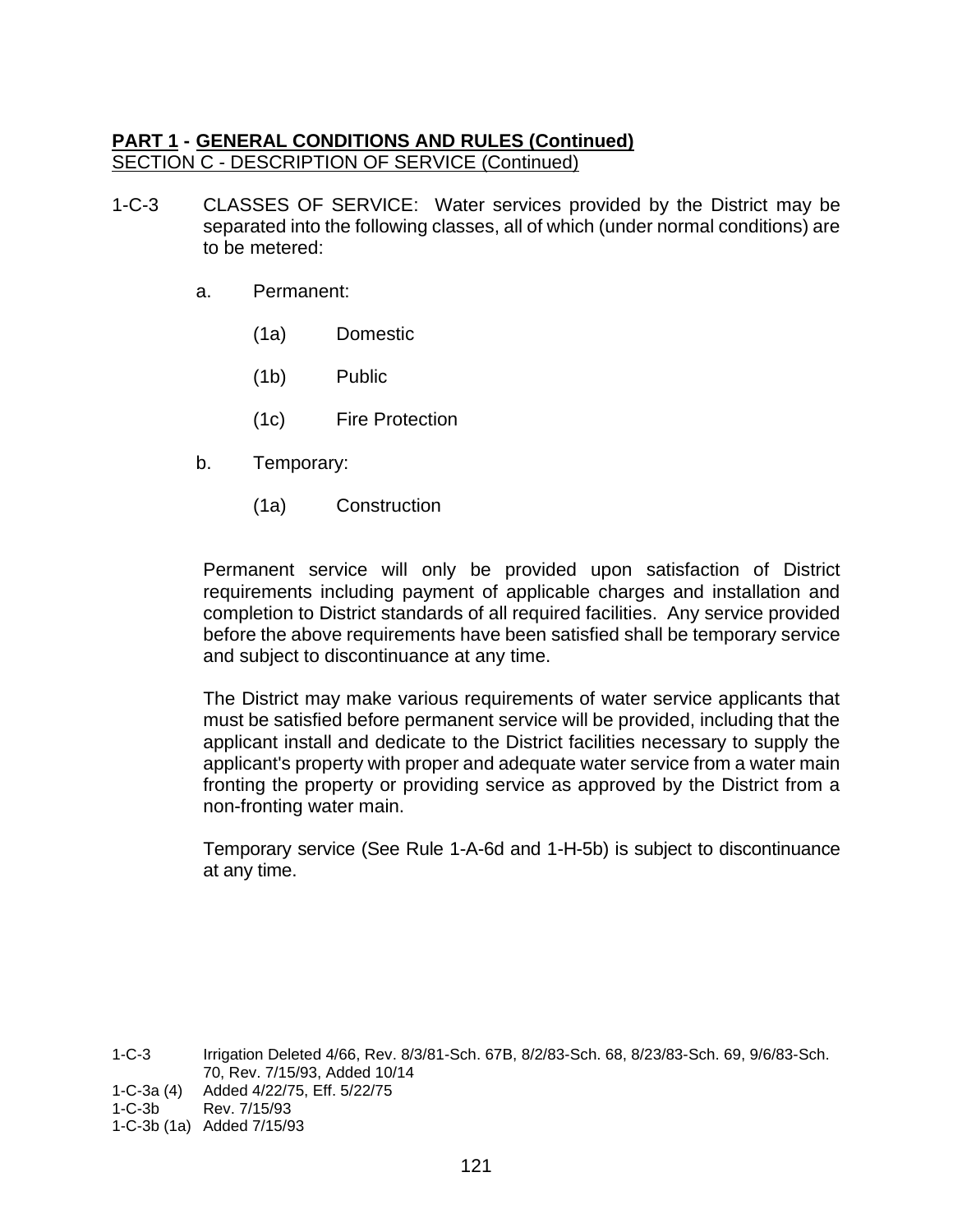**PART 1 - GENERAL CONDITIONS AND RULES (Continued)**
SECTION C - DESCRIPTION OF SERVICE (Continued)

1-C-3 CLASSES OF SERVICE: Water services provided by the District may be separated into the following classes, all of which (under normal conditions) are to be metered:

a. Permanent:

(1a) Domestic

(1b) Public

(1c) Fire Protection

b. Temporary:

(1a) Construction

Permanent service will only be provided upon satisfaction of District requirements including payment of applicable charges and installation and completion to District standards of all required facilities. Any service provided before the above requirements have been satisfied shall be temporary service and subject to discontinuance at any time.

The District may make various requirements of water service applicants that must be satisfied before permanent service will be provided, including that the applicant install and dedicate to the District facilities necessary to supply the applicant's property with proper and adequate water service from a water main fronting the property or providing service as approved by the District from a non-fronting water main.

Temporary service (See Rule 1-A-6d and 1-H-5b) is subject to discontinuance at any time.

1-C-3 Irrigation Deleted 4/66, Rev. 8/3/81-Sch. 67B, 8/2/83-Sch. 68, 8/23/83-Sch. 69, 9/6/83-Sch. 70, Rev. 7/15/93, Added 10/14
1-C-3a (4) Added 4/22/75, Eff. 5/22/75
1-C-3b Rev. 7/15/93
1-C-3b (1a) Added 7/15/93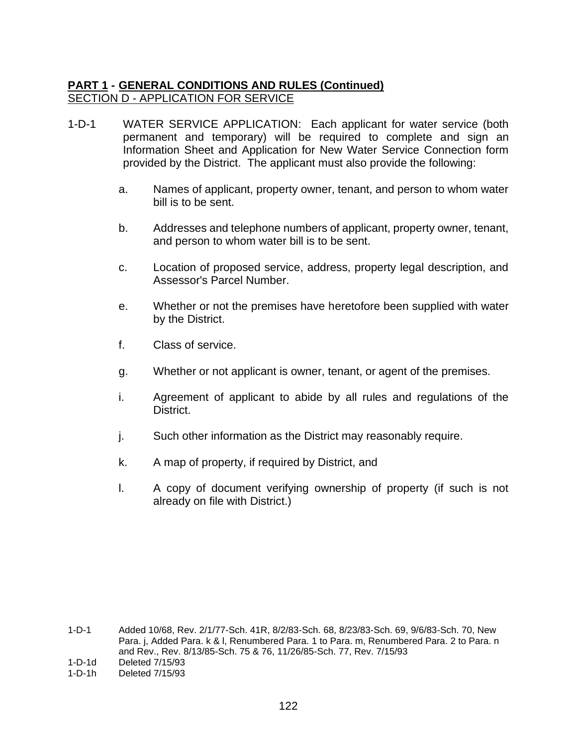**PART 1 - GENERAL CONDITIONS AND RULES (Continued)**
SECTION D - APPLICATION FOR SERVICE

1-D-1 WATER SERVICE APPLICATION: Each applicant for water service (both permanent and temporary) will be required to complete and sign an Information Sheet and Application for New Water Service Connection form provided by the District. The applicant must also provide the following:

a. Names of applicant, property owner, tenant, and person to whom water bill is to be sent.

b. Addresses and telephone numbers of applicant, property owner, tenant, and person to whom water bill is to be sent.

c. Location of proposed service, address, property legal description, and Assessor's Parcel Number.

e. Whether or not the premises have heretofore been supplied with water by the District.

f. Class of service.

g. Whether or not applicant is owner, tenant, or agent of the premises.

i. Agreement of applicant to abide by all rules and regulations of the District.

j. Such other information as the District may reasonably require.

k. A map of property, if required by District, and

l. A copy of document verifying ownership of property (if such is not already on file with District.)

1-D-1 Added 10/68, Rev. 2/1/77-Sch. 41R, 8/2/83-Sch. 68, 8/23/83-Sch. 69, 9/6/83-Sch. 70, New Para. j, Added Para. k & l, Renumbered Para. 1 to Para. m, Renumbered Para. 2 to Para. n and Rev., Rev. 8/13/85-Sch. 75 & 76, 11/26/85-Sch. 77, Rev. 7/15/93

1-D-1d Deleted 7/15/93

1-D-1h Deleted 7/15/93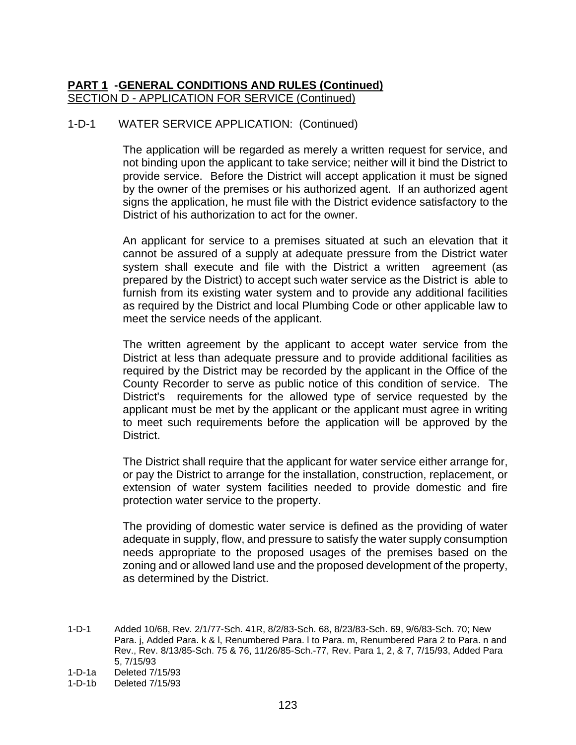**PART 1 -GENERAL CONDITIONS AND RULES (Continued)**
SECTION D - APPLICATION FOR SERVICE (Continued)

1-D-1 WATER SERVICE APPLICATION: (Continued)

The application will be regarded as merely a written request for service, and not binding upon the applicant to take service; neither will it bind the District to provide service. Before the District will accept application it must be signed by the owner of the premises or his authorized agent. If an authorized agent signs the application, he must file with the District evidence satisfactory to the District of his authorization to act for the owner.

An applicant for service to a premises situated at such an elevation that it cannot be assured of a supply at adequate pressure from the District water system shall execute and file with the District a written agreement (as prepared by the District) to accept such water service as the District is able to furnish from its existing water system and to provide any additional facilities as required by the District and local Plumbing Code or other applicable law to meet the service needs of the applicant.

The written agreement by the applicant to accept water service from the District at less than adequate pressure and to provide additional facilities as required by the District may be recorded by the applicant in the Office of the County Recorder to serve as public notice of this condition of service. The District's requirements for the allowed type of service requested by the applicant must be met by the applicant or the applicant must agree in writing to meet such requirements before the application will be approved by the District.

The District shall require that the applicant for water service either arrange for, or pay the District to arrange for the installation, construction, replacement, or extension of water system facilities needed to provide domestic and fire protection water service to the property.

The providing of domestic water service is defined as the providing of water adequate in supply, flow, and pressure to satisfy the water supply consumption needs appropriate to the proposed usages of the premises based on the zoning and or allowed land use and the proposed development of the property, as determined by the District.

1-D-1 Added 10/68, Rev. 2/1/77-Sch. 41R, 8/2/83-Sch. 68, 8/23/83-Sch. 69, 9/6/83-Sch. 70; New Para. j, Added Para. k & l, Renumbered Para. l to Para. m, Renumbered Para 2 to Para. n and Rev., Rev. 8/13/85-Sch. 75 & 76, 11/26/85-Sch.-77, Rev. Para 1, 2, & 7, 7/15/93, Added Para 5, 7/15/93

1-D-1a Deleted 7/15/93

1-D-1b Deleted 7/15/93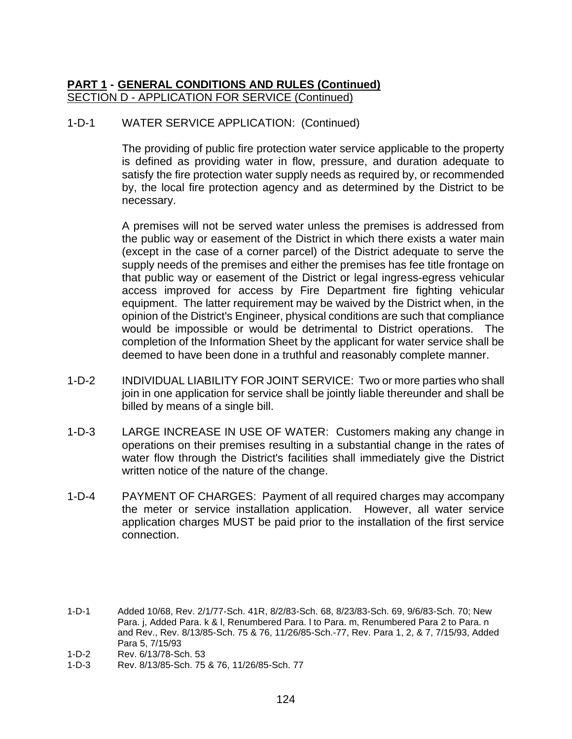**PART 1 - GENERAL CONDITIONS AND RULES (Continued)**
SECTION D - APPLICATION FOR SERVICE (Continued)

1-D-1 WATER SERVICE APPLICATION: (Continued)

The providing of public fire protection water service applicable to the property is defined as providing water in flow, pressure, and duration adequate to satisfy the fire protection water supply needs as required by, or recommended by, the local fire protection agency and as determined by the District to be necessary.

A premises will not be served water unless the premises is addressed from the public way or easement of the District in which there exists a water main (except in the case of a corner parcel) of the District adequate to serve the supply needs of the premises and either the premises has fee title frontage on that public way or easement of the District or legal ingress-egress vehicular access improved for access by Fire Department fire fighting vehicular equipment. The latter requirement may be waived by the District when, in the opinion of the District's Engineer, physical conditions are such that compliance would be impossible or would be detrimental to District operations. The completion of the Information Sheet by the applicant for water service shall be deemed to have been done in a truthful and reasonably complete manner.

1-D-2 INDIVIDUAL LIABILITY FOR JOINT SERVICE: Two or more parties who shall join in one application for service shall be jointly liable thereunder and shall be billed by means of a single bill.

1-D-3 LARGE INCREASE IN USE OF WATER: Customers making any change in operations on their premises resulting in a substantial change in the rates of water flow through the District's facilities shall immediately give the District written notice of the nature of the change.

1-D-4 PAYMENT OF CHARGES: Payment of all required charges may accompany the meter or service installation application. However, all water service application charges MUST be paid prior to the installation of the first service connection.

1-D-1 Added 10/68, Rev. 2/1/77-Sch. 41R, 8/2/83-Sch. 68, 8/23/83-Sch. 69, 9/6/83-Sch. 70; New Para. j, Added Para. k & l, Renumbered Para. l to Para. m, Renumbered Para 2 to Para. n and Rev., Rev. 8/13/85-Sch. 75 & 76, 11/26/85-Sch.-77, Rev. Para 1, 2, & 7, 7/15/93, Added Para 5, 7/15/93

1-D-2 Rev. 6/13/78-Sch. 53

1-D-3 Rev. 8/13/85-Sch. 75 & 76, 11/26/85-Sch. 77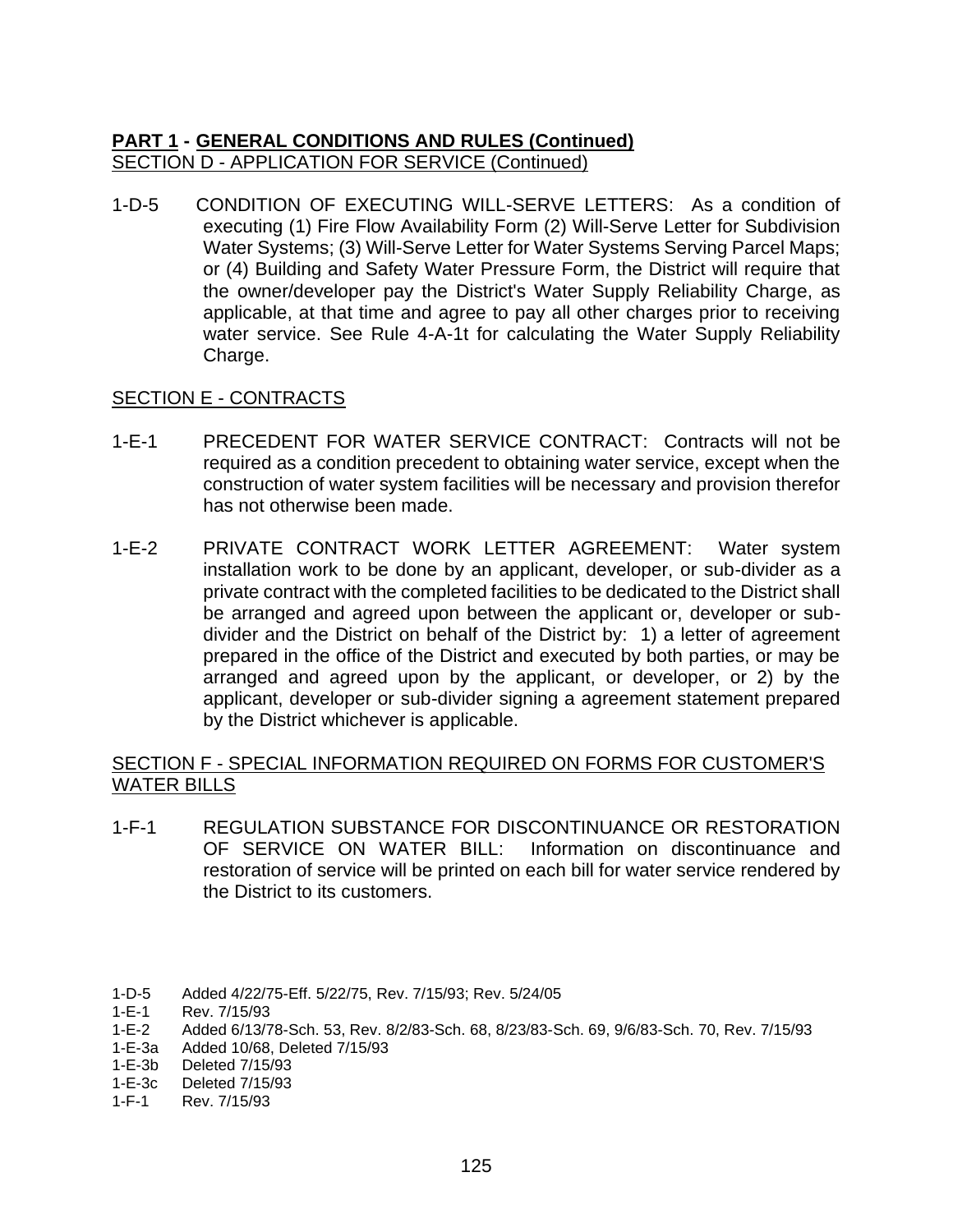**PART 1 - GENERAL CONDITIONS AND RULES (Continued)**
SECTION D - APPLICATION FOR SERVICE (Continued)

1-D-5 CONDITION OF EXECUTING WILL-SERVE LETTERS: As a condition of executing (1) Fire Flow Availability Form (2) Will-Serve Letter for Subdivision Water Systems; (3) Will-Serve Letter for Water Systems Serving Parcel Maps; or (4) Building and Safety Water Pressure Form, the District will require that the owner/developer pay the District's Water Supply Reliability Charge, as applicable, at that time and agree to pay all other charges prior to receiving water service. See Rule 4-A-1t for calculating the Water Supply Reliability Charge.

SECTION E - CONTRACTS

1-E-1 PRECEDENT FOR WATER SERVICE CONTRACT: Contracts will not be required as a condition precedent to obtaining water service, except when the construction of water system facilities will be necessary and provision therefor has not otherwise been made.

1-E-2 PRIVATE CONTRACT WORK LETTER AGREEMENT: Water system installation work to be done by an applicant, developer, or sub-divider as a private contract with the completed facilities to be dedicated to the District shall be arranged and agreed upon between the applicant or, developer or sub-divider and the District on behalf of the District by: 1) a letter of agreement prepared in the office of the District and executed by both parties, or may be arranged and agreed upon by the applicant, or developer, or 2) by the applicant, developer or sub-divider signing a agreement statement prepared by the District whichever is applicable.

SECTION F - SPECIAL INFORMATION REQUIRED ON FORMS FOR CUSTOMER'S WATER BILLS

1-F-1 REGULATION SUBSTANCE FOR DISCONTINUANCE OR RESTORATION OF SERVICE ON WATER BILL: Information on discontinuance and restoration of service will be printed on each bill for water service rendered by the District to its customers.

1-D-5 Added 4/22/75-Eff. 5/22/75, Rev. 7/15/93; Rev. 5/24/05
1-E-1 Rev. 7/15/93
1-E-2 Added 6/13/78-Sch. 53, Rev. 8/2/83-Sch. 68, 8/23/83-Sch. 69, 9/6/83-Sch. 70, Rev. 7/15/93
1-E-3a Added 10/68, Deleted 7/15/93
1-E-3b Deleted 7/15/93
1-E-3c Deleted 7/15/93
1-F-1 Rev. 7/15/93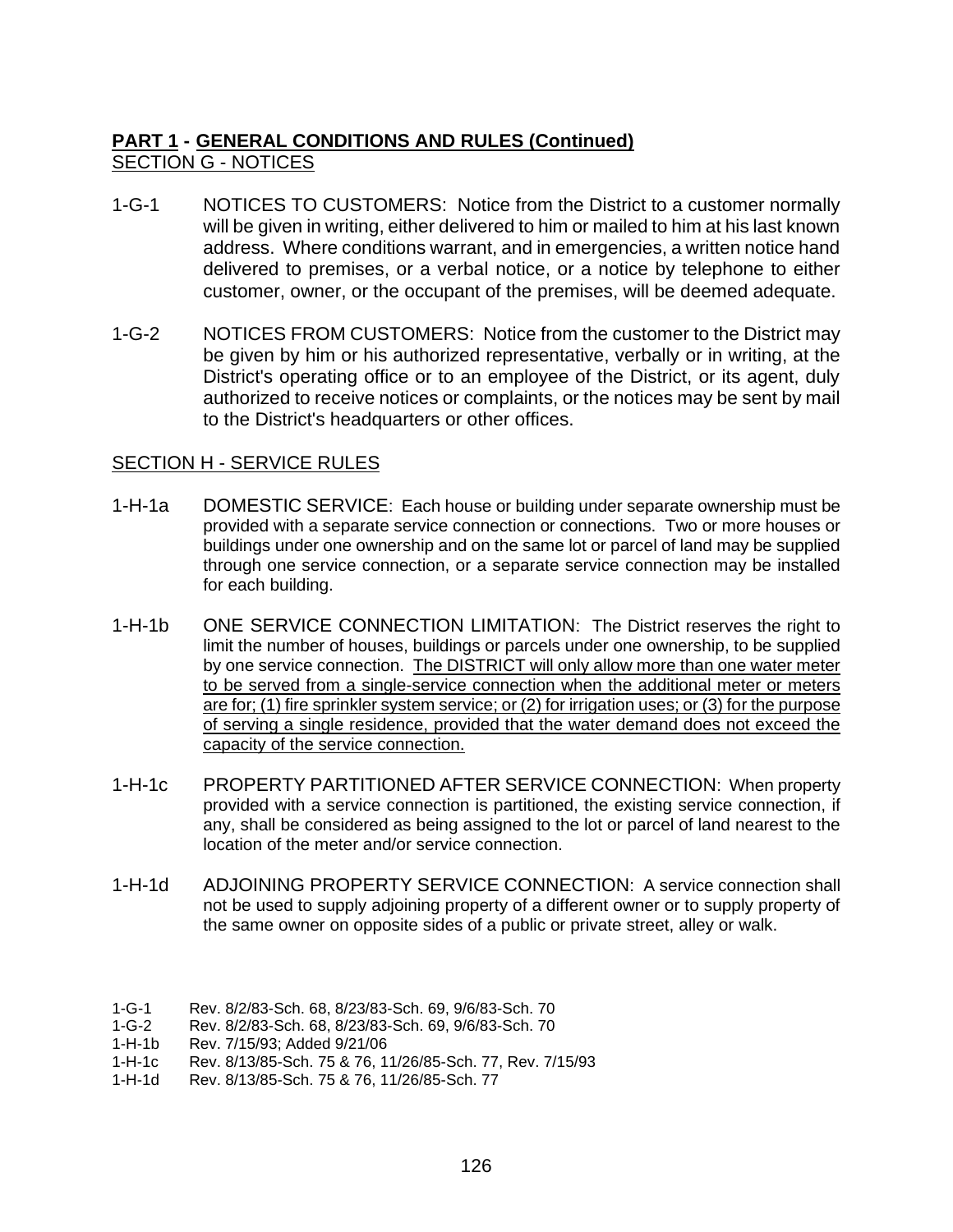**PART 1 - GENERAL CONDITIONS AND RULES (Continued)**
SECTION G - NOTICES

1-G-1 NOTICES TO CUSTOMERS: Notice from the District to a customer normally will be given in writing, either delivered to him or mailed to him at his last known address. Where conditions warrant, and in emergencies, a written notice hand delivered to premises, or a verbal notice, or a notice by telephone to either customer, owner, or the occupant of the premises, will be deemed adequate.

1-G-2 NOTICES FROM CUSTOMERS: Notice from the customer to the District may be given by him or his authorized representative, verbally or in writing, at the District's operating office or to an employee of the District, or its agent, duly authorized to receive notices or complaints, or the notices may be sent by mail to the District's headquarters or other offices.

SECTION H - SERVICE RULES

1-H-1a DOMESTIC SERVICE: Each house or building under separate ownership must be provided with a separate service connection or connections. Two or more houses or buildings under one ownership and on the same lot or parcel of land may be supplied through one service connection, or a separate service connection may be installed for each building.

1-H-1b ONE SERVICE CONNECTION LIMITATION: The District reserves the right to limit the number of houses, buildings or parcels under one ownership, to be supplied by one service connection. The DISTRICT will only allow more than one water meter to be served from a single-service connection when the additional meter or meters are for; (1) fire sprinkler system service; or (2) for irrigation uses; or (3) for the purpose of serving a single residence, provided that the water demand does not exceed the capacity of the service connection.

1-H-1c PROPERTY PARTITIONED AFTER SERVICE CONNECTION: When property provided with a service connection is partitioned, the existing service connection, if any, shall be considered as being assigned to the lot or parcel of land nearest to the location of the meter and/or service connection.

1-H-1d ADJOINING PROPERTY SERVICE CONNECTION: A service connection shall not be used to supply adjoining property of a different owner or to supply property of the same owner on opposite sides of a public or private street, alley or walk.

1-G-1 Rev. 8/2/83-Sch. 68, 8/23/83-Sch. 69, 9/6/83-Sch. 70
1-G-2 Rev. 8/2/83-Sch. 68, 8/23/83-Sch. 69, 9/6/83-Sch. 70
1-H-1b Rev. 7/15/93; Added 9/21/06
1-H-1c Rev. 8/13/85-Sch. 75 & 76, 11/26/85-Sch. 77, Rev. 7/15/93
1-H-1d Rev. 8/13/85-Sch. 75 & 76, 11/26/85-Sch. 77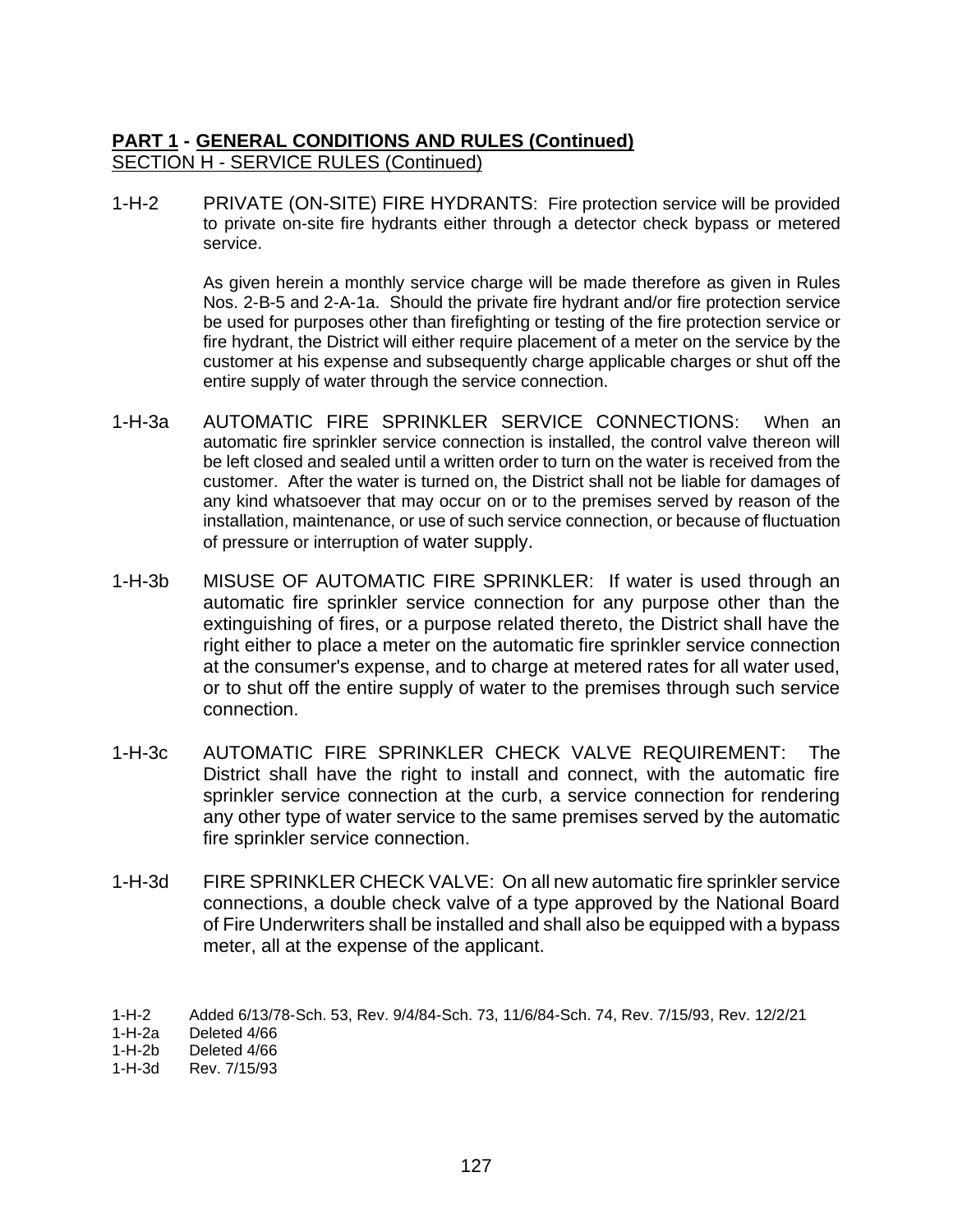**PART 1 - GENERAL CONDITIONS AND RULES (Continued)**
SECTION H - SERVICE RULES (Continued)

1-H-2 PRIVATE (ON-SITE) FIRE HYDRANTS: Fire protection service will be provided to private on-site fire hydrants either through a detector check bypass or metered service.

As given herein a monthly service charge will be made therefore as given in Rules Nos. 2-B-5 and 2-A-1a. Should the private fire hydrant and/or fire protection service be used for purposes other than firefighting or testing of the fire protection service or fire hydrant, the District will either require placement of a meter on the service by the customer at his expense and subsequently charge applicable charges or shut off the entire supply of water through the service connection.

1-H-3a AUTOMATIC FIRE SPRINKLER SERVICE CONNECTIONS: When an automatic fire sprinkler service connection is installed, the control valve thereon will be left closed and sealed until a written order to turn on the water is received from the customer. After the water is turned on, the District shall not be liable for damages of any kind whatsoever that may occur on or to the premises served by reason of the installation, maintenance, or use of such service connection, or because of fluctuation of pressure or interruption of water supply.

1-H-3b MISUSE OF AUTOMATIC FIRE SPRINKLER: If water is used through an automatic fire sprinkler service connection for any purpose other than the extinguishing of fires, or a purpose related thereto, the District shall have the right either to place a meter on the automatic fire sprinkler service connection at the consumer's expense, and to charge at metered rates for all water used, or to shut off the entire supply of water to the premises through such service connection.

1-H-3c AUTOMATIC FIRE SPRINKLER CHECK VALVE REQUIREMENT: The District shall have the right to install and connect, with the automatic fire sprinkler service connection at the curb, a service connection for rendering any other type of water service to the same premises served by the automatic fire sprinkler service connection.

1-H-3d FIRE SPRINKLER CHECK VALVE: On all new automatic fire sprinkler service connections, a double check valve of a type approved by the National Board of Fire Underwriters shall be installed and shall also be equipped with a bypass meter, all at the expense of the applicant.

1-H-2 Added 6/13/78-Sch. 53, Rev. 9/4/84-Sch. 73, 11/6/84-Sch. 74, Rev. 7/15/93, Rev. 12/2/21
1-H-2a Deleted 4/66
1-H-2b Deleted 4/66
1-H-3d Rev. 7/15/93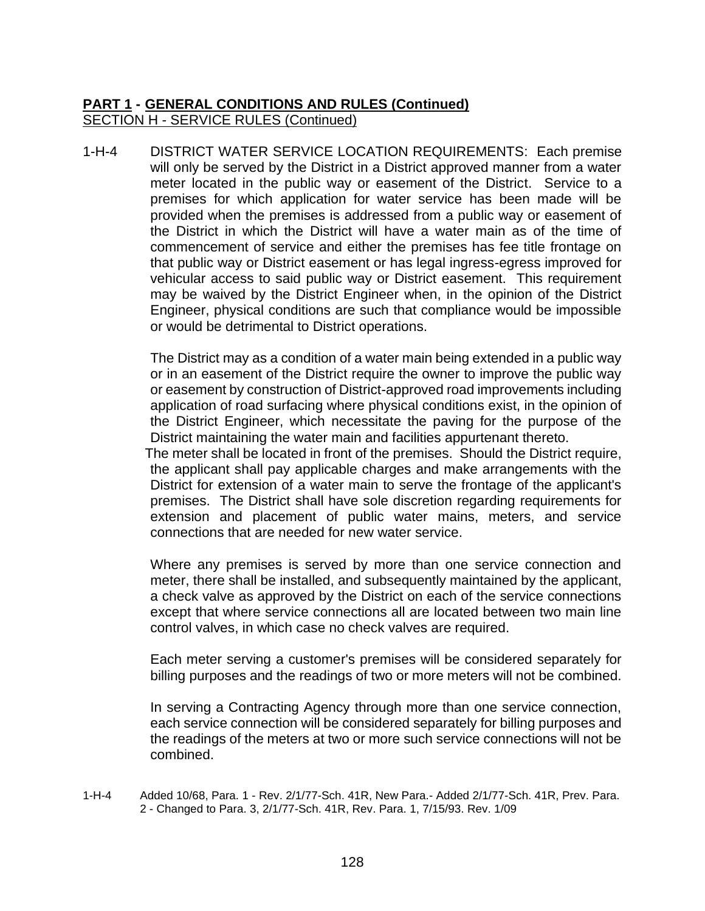**PART 1 - GENERAL CONDITIONS AND RULES (Continued)**
SECTION H - SERVICE RULES (Continued)

1-H-4 DISTRICT WATER SERVICE LOCATION REQUIREMENTS: Each premise will only be served by the District in a District approved manner from a water meter located in the public way or easement of the District. Service to a premises for which application for water service has been made will be provided when the premises is addressed from a public way or easement of the District in which the District will have a water main as of the time of commencement of service and either the premises has fee title frontage on that public way or District easement or has legal ingress-egress improved for vehicular access to said public way or District easement. This requirement may be waived by the District Engineer when, in the opinion of the District Engineer, physical conditions are such that compliance would be impossible or would be detrimental to District operations.

The District may as a condition of a water main being extended in a public way or in an easement of the District require the owner to improve the public way or easement by construction of District-approved road improvements including application of road surfacing where physical conditions exist, in the opinion of the District Engineer, which necessitate the paving for the purpose of the District maintaining the water main and facilities appurtenant thereto.

The meter shall be located in front of the premises. Should the District require, the applicant shall pay applicable charges and make arrangements with the District for extension of a water main to serve the frontage of the applicant's premises. The District shall have sole discretion regarding requirements for extension and placement of public water mains, meters, and service connections that are needed for new water service.

Where any premises is served by more than one service connection and meter, there shall be installed, and subsequently maintained by the applicant, a check valve as approved by the District on each of the service connections except that where service connections all are located between two main line control valves, in which case no check valves are required.

Each meter serving a customer's premises will be considered separately for billing purposes and the readings of two or more meters will not be combined.

In serving a Contracting Agency through more than one service connection, each service connection will be considered separately for billing purposes and the readings of the meters at two or more such service connections will not be combined.

1-H-4 Added 10/68, Para. 1 - Rev. 2/1/77-Sch. 41R, New Para.- Added 2/1/77-Sch. 41R, Prev. Para. 2 - Changed to Para. 3, 2/1/77-Sch. 41R, Rev. Para. 1, 7/15/93. Rev. 1/09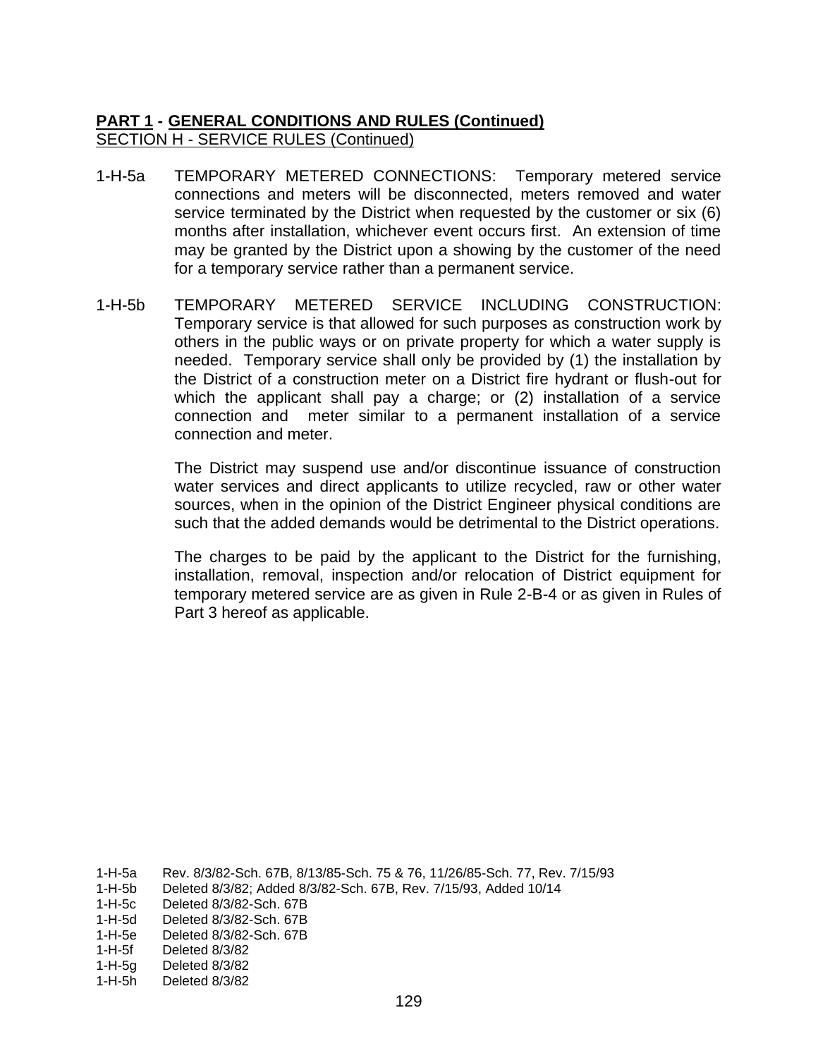**PART 1 - GENERAL CONDITIONS AND RULES (Continued)**
SECTION H - SERVICE RULES (Continued)

1-H-5a TEMPORARY METERED CONNECTIONS: Temporary metered service connections and meters will be disconnected, meters removed and water service terminated by the District when requested by the customer or six (6) months after installation, whichever event occurs first. An extension of time may be granted by the District upon a showing by the customer of the need for a temporary service rather than a permanent service.

1-H-5b TEMPORARY METERED SERVICE INCLUDING CONSTRUCTION: Temporary service is that allowed for such purposes as construction work by others in the public ways or on private property for which a water supply is needed. Temporary service shall only be provided by (1) the installation by the District of a construction meter on a District fire hydrant or flush-out for which the applicant shall pay a charge; or (2) installation of a service connection and meter similar to a permanent installation of a service connection and meter.

The District may suspend use and/or discontinue issuance of construction water services and direct applicants to utilize recycled, raw or other water sources, when in the opinion of the District Engineer physical conditions are such that the added demands would be detrimental to the District operations.

The charges to be paid by the applicant to the District for the furnishing, installation, removal, inspection and/or relocation of District equipment for temporary metered service are as given in Rule 2-B-4 or as given in Rules of Part 3 hereof as applicable.

1-H-5a Rev. 8/3/82-Sch. 67B, 8/13/85-Sch. 75 & 76, 11/26/85-Sch. 77, Rev. 7/15/93
1-H-5b Deleted 8/3/82; Added 8/3/82-Sch. 67B, Rev. 7/15/93, Added 10/14
1-H-5c Deleted 8/3/82-Sch. 67B
1-H-5d Deleted 8/3/82-Sch. 67B
1-H-5e Deleted 8/3/82-Sch. 67B
1-H-5f Deleted 8/3/82
1-H-5g Deleted 8/3/82
1-H-5h Deleted 8/3/82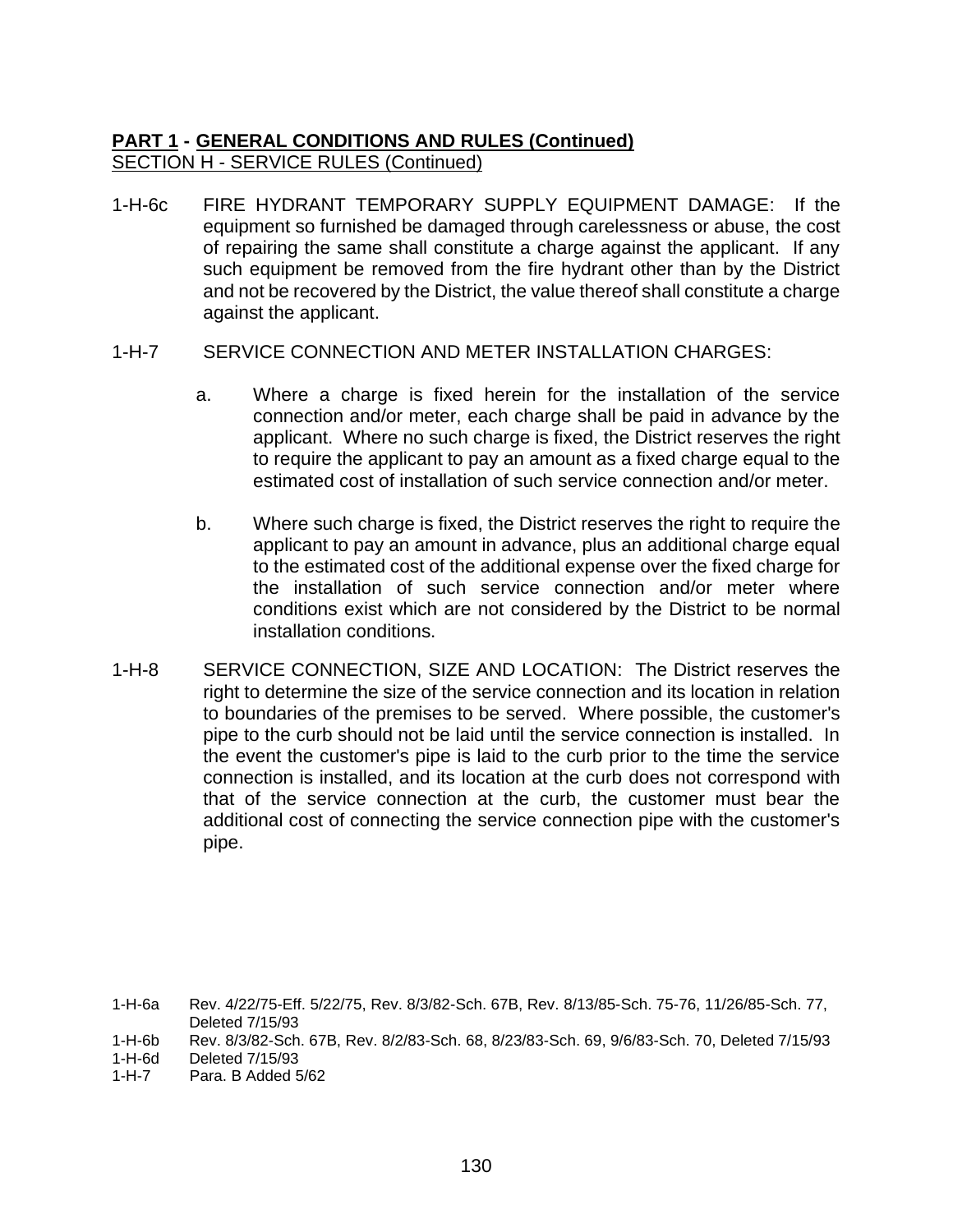**PART 1 - GENERAL CONDITIONS AND RULES (Continued)**
SECTION H - SERVICE RULES (Continued)

1-H-6c FIRE HYDRANT TEMPORARY SUPPLY EQUIPMENT DAMAGE: If the equipment so furnished be damaged through carelessness or abuse, the cost of repairing the same shall constitute a charge against the applicant. If any such equipment be removed from the fire hydrant other than by the District and not be recovered by the District, the value thereof shall constitute a charge against the applicant.

1-H-7 SERVICE CONNECTION AND METER INSTALLATION CHARGES:

a. Where a charge is fixed herein for the installation of the service connection and/or meter, each charge shall be paid in advance by the applicant. Where no such charge is fixed, the District reserves the right to require the applicant to pay an amount as a fixed charge equal to the estimated cost of installation of such service connection and/or meter.

b. Where such charge is fixed, the District reserves the right to require the applicant to pay an amount in advance, plus an additional charge equal to the estimated cost of the additional expense over the fixed charge for the installation of such service connection and/or meter where conditions exist which are not considered by the District to be normal installation conditions.

1-H-8 SERVICE CONNECTION, SIZE AND LOCATION: The District reserves the right to determine the size of the service connection and its location in relation to boundaries of the premises to be served. Where possible, the customer's pipe to the curb should not be laid until the service connection is installed. In the event the customer's pipe is laid to the curb prior to the time the service connection is installed, and its location at the curb does not correspond with that of the service connection at the curb, the customer must bear the additional cost of connecting the service connection pipe with the customer's pipe.

1-H-6a Rev. 4/22/75-Eff. 5/22/75, Rev. 8/3/82-Sch. 67B, Rev. 8/13/85-Sch. 75-76, 11/26/85-Sch. 77, Deleted 7/15/93
1-H-6b Rev. 8/3/82-Sch. 67B, Rev. 8/2/83-Sch. 68, 8/23/83-Sch. 69, 9/6/83-Sch. 70, Deleted 7/15/93
1-H-6d Deleted 7/15/93
1-H-7 Para. B Added 5/62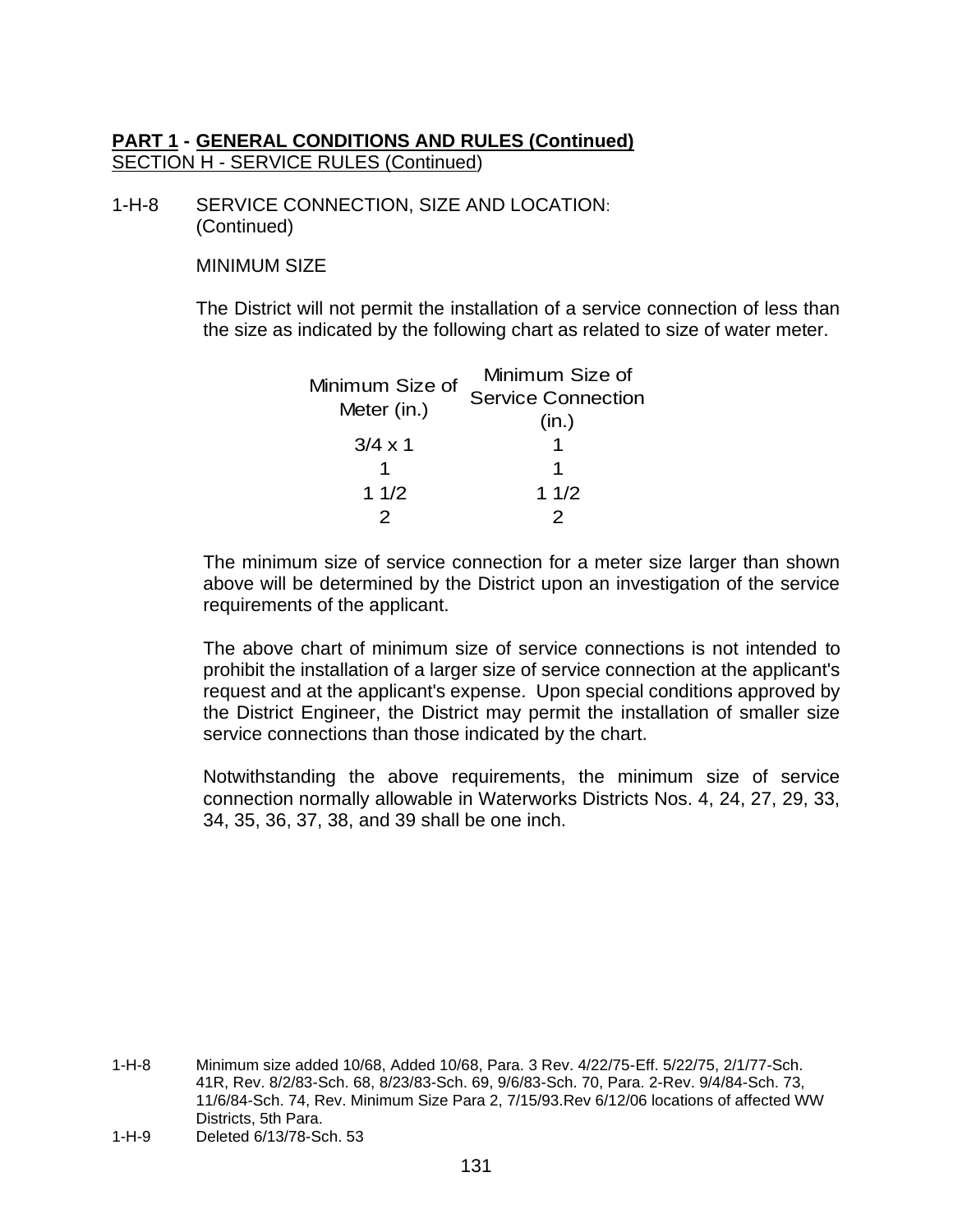**PART 1 - GENERAL CONDITIONS AND RULES (Continued)**
SECTION H - SERVICE RULES (Continued)

1-H-8 SERVICE CONNECTION, SIZE AND LOCATION: (Continued)

MINIMUM SIZE

The District will not permit the installation of a service connection of less than the size as indicated by the following chart as related to size of water meter.

| Minimum Size of Meter (in.) | Minimum Size of Service Connection (in.) |
|---|---|
| 3/4 x 1 | 1 |
| 1 | 1 |
| 1 1/2 | 1 1/2 |
| 2 | 2 |

The minimum size of service connection for a meter size larger than shown above will be determined by the District upon an investigation of the service requirements of the applicant.

The above chart of minimum size of service connections is not intended to prohibit the installation of a larger size of service connection at the applicant's request and at the applicant's expense. Upon special conditions approved by the District Engineer, the District may permit the installation of smaller size service connections than those indicated by the chart.

Notwithstanding the above requirements, the minimum size of service connection normally allowable in Waterworks Districts Nos. 4, 24, 27, 29, 33, 34, 35, 36, 37, 38, and 39 shall be one inch.

1-H-8 Minimum size added 10/68, Added 10/68, Para. 3 Rev. 4/22/75-Eff. 5/22/75, 2/1/77-Sch. 41R, Rev. 8/2/83-Sch. 68, 8/23/83-Sch. 69, 9/6/83-Sch. 70, Para. 2-Rev. 9/4/84-Sch. 73, 11/6/84-Sch. 74, Rev. Minimum Size Para 2, 7/15/93.Rev 6/12/06 locations of affected WW Districts, 5th Para.

1-H-9 Deleted 6/13/78-Sch. 53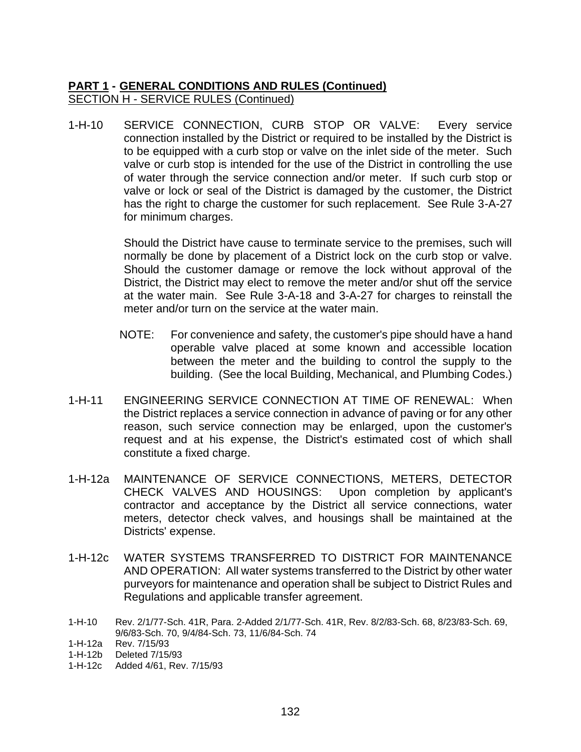**PART 1 - GENERAL CONDITIONS AND RULES (Continued)**
SECTION H - SERVICE RULES (Continued)

1-H-10 SERVICE CONNECTION, CURB STOP OR VALVE: Every service connection installed by the District or required to be installed by the District is to be equipped with a curb stop or valve on the inlet side of the meter. Such valve or curb stop is intended for the use of the District in controlling the use of water through the service connection and/or meter. If such curb stop or valve or lock or seal of the District is damaged by the customer, the District has the right to charge the customer for such replacement. See Rule 3-A-27 for minimum charges.

Should the District have cause to terminate service to the premises, such will normally be done by placement of a District lock on the curb stop or valve. Should the customer damage or remove the lock without approval of the District, the District may elect to remove the meter and/or shut off the service at the water main. See Rule 3-A-18 and 3-A-27 for charges to reinstall the meter and/or turn on the service at the water main.

NOTE: For convenience and safety, the customer's pipe should have a hand operable valve placed at some known and accessible location between the meter and the building to control the supply to the building. (See the local Building, Mechanical, and Plumbing Codes.)

1-H-11 ENGINEERING SERVICE CONNECTION AT TIME OF RENEWAL: When the District replaces a service connection in advance of paving or for any other reason, such service connection may be enlarged, upon the customer's request and at his expense, the District's estimated cost of which shall constitute a fixed charge.

1-H-12a MAINTENANCE OF SERVICE CONNECTIONS, METERS, DETECTOR CHECK VALVES AND HOUSINGS: Upon completion by applicant's contractor and acceptance by the District all service connections, water meters, detector check valves, and housings shall be maintained at the Districts' expense.

1-H-12c WATER SYSTEMS TRANSFERRED TO DISTRICT FOR MAINTENANCE AND OPERATION: All water systems transferred to the District by other water purveyors for maintenance and operation shall be subject to District Rules and Regulations and applicable transfer agreement.

1-H-10 Rev. 2/1/77-Sch. 41R, Para. 2-Added 2/1/77-Sch. 41R, Rev. 8/2/83-Sch. 68, 8/23/83-Sch. 69, 9/6/83-Sch. 70, 9/4/84-Sch. 73, 11/6/84-Sch. 74
1-H-12a Rev. 7/15/93
1-H-12b Deleted 7/15/93
1-H-12c Added 4/61, Rev. 7/15/93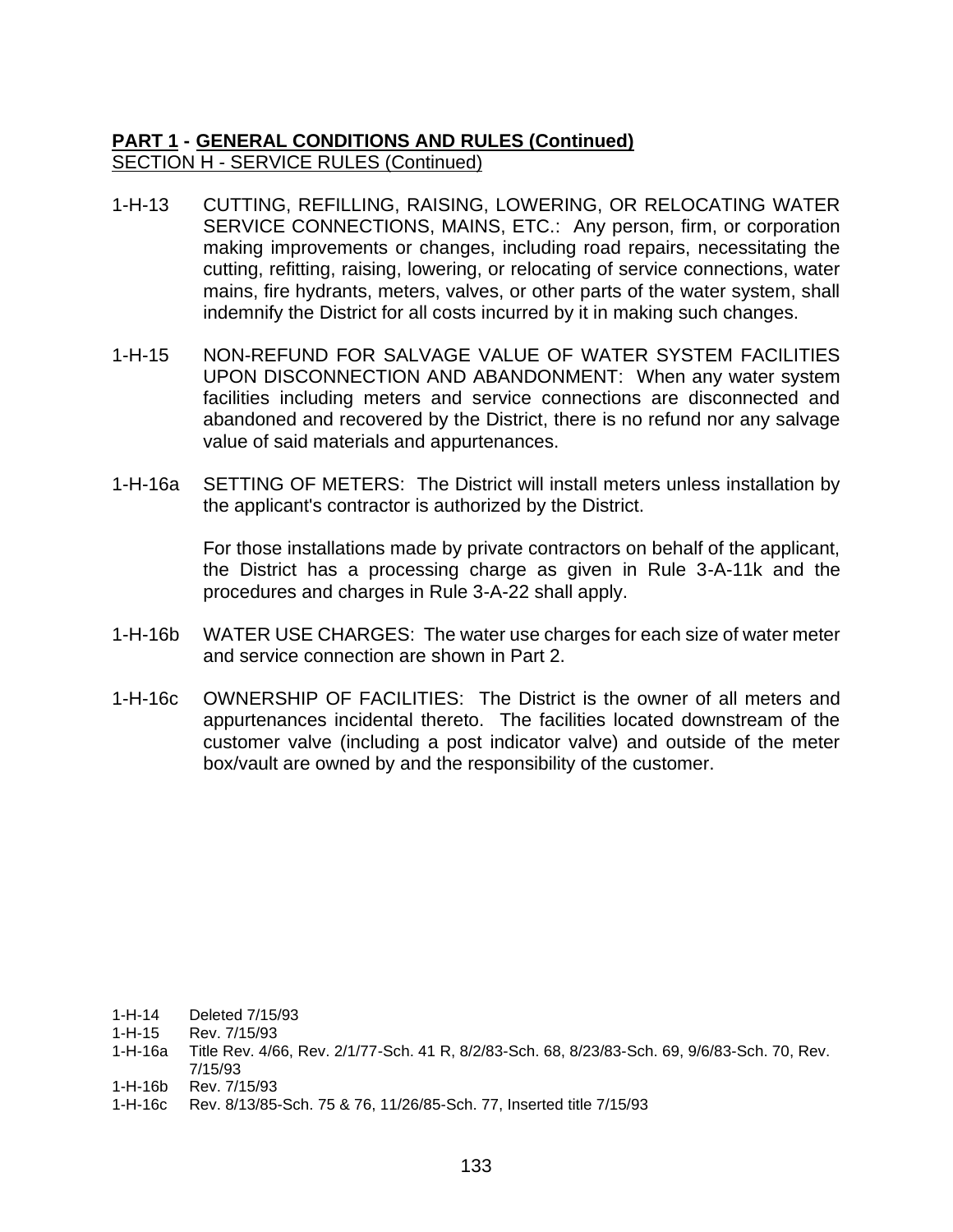**PART 1 - GENERAL CONDITIONS AND RULES (Continued)**
SECTION H - SERVICE RULES (Continued)

1-H-13 CUTTING, REFILLING, RAISING, LOWERING, OR RELOCATING WATER SERVICE CONNECTIONS, MAINS, ETC.: Any person, firm, or corporation making improvements or changes, including road repairs, necessitating the cutting, refitting, raising, lowering, or relocating of service connections, water mains, fire hydrants, meters, valves, or other parts of the water system, shall indemnify the District for all costs incurred by it in making such changes.

1-H-15 NON-REFUND FOR SALVAGE VALUE OF WATER SYSTEM FACILITIES UPON DISCONNECTION AND ABANDONMENT: When any water system facilities including meters and service connections are disconnected and abandoned and recovered by the District, there is no refund nor any salvage value of said materials and appurtenances.

1-H-16a SETTING OF METERS: The District will install meters unless installation by the applicant's contractor is authorized by the District.

For those installations made by private contractors on behalf of the applicant, the District has a processing charge as given in Rule 3-A-11k and the procedures and charges in Rule 3-A-22 shall apply.

1-H-16b WATER USE CHARGES: The water use charges for each size of water meter and service connection are shown in Part 2.

1-H-16c OWNERSHIP OF FACILITIES: The District is the owner of all meters and appurtenances incidental thereto. The facilities located downstream of the customer valve (including a post indicator valve) and outside of the meter box/vault are owned by and the responsibility of the customer.

1-H-14 Deleted 7/15/93
1-H-15 Rev. 7/15/93
1-H-16a Title Rev. 4/66, Rev. 2/1/77-Sch. 41 R, 8/2/83-Sch. 68, 8/23/83-Sch. 69, 9/6/83-Sch. 70, Rev. 7/15/93
1-H-16b Rev. 7/15/93
1-H-16c Rev. 8/13/85-Sch. 75 & 76, 11/26/85-Sch. 77, Inserted title 7/15/93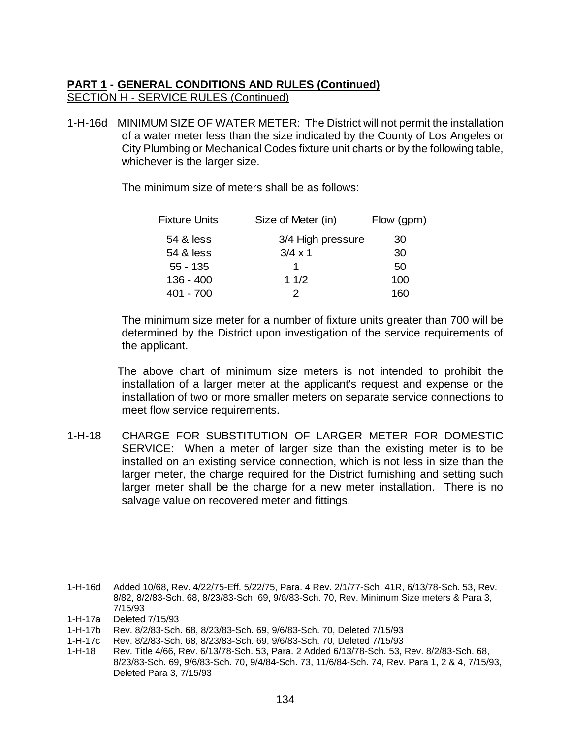**PART 1 - GENERAL CONDITIONS AND RULES (Continued)**
SECTION H - SERVICE RULES (Continued)

1-H-16d MINIMUM SIZE OF WATER METER: The District will not permit the installation of a water meter less than the size indicated by the County of Los Angeles or City Plumbing or Mechanical Codes fixture unit charts or by the following table, whichever is the larger size.

The minimum size of meters shall be as follows:

| Fixture Units | Size of Meter (in) | Flow (gpm) |
|---|---|---|
| 54 & less | 3/4 High pressure | 30 |
| 54 & less | 3/4 x 1 | 30 |
| 55 - 135 | 1 | 50 |
| 136 - 400 | 1 1/2 | 100 |
| 401 - 700 | 2 | 160 |

The minimum size meter for a number of fixture units greater than 700 will be determined by the District upon investigation of the service requirements of the applicant.

The above chart of minimum size meters is not intended to prohibit the installation of a larger meter at the applicant's request and expense or the installation of two or more smaller meters on separate service connections to meet flow service requirements.

1-H-18 CHARGE FOR SUBSTITUTION OF LARGER METER FOR DOMESTIC SERVICE: When a meter of larger size than the existing meter is to be installed on an existing service connection, which is not less in size than the larger meter, the charge required for the District furnishing and setting such larger meter shall be the charge for a new meter installation. There is no salvage value on recovered meter and fittings.

1-H-16d Added 10/68, Rev. 4/22/75-Eff. 5/22/75, Para. 4 Rev. 2/1/77-Sch. 41R, 6/13/78-Sch. 53, Rev. 8/82, 8/2/83-Sch. 68, 8/23/83-Sch. 69, 9/6/83-Sch. 70, Rev. Minimum Size meters & Para 3, 7/15/93
1-H-17a Deleted 7/15/93
1-H-17b Rev. 8/2/83-Sch. 68, 8/23/83-Sch. 69, 9/6/83-Sch. 70, Deleted 7/15/93
1-H-17c Rev. 8/2/83-Sch. 68, 8/23/83-Sch. 69, 9/6/83-Sch. 70, Deleted 7/15/93
1-H-18 Rev. Title 4/66, Rev. 6/13/78-Sch. 53, Para. 2 Added 6/13/78-Sch. 53, Rev. 8/2/83-Sch. 68, 8/23/83-Sch. 69, 9/6/83-Sch. 70, 9/4/84-Sch. 73, 11/6/84-Sch. 74, Rev. Para 1, 2 & 4, 7/15/93, Deleted Para 3, 7/15/93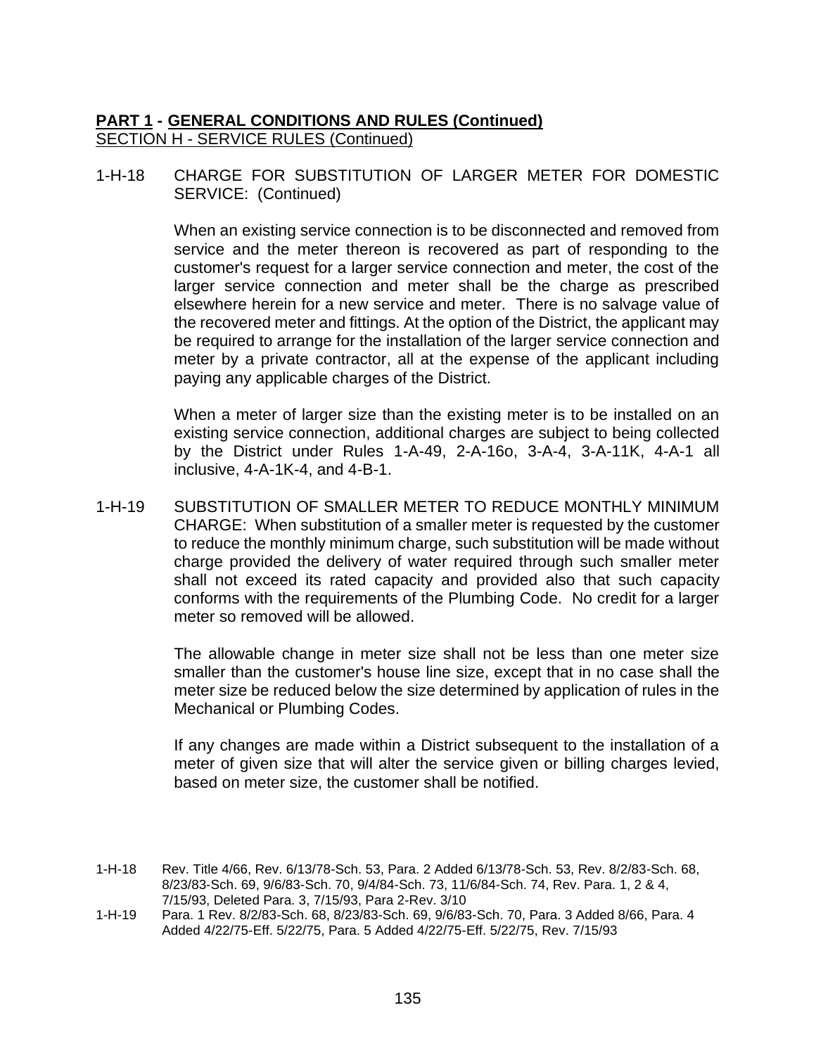**PART 1 - GENERAL CONDITIONS AND RULES (Continued)**
SECTION H - SERVICE RULES (Continued)

1-H-18 CHARGE FOR SUBSTITUTION OF LARGER METER FOR DOMESTIC SERVICE: (Continued)

When an existing service connection is to be disconnected and removed from service and the meter thereon is recovered as part of responding to the customer's request for a larger service connection and meter, the cost of the larger service connection and meter shall be the charge as prescribed elsewhere herein for a new service and meter. There is no salvage value of the recovered meter and fittings. At the option of the District, the applicant may be required to arrange for the installation of the larger service connection and meter by a private contractor, all at the expense of the applicant including paying any applicable charges of the District.

When a meter of larger size than the existing meter is to be installed on an existing service connection, additional charges are subject to being collected by the District under Rules 1-A-49, 2-A-16o, 3-A-4, 3-A-11K, 4-A-1 all inclusive, 4-A-1K-4, and 4-B-1.

1-H-19 SUBSTITUTION OF SMALLER METER TO REDUCE MONTHLY MINIMUM CHARGE: When substitution of a smaller meter is requested by the customer to reduce the monthly minimum charge, such substitution will be made without charge provided the delivery of water required through such smaller meter shall not exceed its rated capacity and provided also that such capacity conforms with the requirements of the Plumbing Code. No credit for a larger meter so removed will be allowed.

The allowable change in meter size shall not be less than one meter size smaller than the customer's house line size, except that in no case shall the meter size be reduced below the size determined by application of rules in the Mechanical or Plumbing Codes.

If any changes are made within a District subsequent to the installation of a meter of given size that will alter the service given or billing charges levied, based on meter size, the customer shall be notified.

1-H-18 Rev. Title 4/66, Rev. 6/13/78-Sch. 53, Para. 2 Added 6/13/78-Sch. 53, Rev. 8/2/83-Sch. 68, 8/23/83-Sch. 69, 9/6/83-Sch. 70, 9/4/84-Sch. 73, 11/6/84-Sch. 74, Rev. Para. 1, 2 & 4, 7/15/93, Deleted Para. 3, 7/15/93, Para 2-Rev. 3/10

1-H-19 Para. 1 Rev. 8/2/83-Sch. 68, 8/23/83-Sch. 69, 9/6/83-Sch. 70, Para. 3 Added 8/66, Para. 4 Added 4/22/75-Eff. 5/22/75, Para. 5 Added 4/22/75-Eff. 5/22/75, Rev. 7/15/93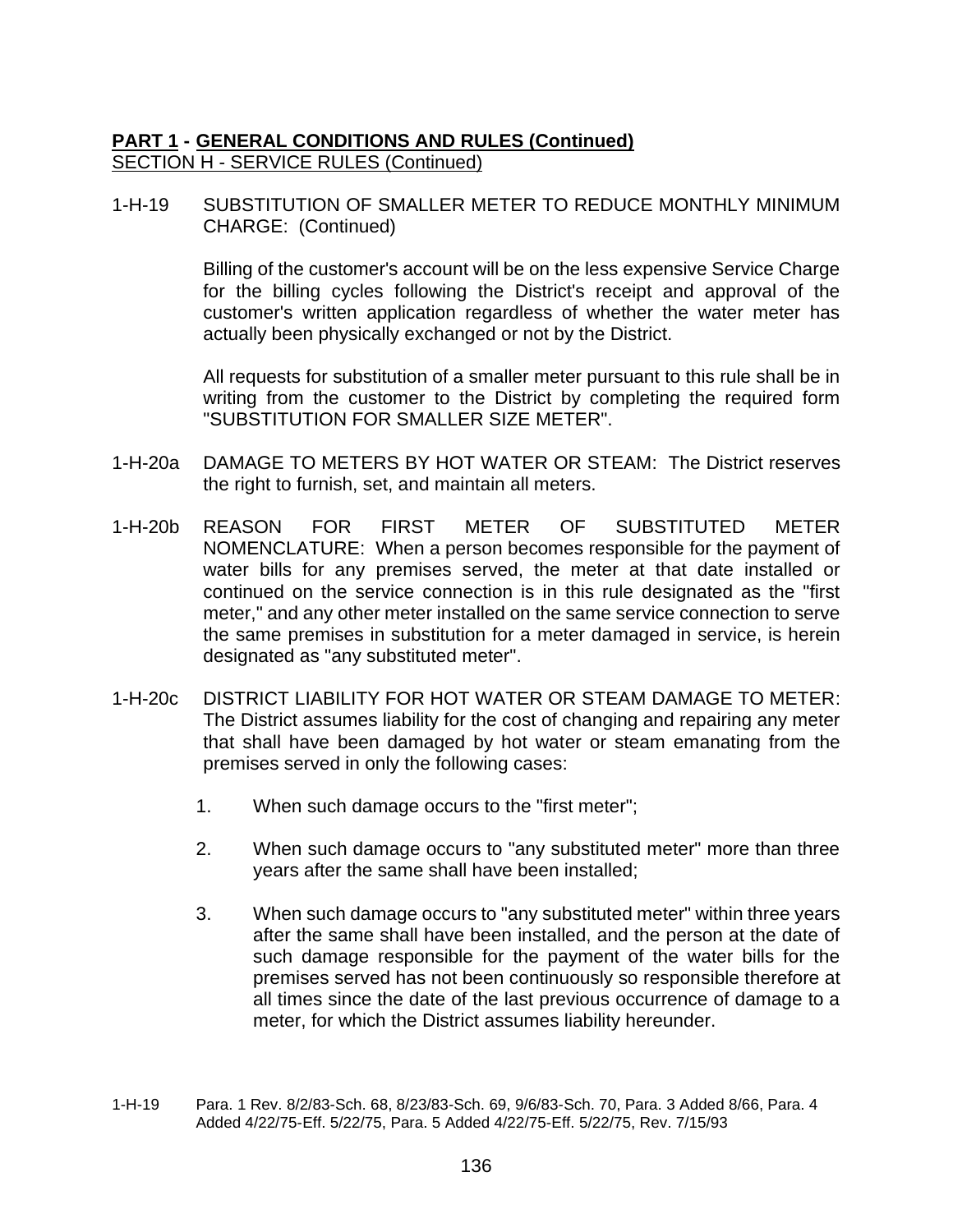**PART 1 - GENERAL CONDITIONS AND RULES (Continued)**
SECTION H - SERVICE RULES (Continued)

1-H-19 SUBSTITUTION OF SMALLER METER TO REDUCE MONTHLY MINIMUM CHARGE: (Continued)

Billing of the customer's account will be on the less expensive Service Charge for the billing cycles following the District's receipt and approval of the customer's written application regardless of whether the water meter has actually been physically exchanged or not by the District.

All requests for substitution of a smaller meter pursuant to this rule shall be in writing from the customer to the District by completing the required form "SUBSTITUTION FOR SMALLER SIZE METER".

1-H-20a DAMAGE TO METERS BY HOT WATER OR STEAM: The District reserves the right to furnish, set, and maintain all meters.

1-H-20b REASON FOR FIRST METER OF SUBSTITUTED METER NOMENCLATURE: When a person becomes responsible for the payment of water bills for any premises served, the meter at that date installed or continued on the service connection is in this rule designated as the "first meter," and any other meter installed on the same service connection to serve the same premises in substitution for a meter damaged in service, is herein designated as "any substituted meter".

1-H-20c DISTRICT LIABILITY FOR HOT WATER OR STEAM DAMAGE TO METER: The District assumes liability for the cost of changing and repairing any meter that shall have been damaged by hot water or steam emanating from the premises served in only the following cases:

1. When such damage occurs to the "first meter";
2. When such damage occurs to "any substituted meter" more than three years after the same shall have been installed;
3. When such damage occurs to "any substituted meter" within three years after the same shall have been installed, and the person at the date of such damage responsible for the payment of the water bills for the premises served has not been continuously so responsible therefore at all times since the date of the last previous occurrence of damage to a meter, for which the District assumes liability hereunder.

1-H-19 Para. 1 Rev. 8/2/83-Sch. 68, 8/23/83-Sch. 69, 9/6/83-Sch. 70, Para. 3 Added 8/66, Para. 4 Added 4/22/75-Eff. 5/22/75, Para. 5 Added 4/22/75-Eff. 5/22/75, Rev. 7/15/93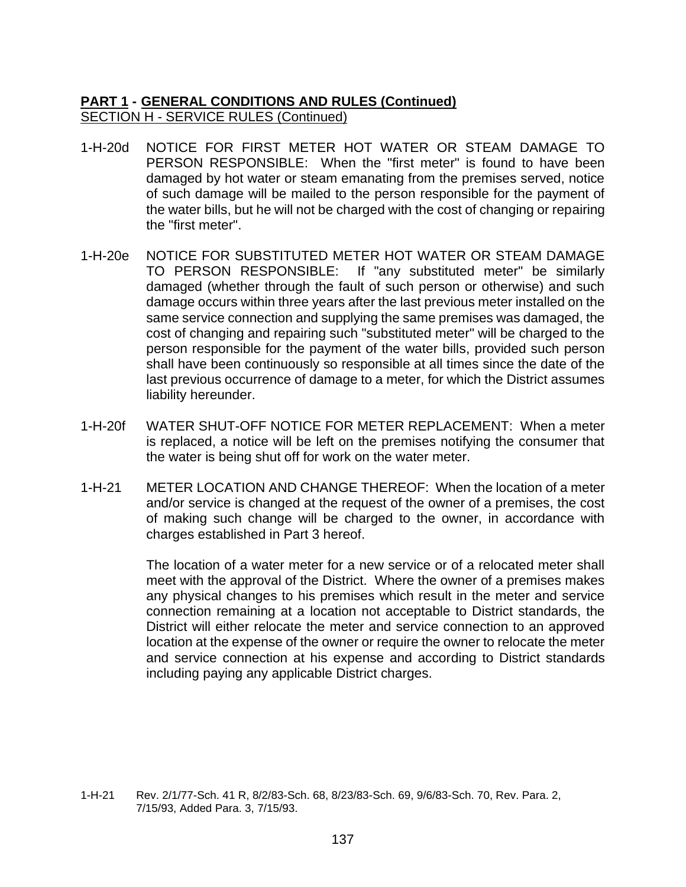**PART 1 - GENERAL CONDITIONS AND RULES (Continued)**
SECTION H - SERVICE RULES (Continued)

1-H-20d NOTICE FOR FIRST METER HOT WATER OR STEAM DAMAGE TO PERSON RESPONSIBLE: When the "first meter" is found to have been damaged by hot water or steam emanating from the premises served, notice of such damage will be mailed to the person responsible for the payment of the water bills, but he will not be charged with the cost of changing or repairing the "first meter".

1-H-20e NOTICE FOR SUBSTITUTED METER HOT WATER OR STEAM DAMAGE TO PERSON RESPONSIBLE: If "any substituted meter" be similarly damaged (whether through the fault of such person or otherwise) and such damage occurs within three years after the last previous meter installed on the same service connection and supplying the same premises was damaged, the cost of changing and repairing such "substituted meter" will be charged to the person responsible for the payment of the water bills, provided such person shall have been continuously so responsible at all times since the date of the last previous occurrence of damage to a meter, for which the District assumes liability hereunder.

1-H-20f WATER SHUT-OFF NOTICE FOR METER REPLACEMENT: When a meter is replaced, a notice will be left on the premises notifying the consumer that the water is being shut off for work on the water meter.

1-H-21 METER LOCATION AND CHANGE THEREOF: When the location of a meter and/or service is changed at the request of the owner of a premises, the cost of making such change will be charged to the owner, in accordance with charges established in Part 3 hereof.

The location of a water meter for a new service or of a relocated meter shall meet with the approval of the District. Where the owner of a premises makes any physical changes to his premises which result in the meter and service connection remaining at a location not acceptable to District standards, the District will either relocate the meter and service connection to an approved location at the expense of the owner or require the owner to relocate the meter and service connection at his expense and according to District standards including paying any applicable District charges.

1-H-21 Rev. 2/1/77-Sch. 41 R, 8/2/83-Sch. 68, 8/23/83-Sch. 69, 9/6/83-Sch. 70, Rev. Para. 2, 7/15/93, Added Para. 3, 7/15/93.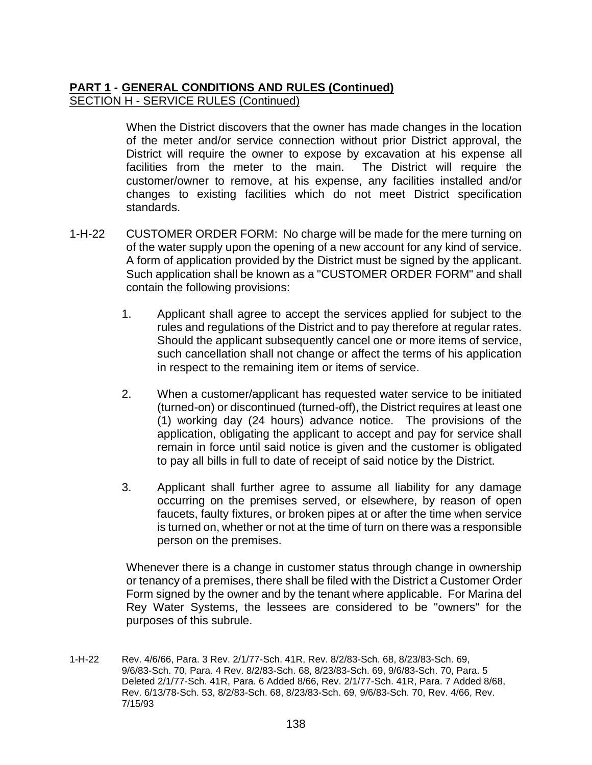**PART 1 - GENERAL CONDITIONS AND RULES (Continued)**
SECTION H - SERVICE RULES (Continued)

When the District discovers that the owner has made changes in the location of the meter and/or service connection without prior District approval, the District will require the owner to expose by excavation at his expense all facilities from the meter to the main. The District will require the customer/owner to remove, at his expense, any facilities installed and/or changes to existing facilities which do not meet District specification standards.

1-H-22 CUSTOMER ORDER FORM: No charge will be made for the mere turning on of the water supply upon the opening of a new account for any kind of service. A form of application provided by the District must be signed by the applicant. Such application shall be known as a "CUSTOMER ORDER FORM" and shall contain the following provisions:

1. Applicant shall agree to accept the services applied for subject to the rules and regulations of the District and to pay therefore at regular rates. Should the applicant subsequently cancel one or more items of service, such cancellation shall not change or affect the terms of his application in respect to the remaining item or items of service.

2. When a customer/applicant has requested water service to be initiated (turned-on) or discontinued (turned-off), the District requires at least one (1) working day (24 hours) advance notice. The provisions of the application, obligating the applicant to accept and pay for service shall remain in force until said notice is given and the customer is obligated to pay all bills in full to date of receipt of said notice by the District.

3. Applicant shall further agree to assume all liability for any damage occurring on the premises served, or elsewhere, by reason of open faucets, faulty fixtures, or broken pipes at or after the time when service is turned on, whether or not at the time of turn on there was a responsible person on the premises.

Whenever there is a change in customer status through change in ownership or tenancy of a premises, there shall be filed with the District a Customer Order Form signed by the owner and by the tenant where applicable. For Marina del Rey Water Systems, the lessees are considered to be "owners" for the purposes of this subrule.

1-H-22 Rev. 4/6/66, Para. 3 Rev. 2/1/77-Sch. 41R, Rev. 8/2/83-Sch. 68, 8/23/83-Sch. 69, 9/6/83-Sch. 70, Para. 4 Rev. 8/2/83-Sch. 68, 8/23/83-Sch. 69, 9/6/83-Sch. 70, Para. 5 Deleted 2/1/77-Sch. 41R, Para. 6 Added 8/66, Rev. 2/1/77-Sch. 41R, Para. 7 Added 8/68, Rev. 6/13/78-Sch. 53, 8/2/83-Sch. 68, 8/23/83-Sch. 69, 9/6/83-Sch. 70, Rev. 4/66, Rev. 7/15/93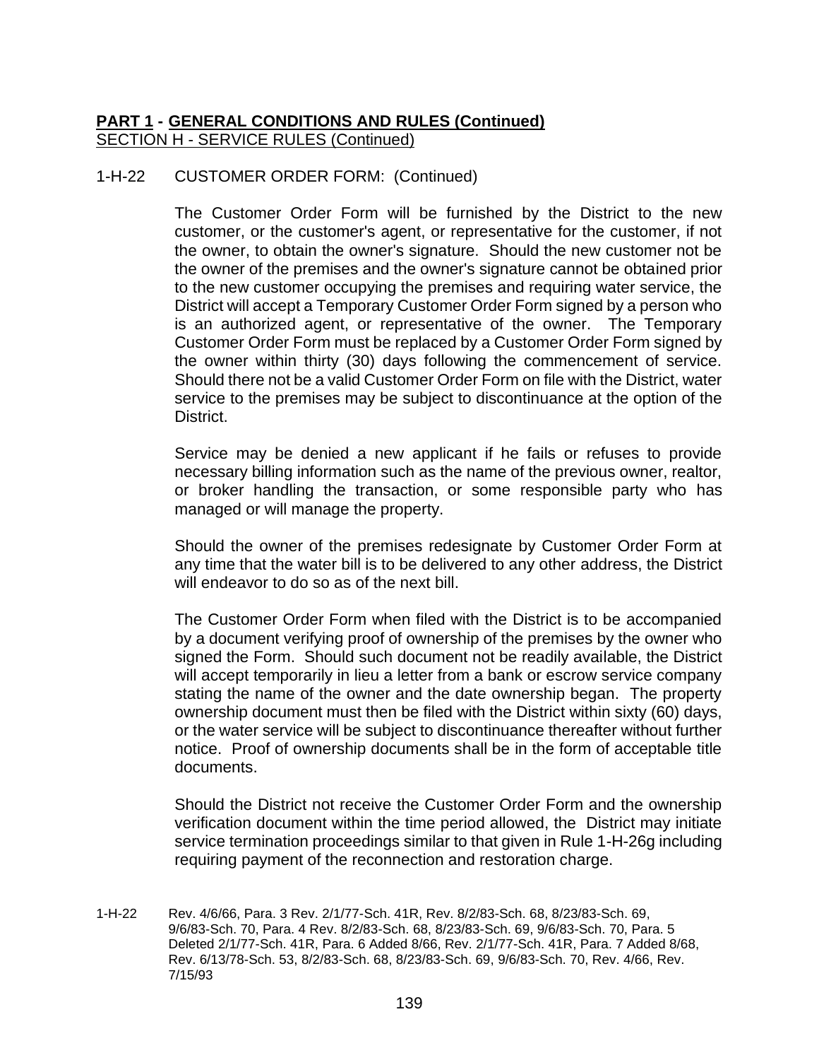**PART 1 - GENERAL CONDITIONS AND RULES (Continued)**
SECTION H - SERVICE RULES (Continued)

1-H-22 CUSTOMER ORDER FORM: (Continued)

The Customer Order Form will be furnished by the District to the new customer, or the customer's agent, or representative for the customer, if not the owner, to obtain the owner's signature. Should the new customer not be the owner of the premises and the owner's signature cannot be obtained prior to the new customer occupying the premises and requiring water service, the District will accept a Temporary Customer Order Form signed by a person who is an authorized agent, or representative of the owner. The Temporary Customer Order Form must be replaced by a Customer Order Form signed by the owner within thirty (30) days following the commencement of service. Should there not be a valid Customer Order Form on file with the District, water service to the premises may be subject to discontinuance at the option of the District.

Service may be denied a new applicant if he fails or refuses to provide necessary billing information such as the name of the previous owner, realtor, or broker handling the transaction, or some responsible party who has managed or will manage the property.

Should the owner of the premises redesignate by Customer Order Form at any time that the water bill is to be delivered to any other address, the District will endeavor to do so as of the next bill.

The Customer Order Form when filed with the District is to be accompanied by a document verifying proof of ownership of the premises by the owner who signed the Form. Should such document not be readily available, the District will accept temporarily in lieu a letter from a bank or escrow service company stating the name of the owner and the date ownership began. The property ownership document must then be filed with the District within sixty (60) days, or the water service will be subject to discontinuance thereafter without further notice. Proof of ownership documents shall be in the form of acceptable title documents.

Should the District not receive the Customer Order Form and the ownership verification document within the time period allowed, the District may initiate service termination proceedings similar to that given in Rule 1-H-26g including requiring payment of the reconnection and restoration charge.

1-H-22 Rev. 4/6/66, Para. 3 Rev. 2/1/77-Sch. 41R, Rev. 8/2/83-Sch. 68, 8/23/83-Sch. 69, 9/6/83-Sch. 70, Para. 4 Rev. 8/2/83-Sch. 68, 8/23/83-Sch. 69, 9/6/83-Sch. 70, Para. 5 Deleted 2/1/77-Sch. 41R, Para. 6 Added 8/66, Rev. 2/1/77-Sch. 41R, Para. 7 Added 8/68, Rev. 6/13/78-Sch. 53, 8/2/83-Sch. 68, 8/23/83-Sch. 69, 9/6/83-Sch. 70, Rev. 4/66, Rev. 7/15/93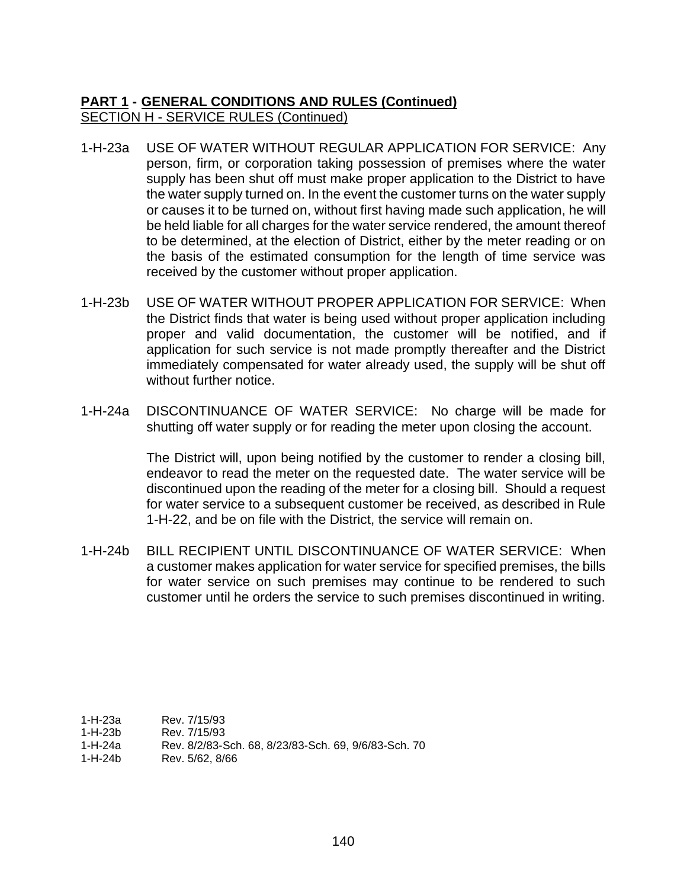**PART 1 - GENERAL CONDITIONS AND RULES (Continued)**

SECTION H - SERVICE RULES (Continued)

1-H-23a USE OF WATER WITHOUT REGULAR APPLICATION FOR SERVICE: Any person, firm, or corporation taking possession of premises where the water supply has been shut off must make proper application to the District to have the water supply turned on. In the event the customer turns on the water supply or causes it to be turned on, without first having made such application, he will be held liable for all charges for the water service rendered, the amount thereof to be determined, at the election of District, either by the meter reading or on the basis of the estimated consumption for the length of time service was received by the customer without proper application.

1-H-23b USE OF WATER WITHOUT PROPER APPLICATION FOR SERVICE: When the District finds that water is being used without proper application including proper and valid documentation, the customer will be notified, and if application for such service is not made promptly thereafter and the District immediately compensated for water already used, the supply will be shut off without further notice.

1-H-24a DISCONTINUANCE OF WATER SERVICE: No charge will be made for shutting off water supply or for reading the meter upon closing the account.

The District will, upon being notified by the customer to render a closing bill, endeavor to read the meter on the requested date. The water service will be discontinued upon the reading of the meter for a closing bill. Should a request for water service to a subsequent customer be received, as described in Rule 1-H-22, and be on file with the District, the service will remain on.

1-H-24b BILL RECIPIENT UNTIL DISCONTINUANCE OF WATER SERVICE: When a customer makes application for water service for specified premises, the bills for water service on such premises may continue to be rendered to such customer until he orders the service to such premises discontinued in writing.

1-H-23a Rev. 7/15/93
1-H-23b Rev. 7/15/93
1-H-24a Rev. 8/2/83-Sch. 68, 8/23/83-Sch. 69, 9/6/83-Sch. 70
1-H-24b Rev. 5/62, 8/66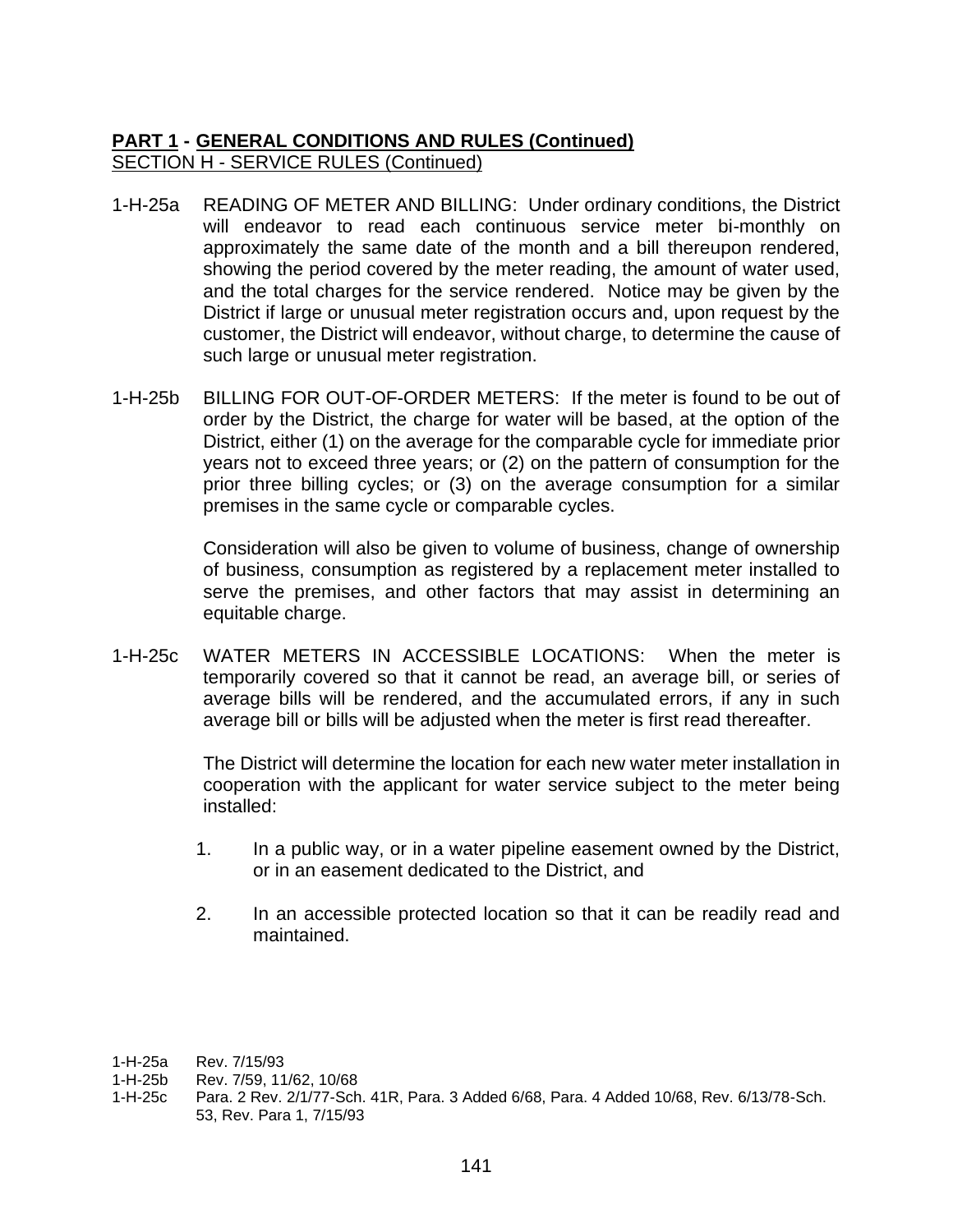**PART 1 - GENERAL CONDITIONS AND RULES (Continued)**
SECTION H - SERVICE RULES (Continued)

1-H-25a READING OF METER AND BILLING: Under ordinary conditions, the District will endeavor to read each continuous service meter bi-monthly on approximately the same date of the month and a bill thereupon rendered, showing the period covered by the meter reading, the amount of water used, and the total charges for the service rendered. Notice may be given by the District if large or unusual meter registration occurs and, upon request by the customer, the District will endeavor, without charge, to determine the cause of such large or unusual meter registration.

1-H-25b BILLING FOR OUT-OF-ORDER METERS: If the meter is found to be out of order by the District, the charge for water will be based, at the option of the District, either (1) on the average for the comparable cycle for immediate prior years not to exceed three years; or (2) on the pattern of consumption for the prior three billing cycles; or (3) on the average consumption for a similar premises in the same cycle or comparable cycles.

Consideration will also be given to volume of business, change of ownership of business, consumption as registered by a replacement meter installed to serve the premises, and other factors that may assist in determining an equitable charge.

1-H-25c WATER METERS IN ACCESSIBLE LOCATIONS: When the meter is temporarily covered so that it cannot be read, an average bill, or series of average bills will be rendered, and the accumulated errors, if any in such average bill or bills will be adjusted when the meter is first read thereafter.

The District will determine the location for each new water meter installation in cooperation with the applicant for water service subject to the meter being installed:

1. In a public way, or in a water pipeline easement owned by the District, or in an easement dedicated to the District, and

2. In an accessible protected location so that it can be readily read and maintained.

1-H-25a Rev. 7/15/93
1-H-25b Rev. 7/59, 11/62, 10/68
1-H-25c Para. 2 Rev. 2/1/77-Sch. 41R, Para. 3 Added 6/68, Para. 4 Added 10/68, Rev. 6/13/78-Sch. 53, Rev. Para 1, 7/15/93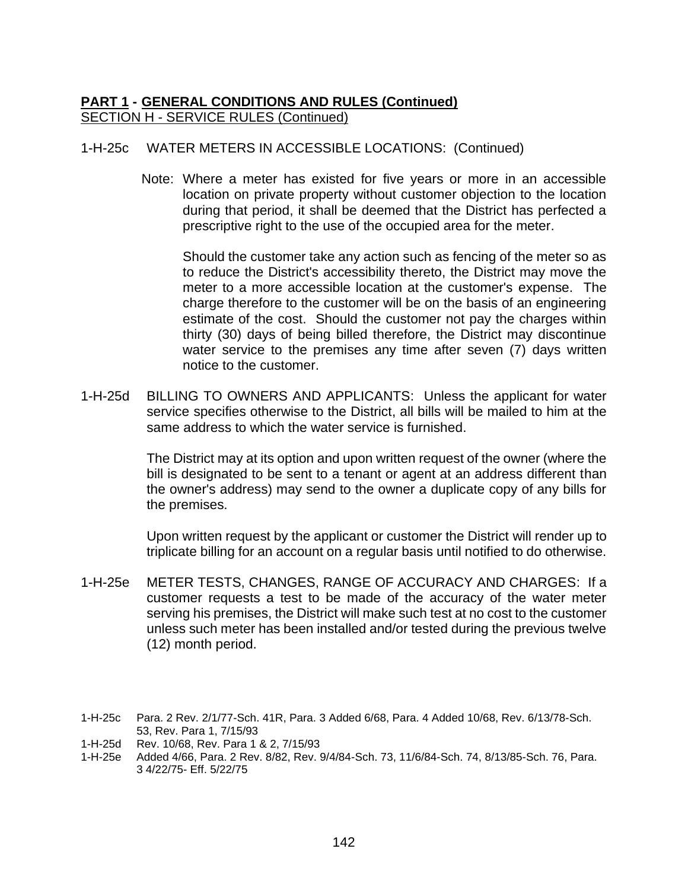**PART 1 - GENERAL CONDITIONS AND RULES (Continued)**
SECTION H - SERVICE RULES (Continued)

1-H-25c WATER METERS IN ACCESSIBLE LOCATIONS: (Continued)

Note: Where a meter has existed for five years or more in an accessible location on private property without customer objection to the location during that period, it shall be deemed that the District has perfected a prescriptive right to the use of the occupied area for the meter.

Should the customer take any action such as fencing of the meter so as to reduce the District's accessibility thereto, the District may move the meter to a more accessible location at the customer's expense. The charge therefore to the customer will be on the basis of an engineering estimate of the cost. Should the customer not pay the charges within thirty (30) days of being billed therefore, the District may discontinue water service to the premises any time after seven (7) days written notice to the customer.

1-H-25d BILLING TO OWNERS AND APPLICANTS: Unless the applicant for water service specifies otherwise to the District, all bills will be mailed to him at the same address to which the water service is furnished.

The District may at its option and upon written request of the owner (where the bill is designated to be sent to a tenant or agent at an address different than the owner's address) may send to the owner a duplicate copy of any bills for the premises.

Upon written request by the applicant or customer the District will render up to triplicate billing for an account on a regular basis until notified to do otherwise.

1-H-25e METER TESTS, CHANGES, RANGE OF ACCURACY AND CHARGES: If a customer requests a test to be made of the accuracy of the water meter serving his premises, the District will make such test at no cost to the customer unless such meter has been installed and/or tested during the previous twelve (12) month period.

1-H-25c Para. 2 Rev. 2/1/77-Sch. 41R, Para. 3 Added 6/68, Para. 4 Added 10/68, Rev. 6/13/78-Sch. 53, Rev. Para 1, 7/15/93
1-H-25d Rev. 10/68, Rev. Para 1 & 2, 7/15/93
1-H-25e Added 4/66, Para. 2 Rev. 8/82, Rev. 9/4/84-Sch. 73, 11/6/84-Sch. 74, 8/13/85-Sch. 76, Para. 3 4/22/75- Eff. 5/22/75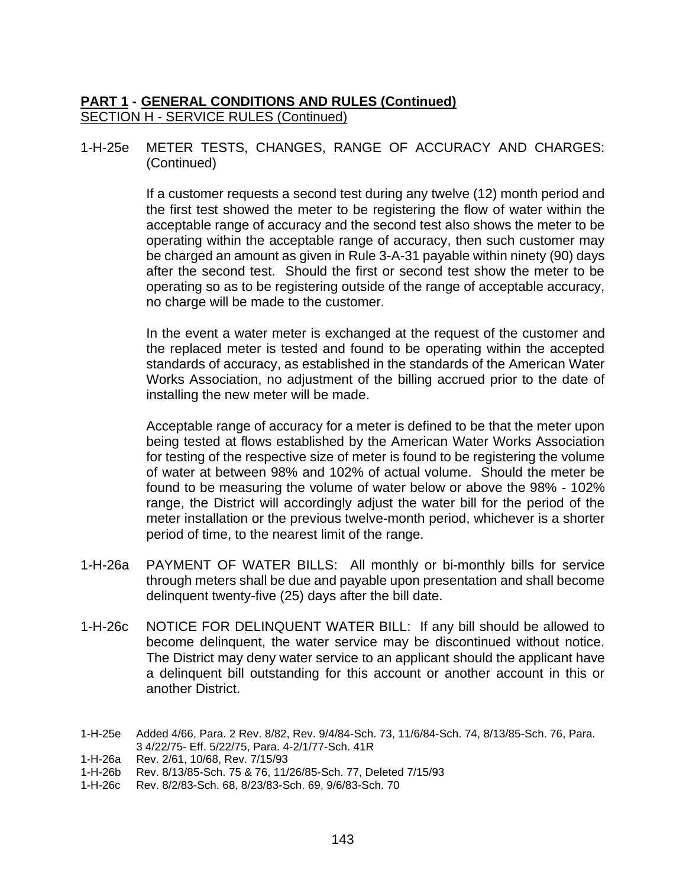**PART 1 - GENERAL CONDITIONS AND RULES (Continued)**
SECTION H - SERVICE RULES (Continued)

1-H-25e METER TESTS, CHANGES, RANGE OF ACCURACY AND CHARGES: (Continued)

If a customer requests a second test during any twelve (12) month period and the first test showed the meter to be registering the flow of water within the acceptable range of accuracy and the second test also shows the meter to be operating within the acceptable range of accuracy, then such customer may be charged an amount as given in Rule 3-A-31 payable within ninety (90) days after the second test. Should the first or second test show the meter to be operating so as to be registering outside of the range of acceptable accuracy, no charge will be made to the customer.

In the event a water meter is exchanged at the request of the customer and the replaced meter is tested and found to be operating within the accepted standards of accuracy, as established in the standards of the American Water Works Association, no adjustment of the billing accrued prior to the date of installing the new meter will be made.

Acceptable range of accuracy for a meter is defined to be that the meter upon being tested at flows established by the American Water Works Association for testing of the respective size of meter is found to be registering the volume of water at between 98% and 102% of actual volume. Should the meter be found to be measuring the volume of water below or above the 98% - 102% range, the District will accordingly adjust the water bill for the period of the meter installation or the previous twelve-month period, whichever is a shorter period of time, to the nearest limit of the range.

1-H-26a PAYMENT OF WATER BILLS: All monthly or bi-monthly bills for service through meters shall be due and payable upon presentation and shall become delinquent twenty-five (25) days after the bill date.

1-H-26c NOTICE FOR DELINQUENT WATER BILL: If any bill should be allowed to become delinquent, the water service may be discontinued without notice. The District may deny water service to an applicant should the applicant have a delinquent bill outstanding for this account or another account in this or another District.

1-H-25e Added 4/66, Para. 2 Rev. 8/82, Rev. 9/4/84-Sch. 73, 11/6/84-Sch. 74, 8/13/85-Sch. 76, Para. 3 4/22/75- Eff. 5/22/75, Para. 4-2/1/77-Sch. 41R
1-H-26a Rev. 2/61, 10/68, Rev. 7/15/93
1-H-26b Rev. 8/13/85-Sch. 75 & 76, 11/26/85-Sch. 77, Deleted 7/15/93
1-H-26c Rev. 8/2/83-Sch. 68, 8/23/83-Sch. 69, 9/6/83-Sch. 70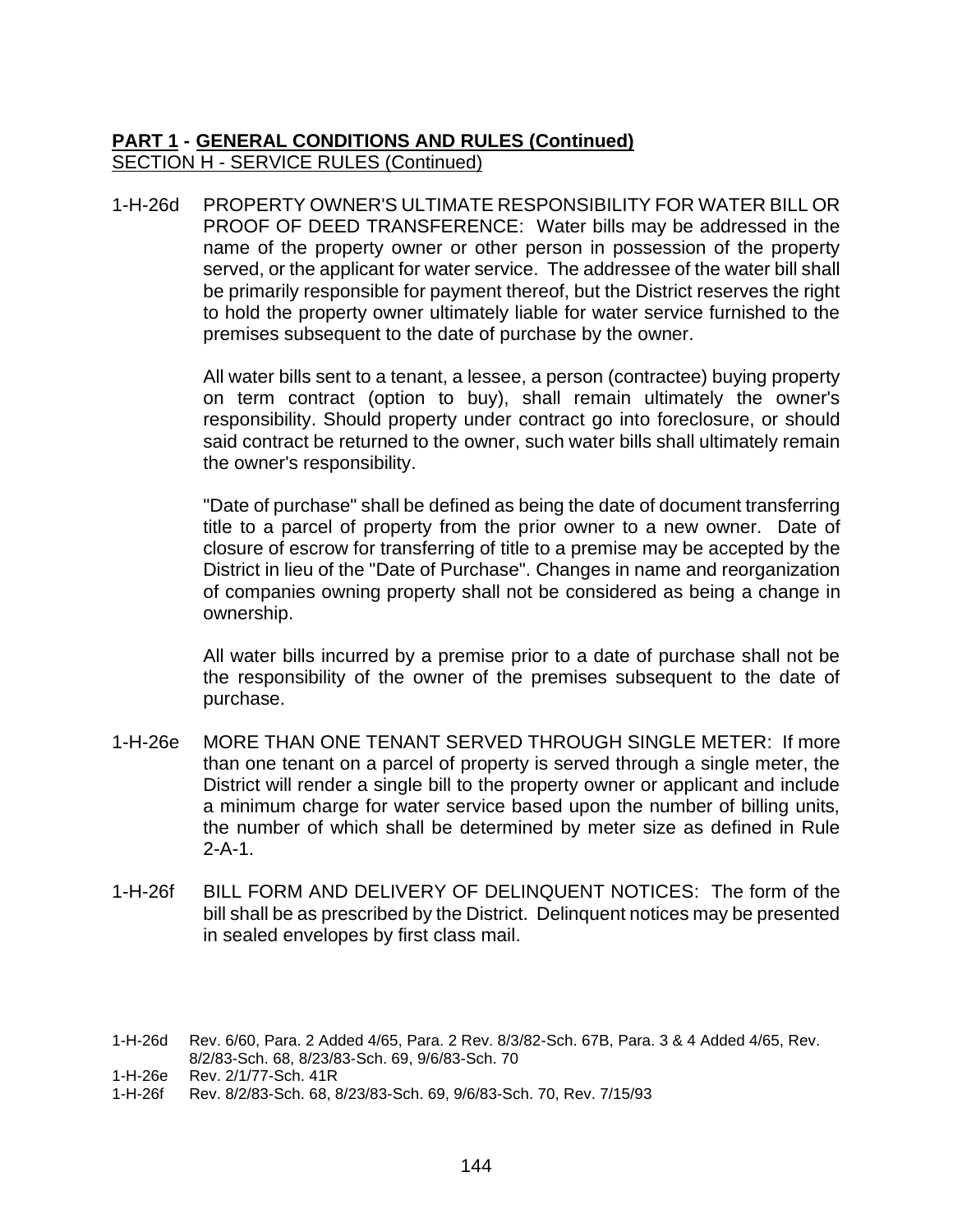**PART 1 - GENERAL CONDITIONS AND RULES (Continued)**
SECTION H - SERVICE RULES (Continued)

1-H-26d PROPERTY OWNER'S ULTIMATE RESPONSIBILITY FOR WATER BILL OR PROOF OF DEED TRANSFERENCE: Water bills may be addressed in the name of the property owner or other person in possession of the property served, or the applicant for water service. The addressee of the water bill shall be primarily responsible for payment thereof, but the District reserves the right to hold the property owner ultimately liable for water service furnished to the premises subsequent to the date of purchase by the owner.

All water bills sent to a tenant, a lessee, a person (contractee) buying property on term contract (option to buy), shall remain ultimately the owner's responsibility. Should property under contract go into foreclosure, or should said contract be returned to the owner, such water bills shall ultimately remain the owner's responsibility.

"Date of purchase" shall be defined as being the date of document transferring title to a parcel of property from the prior owner to a new owner. Date of closure of escrow for transferring of title to a premise may be accepted by the District in lieu of the "Date of Purchase". Changes in name and reorganization of companies owning property shall not be considered as being a change in ownership.

All water bills incurred by a premise prior to a date of purchase shall not be the responsibility of the owner of the premises subsequent to the date of purchase.

1-H-26e MORE THAN ONE TENANT SERVED THROUGH SINGLE METER: If more than one tenant on a parcel of property is served through a single meter, the District will render a single bill to the property owner or applicant and include a minimum charge for water service based upon the number of billing units, the number of which shall be determined by meter size as defined in Rule 2-A-1.

1-H-26f BILL FORM AND DELIVERY OF DELINQUENT NOTICES: The form of the bill shall be as prescribed by the District. Delinquent notices may be presented in sealed envelopes by first class mail.

1-H-26d Rev. 6/60, Para. 2 Added 4/65, Para. 2 Rev. 8/3/82-Sch. 67B, Para. 3 & 4 Added 4/65, Rev. 8/2/83-Sch. 68, 8/23/83-Sch. 69, 9/6/83-Sch. 70
1-H-26e Rev. 2/1/77-Sch. 41R
1-H-26f Rev. 8/2/83-Sch. 68, 8/23/83-Sch. 69, 9/6/83-Sch. 70, Rev. 7/15/93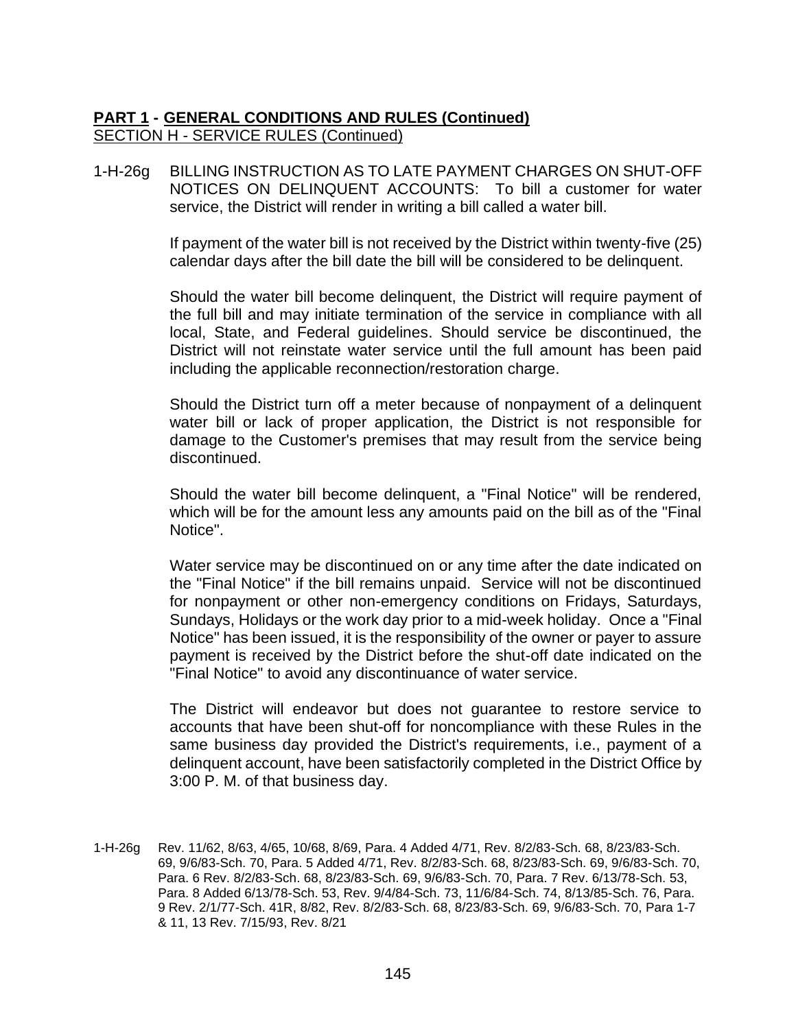**PART 1 - GENERAL CONDITIONS AND RULES (Continued)**

SECTION H - SERVICE RULES (Continued)

1-H-26g BILLING INSTRUCTION AS TO LATE PAYMENT CHARGES ON SHUT-OFF NOTICES ON DELINQUENT ACCOUNTS: To bill a customer for water service, the District will render in writing a bill called a water bill.

If payment of the water bill is not received by the District within twenty-five (25) calendar days after the bill date the bill will be considered to be delinquent.

Should the water bill become delinquent, the District will require payment of the full bill and may initiate termination of the service in compliance with all local, State, and Federal guidelines. Should service be discontinued, the District will not reinstate water service until the full amount has been paid including the applicable reconnection/restoration charge.

Should the District turn off a meter because of nonpayment of a delinquent water bill or lack of proper application, the District is not responsible for damage to the Customer's premises that may result from the service being discontinued.

Should the water bill become delinquent, a "Final Notice" will be rendered, which will be for the amount less any amounts paid on the bill as of the "Final Notice".

Water service may be discontinued on or any time after the date indicated on the "Final Notice" if the bill remains unpaid. Service will not be discontinued for nonpayment or other non-emergency conditions on Fridays, Saturdays, Sundays, Holidays or the work day prior to a mid-week holiday. Once a "Final Notice" has been issued, it is the responsibility of the owner or payer to assure payment is received by the District before the shut-off date indicated on the "Final Notice" to avoid any discontinuance of water service.

The District will endeavor but does not guarantee to restore service to accounts that have been shut-off for noncompliance with these Rules in the same business day provided the District's requirements, i.e., payment of a delinquent account, have been satisfactorily completed in the District Office by 3:00 P. M. of that business day.

1-H-26g Rev. 11/62, 8/63, 4/65, 10/68, 8/69, Para. 4 Added 4/71, Rev. 8/2/83-Sch. 68, 8/23/83-Sch. 69, 9/6/83-Sch. 70, Para. 5 Added 4/71, Rev. 8/2/83-Sch. 68, 8/23/83-Sch. 69, 9/6/83-Sch. 70, Para. 6 Rev. 8/2/83-Sch. 68, 8/23/83-Sch. 69, 9/6/83-Sch. 70, Para. 7 Rev. 6/13/78-Sch. 53, Para. 8 Added 6/13/78-Sch. 53, Rev. 9/4/84-Sch. 73, 11/6/84-Sch. 74, 8/13/85-Sch. 76, Para. 9 Rev. 2/1/77-Sch. 41R, 8/82, Rev. 8/2/83-Sch. 68, 8/23/83-Sch. 69, 9/6/83-Sch. 70, Para 1-7 & 11, 13 Rev. 7/15/93, Rev. 8/21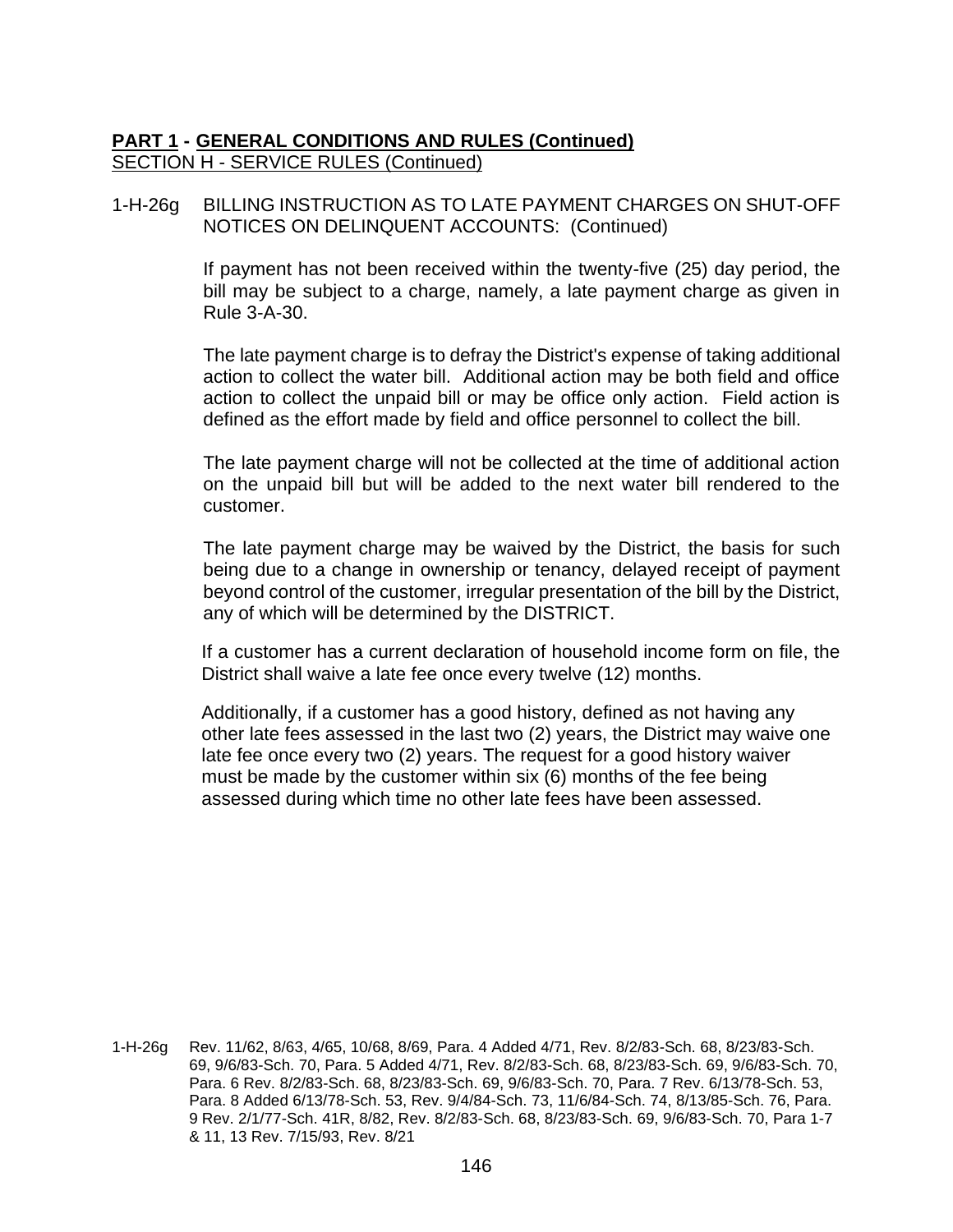**PART 1 - GENERAL CONDITIONS AND RULES (Continued)**
SECTION H - SERVICE RULES (Continued)

1-H-26g BILLING INSTRUCTION AS TO LATE PAYMENT CHARGES ON SHUT-OFF NOTICES ON DELINQUENT ACCOUNTS: (Continued)

If payment has not been received within the twenty-five (25) day period, the bill may be subject to a charge, namely, a late payment charge as given in Rule 3-A-30.

The late payment charge is to defray the District's expense of taking additional action to collect the water bill. Additional action may be both field and office action to collect the unpaid bill or may be office only action. Field action is defined as the effort made by field and office personnel to collect the bill.

The late payment charge will not be collected at the time of additional action on the unpaid bill but will be added to the next water bill rendered to the customer.

The late payment charge may be waived by the District, the basis for such being due to a change in ownership or tenancy, delayed receipt of payment beyond control of the customer, irregular presentation of the bill by the District, any of which will be determined by the DISTRICT.

If a customer has a current declaration of household income form on file, the District shall waive a late fee once every twelve (12) months.

Additionally, if a customer has a good history, defined as not having any other late fees assessed in the last two (2) years, the District may waive one late fee once every two (2) years. The request for a good history waiver must be made by the customer within six (6) months of the fee being assessed during which time no other late fees have been assessed.

1-H-26g Rev. 11/62, 8/63, 4/65, 10/68, 8/69, Para. 4 Added 4/71, Rev. 8/2/83-Sch. 68, 8/23/83-Sch. 69, 9/6/83-Sch. 70, Para. 5 Added 4/71, Rev. 8/2/83-Sch. 68, 8/23/83-Sch. 69, 9/6/83-Sch. 70, Para. 6 Rev. 8/2/83-Sch. 68, 8/23/83-Sch. 69, 9/6/83-Sch. 70, Para. 7 Rev. 6/13/78-Sch. 53, Para. 8 Added 6/13/78-Sch. 53, Rev. 9/4/84-Sch. 73, 11/6/84-Sch. 74, 8/13/85-Sch. 76, Para. 9 Rev. 2/1/77-Sch. 41R, 8/82, Rev. 8/2/83-Sch. 68, 8/23/83-Sch. 69, 9/6/83-Sch. 70, Para 1-7 & 11, 13 Rev. 7/15/93, Rev. 8/21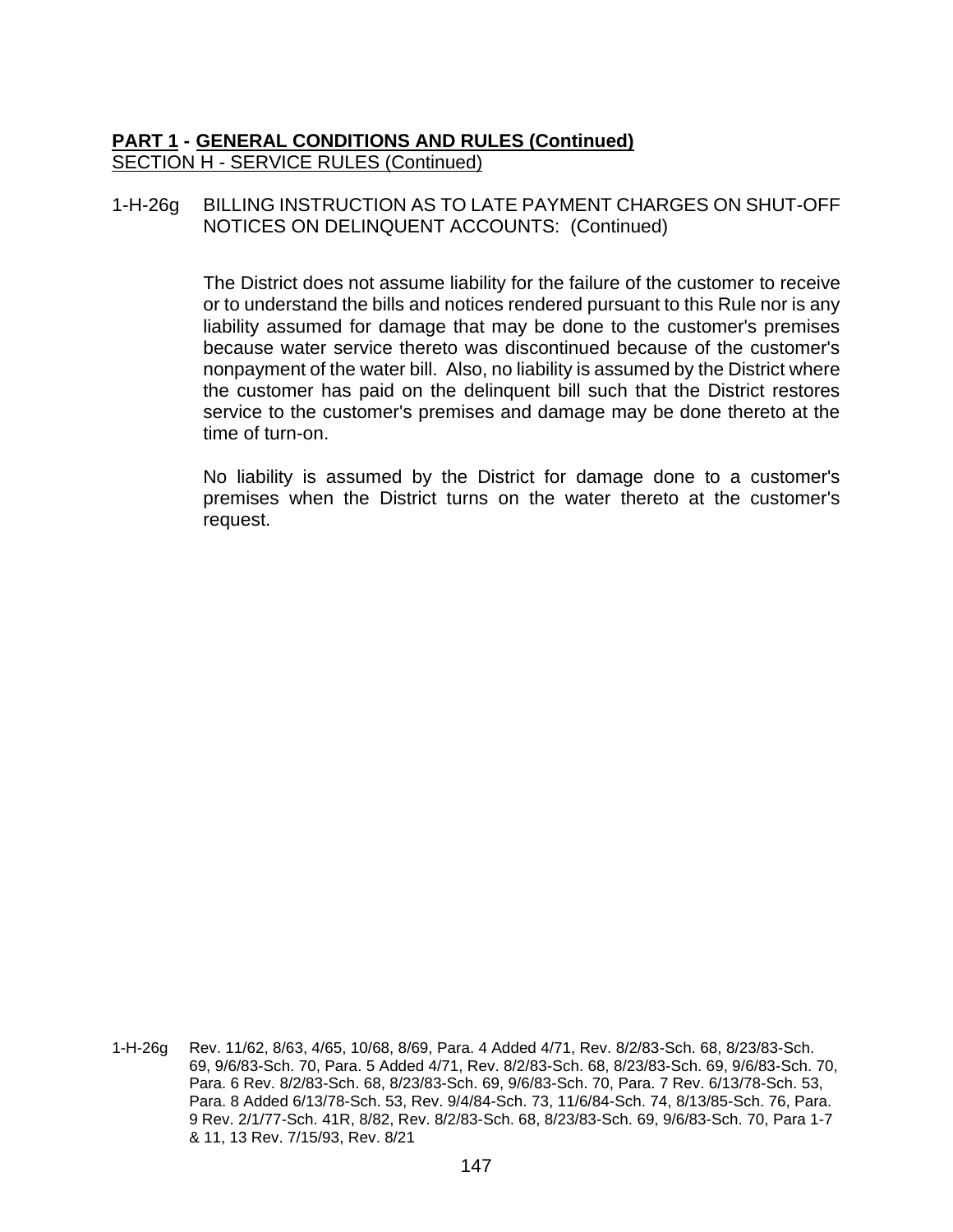**PART 1 - GENERAL CONDITIONS AND RULES (Continued)**

SECTION H - SERVICE RULES (Continued)

1-H-26g BILLING INSTRUCTION AS TO LATE PAYMENT CHARGES ON SHUT-OFF NOTICES ON DELINQUENT ACCOUNTS: (Continued)

The District does not assume liability for the failure of the customer to receive or to understand the bills and notices rendered pursuant to this Rule nor is any liability assumed for damage that may be done to the customer's premises because water service thereto was discontinued because of the customer's nonpayment of the water bill. Also, no liability is assumed by the District where the customer has paid on the delinquent bill such that the District restores service to the customer's premises and damage may be done thereto at the time of turn-on.

No liability is assumed by the District for damage done to a customer's premises when the District turns on the water thereto at the customer's request.

1-H-26g Rev. 11/62, 8/63, 4/65, 10/68, 8/69, Para. 4 Added 4/71, Rev. 8/2/83-Sch. 68, 8/23/83-Sch. 69, 9/6/83-Sch. 70, Para. 5 Added 4/71, Rev. 8/2/83-Sch. 68, 8/23/83-Sch. 69, 9/6/83-Sch. 70, Para. 6 Rev. 8/2/83-Sch. 68, 8/23/83-Sch. 69, 9/6/83-Sch. 70, Para. 7 Rev. 6/13/78-Sch. 53, Para. 8 Added 6/13/78-Sch. 53, Rev. 9/4/84-Sch. 73, 11/6/84-Sch. 74, 8/13/85-Sch. 76, Para. 9 Rev. 2/1/77-Sch. 41R, 8/82, Rev. 8/2/83-Sch. 68, 8/23/83-Sch. 69, 9/6/83-Sch. 70, Para 1-7 & 11, 13 Rev. 7/15/93, Rev. 8/21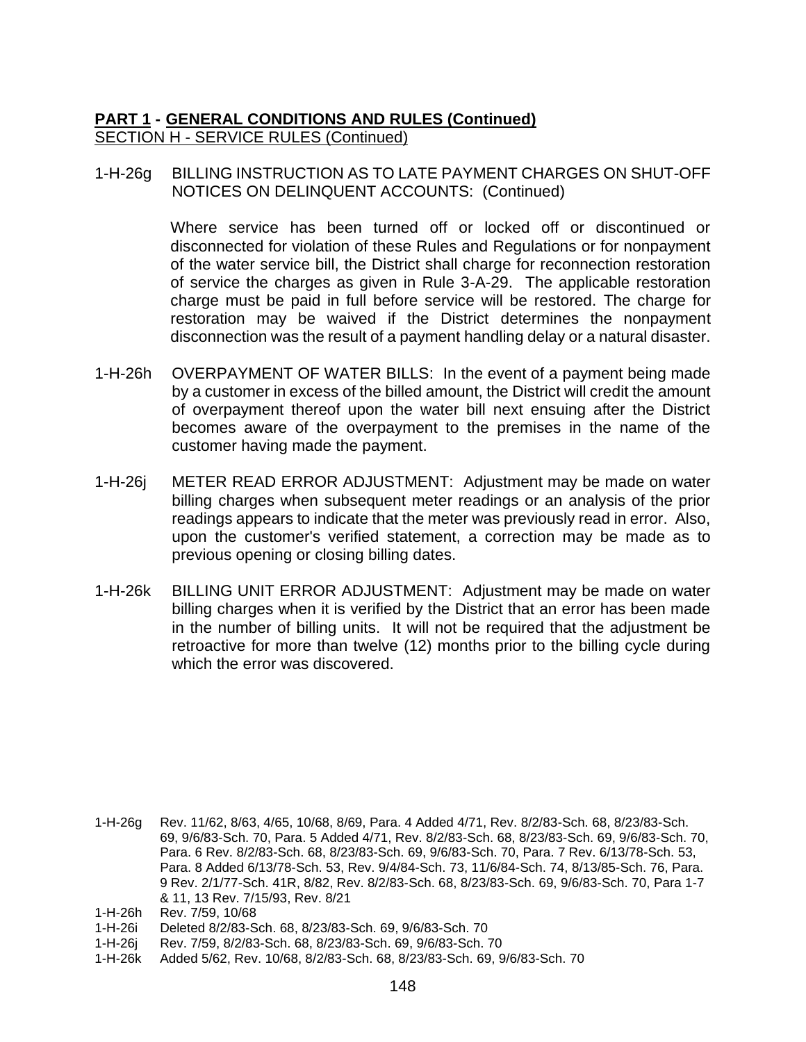**PART 1 - GENERAL CONDITIONS AND RULES (Continued)**
SECTION H - SERVICE RULES (Continued)

1-H-26g BILLING INSTRUCTION AS TO LATE PAYMENT CHARGES ON SHUT-OFF NOTICES ON DELINQUENT ACCOUNTS: (Continued)

Where service has been turned off or locked off or discontinued or disconnected for violation of these Rules and Regulations or for nonpayment of the water service bill, the District shall charge for reconnection restoration of service the charges as given in Rule 3-A-29. The applicable restoration charge must be paid in full before service will be restored. The charge for restoration may be waived if the District determines the nonpayment disconnection was the result of a payment handling delay or a natural disaster.

1-H-26h OVERPAYMENT OF WATER BILLS: In the event of a payment being made by a customer in excess of the billed amount, the District will credit the amount of overpayment thereof upon the water bill next ensuing after the District becomes aware of the overpayment to the premises in the name of the customer having made the payment.

1-H-26j METER READ ERROR ADJUSTMENT: Adjustment may be made on water billing charges when subsequent meter readings or an analysis of the prior readings appears to indicate that the meter was previously read in error. Also, upon the customer's verified statement, a correction may be made as to previous opening or closing billing dates.

1-H-26k BILLING UNIT ERROR ADJUSTMENT: Adjustment may be made on water billing charges when it is verified by the District that an error has been made in the number of billing units. It will not be required that the adjustment be retroactive for more than twelve (12) months prior to the billing cycle during which the error was discovered.

1-H-26g Rev. 11/62, 8/63, 4/65, 10/68, 8/69, Para. 4 Added 4/71, Rev. 8/2/83-Sch. 68, 8/23/83-Sch. 69, 9/6/83-Sch. 70, Para. 5 Added 4/71, Rev. 8/2/83-Sch. 68, 8/23/83-Sch. 69, 9/6/83-Sch. 70, Para. 6 Rev. 8/2/83-Sch. 68, 8/23/83-Sch. 69, 9/6/83-Sch. 70, Para. 7 Rev. 6/13/78-Sch. 53, Para. 8 Added 6/13/78-Sch. 53, Rev. 9/4/84-Sch. 73, 11/6/84-Sch. 74, 8/13/85-Sch. 76, Para. 9 Rev. 2/1/77-Sch. 41R, 8/82, Rev. 8/2/83-Sch. 68, 8/23/83-Sch. 69, 9/6/83-Sch. 70, Para 1-7 & 11, 13 Rev. 7/15/93, Rev. 8/21

1-H-26h Rev. 7/59, 10/68

1-H-26i Deleted 8/2/83-Sch. 68, 8/23/83-Sch. 69, 9/6/83-Sch. 70

1-H-26j Rev. 7/59, 8/2/83-Sch. 68, 8/23/83-Sch. 69, 9/6/83-Sch. 70

1-H-26k Added 5/62, Rev. 10/68, 8/2/83-Sch. 68, 8/23/83-Sch. 69, 9/6/83-Sch. 70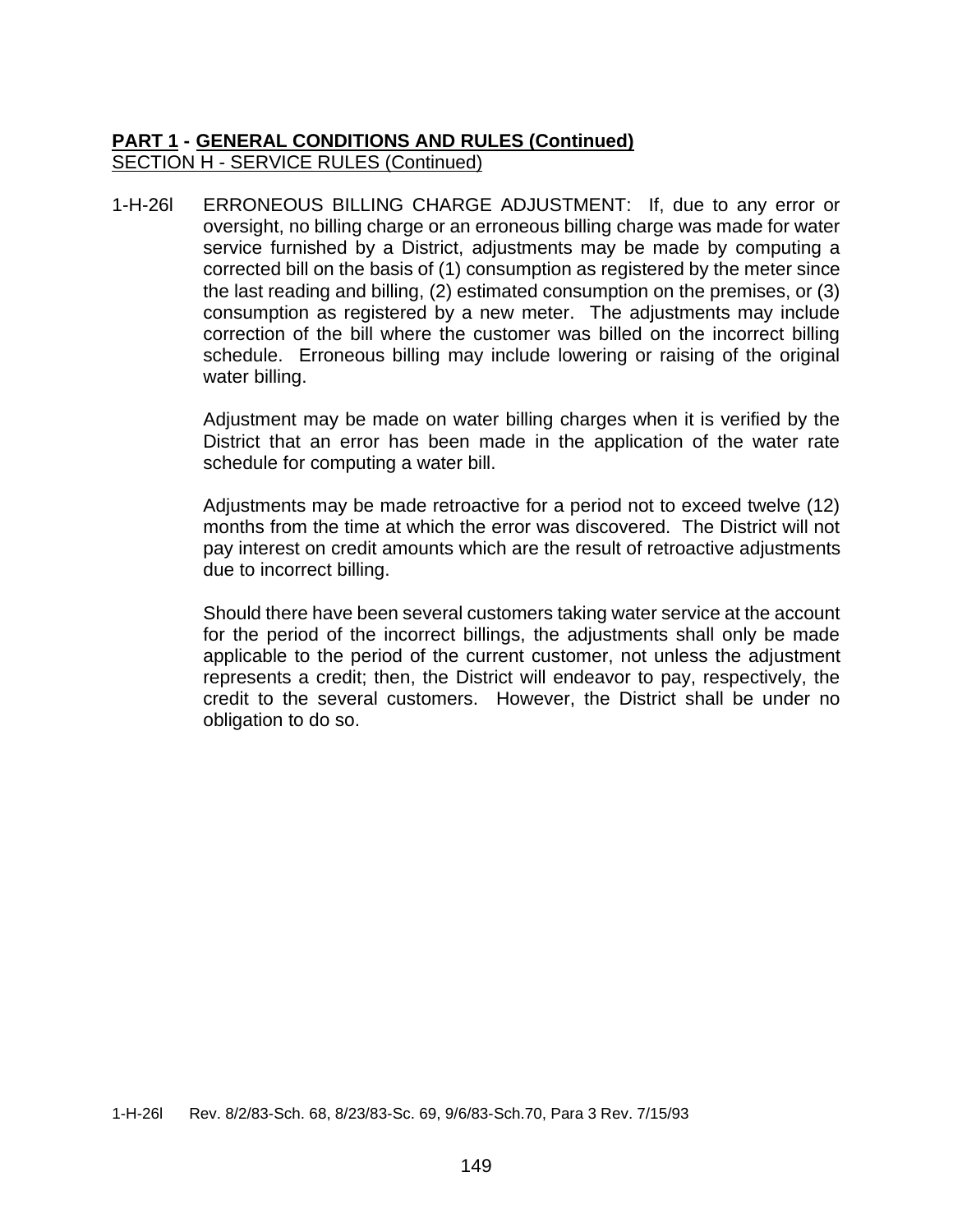**PART 1 - GENERAL CONDITIONS AND RULES (Continued)**
SECTION H - SERVICE RULES (Continued)

1-H-26l ERRONEOUS BILLING CHARGE ADJUSTMENT: If, due to any error or oversight, no billing charge or an erroneous billing charge was made for water service furnished by a District, adjustments may be made by computing a corrected bill on the basis of (1) consumption as registered by the meter since the last reading and billing, (2) estimated consumption on the premises, or (3) consumption as registered by a new meter. The adjustments may include correction of the bill where the customer was billed on the incorrect billing schedule. Erroneous billing may include lowering or raising of the original water billing.

Adjustment may be made on water billing charges when it is verified by the District that an error has been made in the application of the water rate schedule for computing a water bill.

Adjustments may be made retroactive for a period not to exceed twelve (12) months from the time at which the error was discovered. The District will not pay interest on credit amounts which are the result of retroactive adjustments due to incorrect billing.

Should there have been several customers taking water service at the account for the period of the incorrect billings, the adjustments shall only be made applicable to the period of the current customer, not unless the adjustment represents a credit; then, the District will endeavor to pay, respectively, the credit to the several customers. However, the District shall be under no obligation to do so.

1-H-26l Rev. 8/2/83-Sch. 68, 8/23/83-Sc. 69, 9/6/83-Sch.70, Para 3 Rev. 7/15/93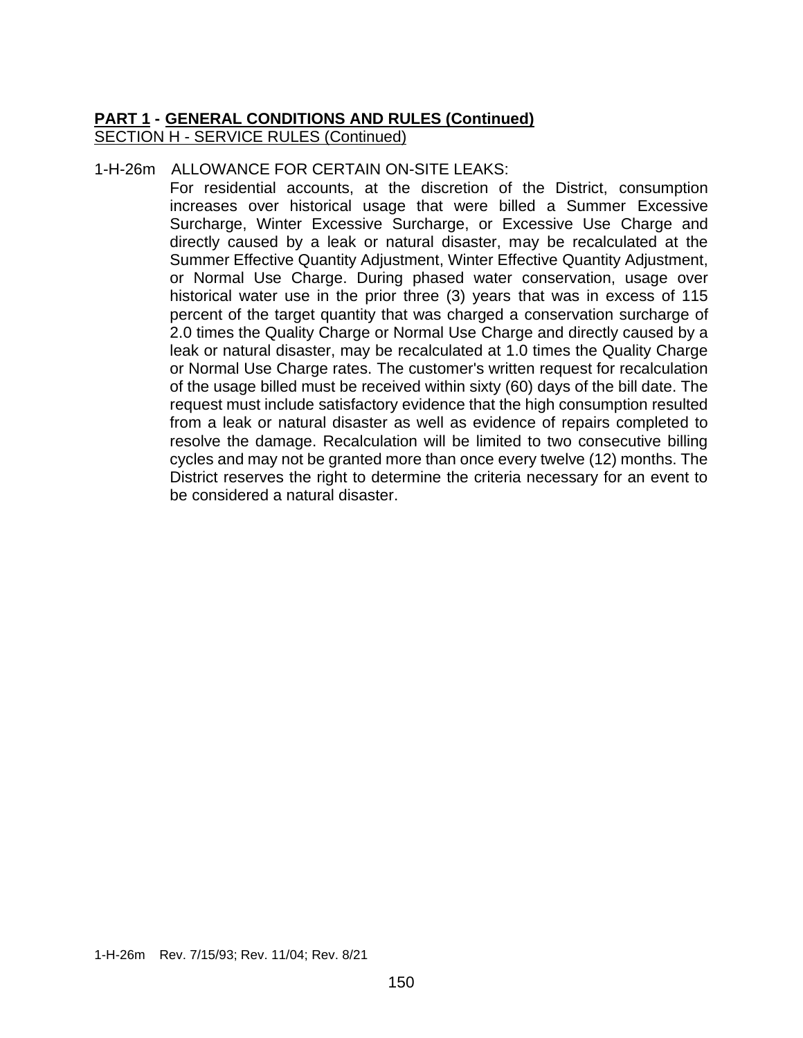**PART 1 - GENERAL CONDITIONS AND RULES (Continued)**

SECTION H - SERVICE RULES (Continued)

1-H-26m ALLOWANCE FOR CERTAIN ON-SITE LEAKS:

For residential accounts, at the discretion of the District, consumption increases over historical usage that were billed a Summer Excessive Surcharge, Winter Excessive Surcharge, or Excessive Use Charge and directly caused by a leak or natural disaster, may be recalculated at the Summer Effective Quantity Adjustment, Winter Effective Quantity Adjustment, or Normal Use Charge. During phased water conservation, usage over historical water use in the prior three (3) years that was in excess of 115 percent of the target quantity that was charged a conservation surcharge of 2.0 times the Quality Charge or Normal Use Charge and directly caused by a leak or natural disaster, may be recalculated at 1.0 times the Quality Charge or Normal Use Charge rates. The customer's written request for recalculation of the usage billed must be received within sixty (60) days of the bill date. The request must include satisfactory evidence that the high consumption resulted from a leak or natural disaster as well as evidence of repairs completed to resolve the damage. Recalculation will be limited to two consecutive billing cycles and may not be granted more than once every twelve (12) months. The District reserves the right to determine the criteria necessary for an event to be considered a natural disaster.

1-H-26m Rev. 7/15/93; Rev. 11/04; Rev. 8/21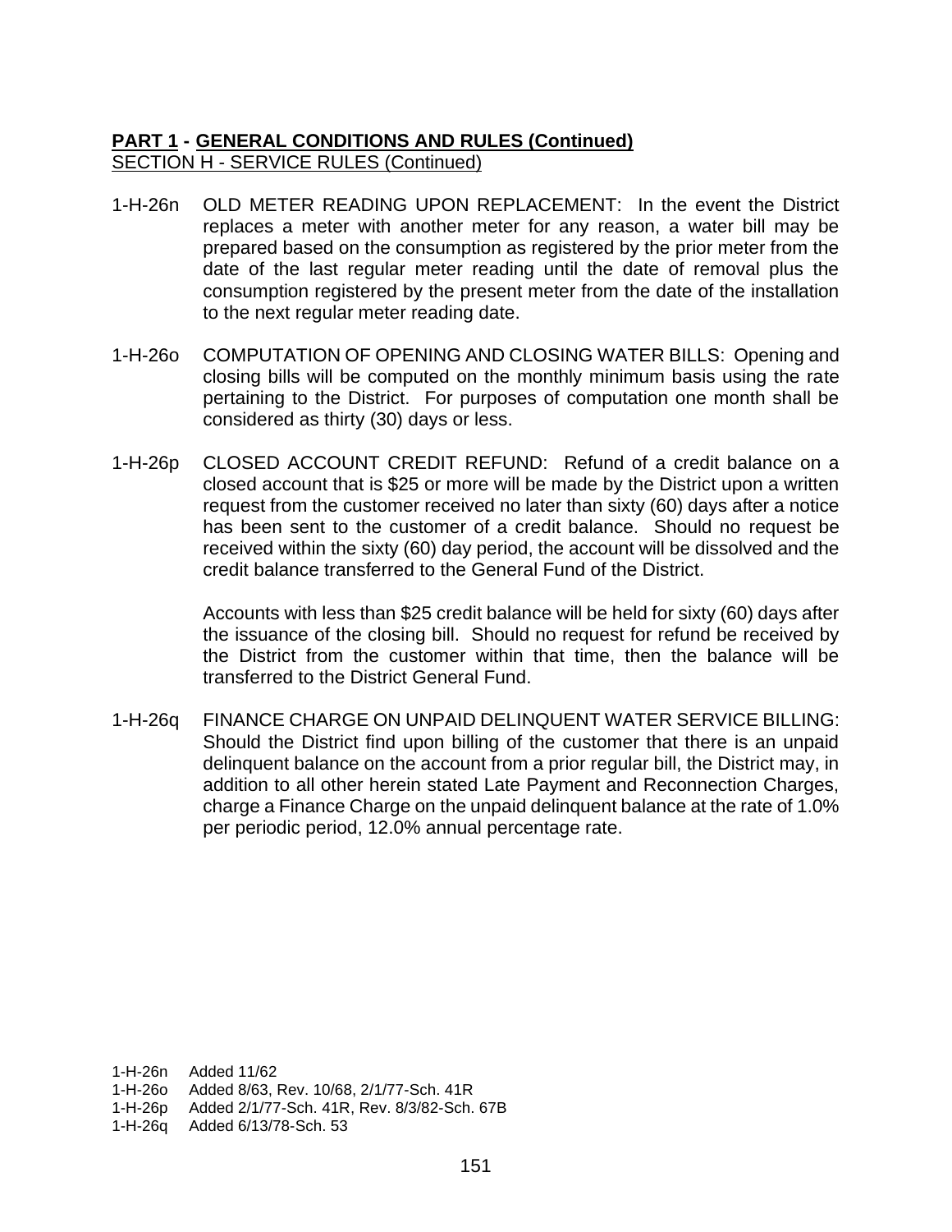**<u>PART 1</u> - <u>GENERAL CONDITIONS AND RULES (Continued)</u>**
<u>SECTION H - SERVICE RULES (Continued)</u>

1-H-26n OLD METER READING UPON REPLACEMENT: In the event the District replaces a meter with another meter for any reason, a water bill may be prepared based on the consumption as registered by the prior meter from the date of the last regular meter reading until the date of removal plus the consumption registered by the present meter from the date of the installation to the next regular meter reading date.

1-H-26o COMPUTATION OF OPENING AND CLOSING WATER BILLS: Opening and closing bills will be computed on the monthly minimum basis using the rate pertaining to the District. For purposes of computation one month shall be considered as thirty (30) days or less.

1-H-26p CLOSED ACCOUNT CREDIT REFUND: Refund of a credit balance on a closed account that is $25 or more will be made by the District upon a written request from the customer received no later than sixty (60) days after a notice has been sent to the customer of a credit balance. Should no request be received within the sixty (60) day period, the account will be dissolved and the credit balance transferred to the General Fund of the District.

Accounts with less than $25 credit balance will be held for sixty (60) days after the issuance of the closing bill. Should no request for refund be received by the District from the customer within that time, then the balance will be transferred to the District General Fund.

1-H-26q FINANCE CHARGE ON UNPAID DELINQUENT WATER SERVICE BILLING: Should the District find upon billing of the customer that there is an unpaid delinquent balance on the account from a prior regular bill, the District may, in addition to all other herein stated Late Payment and Reconnection Charges, charge a Finance Charge on the unpaid delinquent balance at the rate of 1.0% per periodic period, 12.0% annual percentage rate.

1-H-26n Added 11/62
1-H-26o Added 8/63, Rev. 10/68, 2/1/77-Sch. 41R
1-H-26p Added 2/1/77-Sch. 41R, Rev. 8/3/82-Sch. 67B
1-H-26q Added 6/13/78-Sch. 53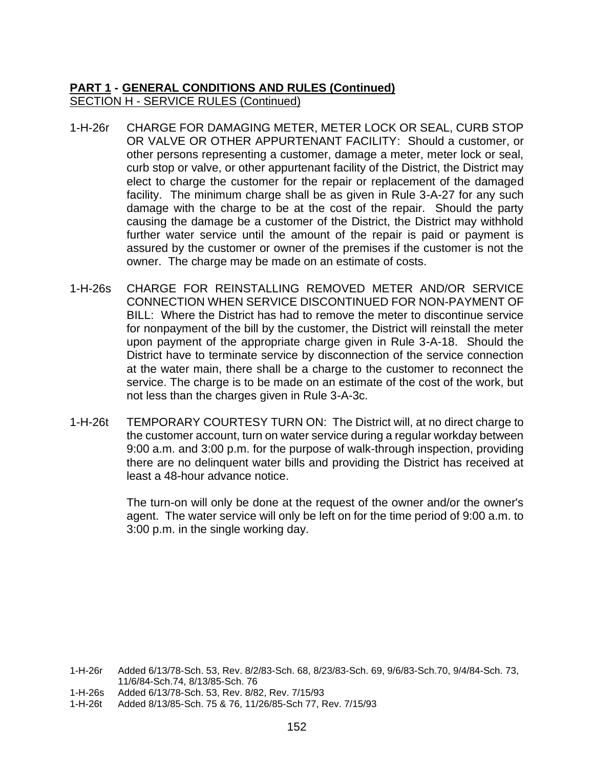**PART 1 - GENERAL CONDITIONS AND RULES (Continued)**
SECTION H - SERVICE RULES (Continued)

1-H-26r CHARGE FOR DAMAGING METER, METER LOCK OR SEAL, CURB STOP OR VALVE OR OTHER APPURTENANT FACILITY: Should a customer, or other persons representing a customer, damage a meter, meter lock or seal, curb stop or valve, or other appurtenant facility of the District, the District may elect to charge the customer for the repair or replacement of the damaged facility. The minimum charge shall be as given in Rule 3-A-27 for any such damage with the charge to be at the cost of the repair. Should the party causing the damage be a customer of the District, the District may withhold further water service until the amount of the repair is paid or payment is assured by the customer or owner of the premises if the customer is not the owner. The charge may be made on an estimate of costs.

1-H-26s CHARGE FOR REINSTALLING REMOVED METER AND/OR SERVICE CONNECTION WHEN SERVICE DISCONTINUED FOR NON-PAYMENT OF BILL: Where the District has had to remove the meter to discontinue service for nonpayment of the bill by the customer, the District will reinstall the meter upon payment of the appropriate charge given in Rule 3-A-18. Should the District have to terminate service by disconnection of the service connection at the water main, there shall be a charge to the customer to reconnect the service. The charge is to be made on an estimate of the cost of the work, but not less than the charges given in Rule 3-A-3c.

1-H-26t TEMPORARY COURTESY TURN ON: The District will, at no direct charge to the customer account, turn on water service during a regular workday between 9:00 a.m. and 3:00 p.m. for the purpose of walk-through inspection, providing there are no delinquent water bills and providing the District has received at least a 48-hour advance notice.

The turn-on will only be done at the request of the owner and/or the owner's agent. The water service will only be left on for the time period of 9:00 a.m. to 3:00 p.m. in the single working day.

1-H-26r Added 6/13/78-Sch. 53, Rev. 8/2/83-Sch. 68, 8/23/83-Sch. 69, 9/6/83-Sch.70, 9/4/84-Sch. 73, 11/6/84-Sch.74, 8/13/85-Sch. 76
1-H-26s Added 6/13/78-Sch. 53, Rev. 8/82, Rev. 7/15/93
1-H-26t Added 8/13/85-Sch. 75 & 76, 11/26/85-Sch 77, Rev. 7/15/93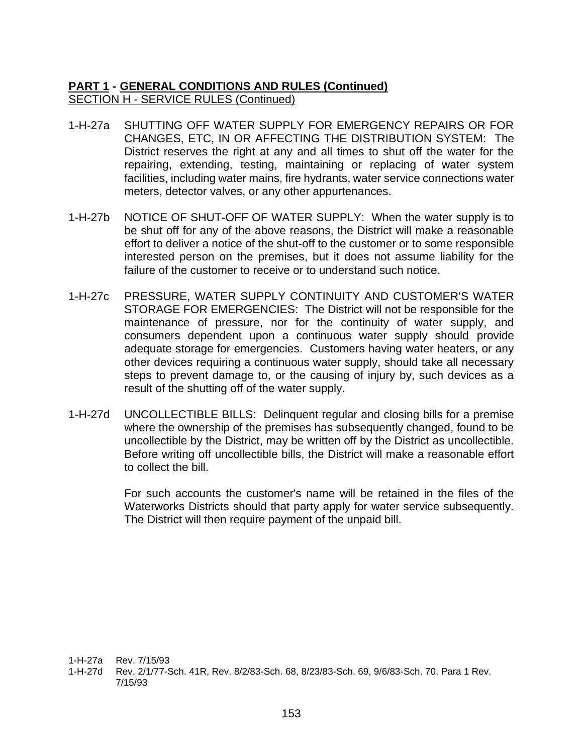**PART 1 - GENERAL CONDITIONS AND RULES (Continued)**
SECTION H - SERVICE RULES (Continued)

1-H-27a SHUTTING OFF WATER SUPPLY FOR EMERGENCY REPAIRS OR FOR CHANGES, ETC, IN OR AFFECTING THE DISTRIBUTION SYSTEM: The District reserves the right at any and all times to shut off the water for the repairing, extending, testing, maintaining or replacing of water system facilities, including water mains, fire hydrants, water service connections water meters, detector valves, or any other appurtenances.

1-H-27b NOTICE OF SHUT-OFF OF WATER SUPPLY: When the water supply is to be shut off for any of the above reasons, the District will make a reasonable effort to deliver a notice of the shut-off to the customer or to some responsible interested person on the premises, but it does not assume liability for the failure of the customer to receive or to understand such notice.

1-H-27c PRESSURE, WATER SUPPLY CONTINUITY AND CUSTOMER'S WATER STORAGE FOR EMERGENCIES: The District will not be responsible for the maintenance of pressure, nor for the continuity of water supply, and consumers dependent upon a continuous water supply should provide adequate storage for emergencies. Customers having water heaters, or any other devices requiring a continuous water supply, should take all necessary steps to prevent damage to, or the causing of injury by, such devices as a result of the shutting off of the water supply.

1-H-27d UNCOLLECTIBLE BILLS: Delinquent regular and closing bills for a premise where the ownership of the premises has subsequently changed, found to be uncollectible by the District, may be written off by the District as uncollectible. Before writing off uncollectible bills, the District will make a reasonable effort to collect the bill.

For such accounts the customer's name will be retained in the files of the Waterworks Districts should that party apply for water service subsequently. The District will then require payment of the unpaid bill.

1-H-27a Rev. 7/15/93
1-H-27d Rev. 2/1/77-Sch. 41R, Rev. 8/2/83-Sch. 68, 8/23/83-Sch. 69, 9/6/83-Sch. 70. Para 1 Rev. 7/15/93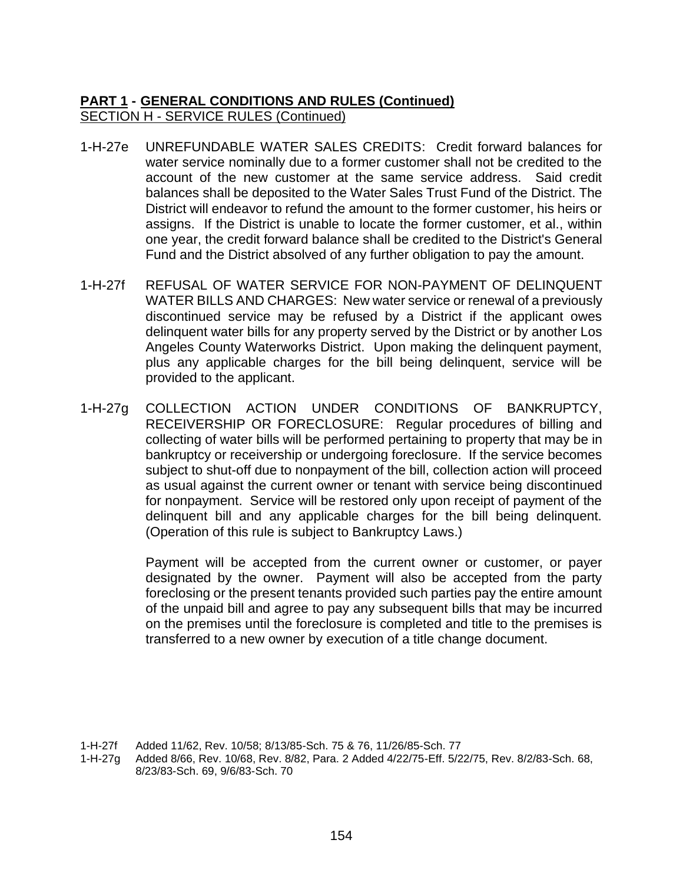**PART 1 - GENERAL CONDITIONS AND RULES (Continued)**
SECTION H - SERVICE RULES (Continued)

1-H-27e UNREFUNDABLE WATER SALES CREDITS: Credit forward balances for water service nominally due to a former customer shall not be credited to the account of the new customer at the same service address. Said credit balances shall be deposited to the Water Sales Trust Fund of the District. The District will endeavor to refund the amount to the former customer, his heirs or assigns. If the District is unable to locate the former customer, et al., within one year, the credit forward balance shall be credited to the District's General Fund and the District absolved of any further obligation to pay the amount.

1-H-27f REFUSAL OF WATER SERVICE FOR NON-PAYMENT OF DELINQUENT WATER BILLS AND CHARGES: New water service or renewal of a previously discontinued service may be refused by a District if the applicant owes delinquent water bills for any property served by the District or by another Los Angeles County Waterworks District. Upon making the delinquent payment, plus any applicable charges for the bill being delinquent, service will be provided to the applicant.

1-H-27g COLLECTION ACTION UNDER CONDITIONS OF BANKRUPTCY, RECEIVERSHIP OR FORECLOSURE: Regular procedures of billing and collecting of water bills will be performed pertaining to property that may be in bankruptcy or receivership or undergoing foreclosure. If the service becomes subject to shut-off due to nonpayment of the bill, collection action will proceed as usual against the current owner or tenant with service being discontinued for nonpayment. Service will be restored only upon receipt of payment of the delinquent bill and any applicable charges for the bill being delinquent. (Operation of this rule is subject to Bankruptcy Laws.)

Payment will be accepted from the current owner or customer, or payer designated by the owner. Payment will also be accepted from the party foreclosing or the present tenants provided such parties pay the entire amount of the unpaid bill and agree to pay any subsequent bills that may be incurred on the premises until the foreclosure is completed and title to the premises is transferred to a new owner by execution of a title change document.

1-H-27f Added 11/62, Rev. 10/58; 8/13/85-Sch. 75 & 76, 11/26/85-Sch. 77
1-H-27g Added 8/66, Rev. 10/68, Rev. 8/82, Para. 2 Added 4/22/75-Eff. 5/22/75, Rev. 8/2/83-Sch. 68, 8/23/83-Sch. 69, 9/6/83-Sch. 70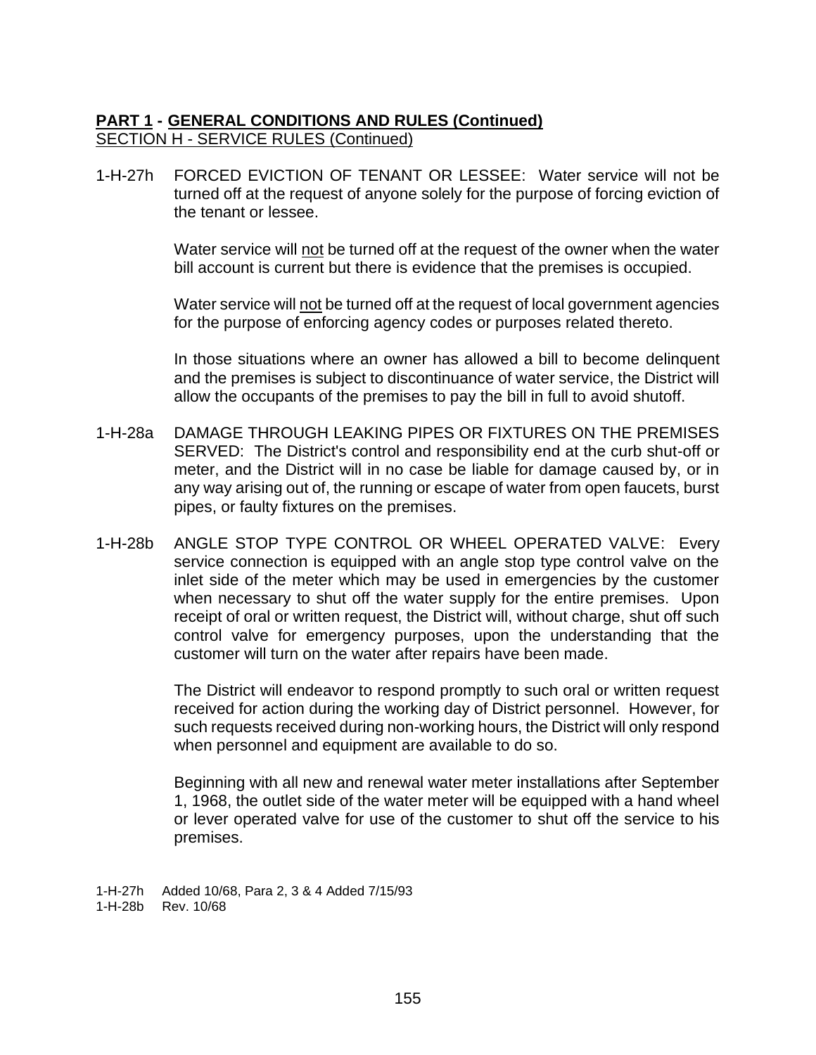**PART 1 - GENERAL CONDITIONS AND RULES (Continued)**

SECTION H - SERVICE RULES (Continued)

1-H-27h FORCED EVICTION OF TENANT OR LESSEE: Water service will not be turned off at the request of anyone solely for the purpose of forcing eviction of the tenant or lessee.

Water service will not be turned off at the request of the owner when the water bill account is current but there is evidence that the premises is occupied.

Water service will not be turned off at the request of local government agencies for the purpose of enforcing agency codes or purposes related thereto.

In those situations where an owner has allowed a bill to become delinquent and the premises is subject to discontinuance of water service, the District will allow the occupants of the premises to pay the bill in full to avoid shutoff.

1-H-28a DAMAGE THROUGH LEAKING PIPES OR FIXTURES ON THE PREMISES SERVED: The District's control and responsibility end at the curb shut-off or meter, and the District will in no case be liable for damage caused by, or in any way arising out of, the running or escape of water from open faucets, burst pipes, or faulty fixtures on the premises.

1-H-28b ANGLE STOP TYPE CONTROL OR WHEEL OPERATED VALVE: Every service connection is equipped with an angle stop type control valve on the inlet side of the meter which may be used in emergencies by the customer when necessary to shut off the water supply for the entire premises. Upon receipt of oral or written request, the District will, without charge, shut off such control valve for emergency purposes, upon the understanding that the customer will turn on the water after repairs have been made.

The District will endeavor to respond promptly to such oral or written request received for action during the working day of District personnel. However, for such requests received during non-working hours, the District will only respond when personnel and equipment are available to do so.

Beginning with all new and renewal water meter installations after September 1, 1968, the outlet side of the water meter will be equipped with a hand wheel or lever operated valve for use of the customer to shut off the service to his premises.

1-H-27h Added 10/68, Para 2, 3 & 4 Added 7/15/93

1-H-28b Rev. 10/68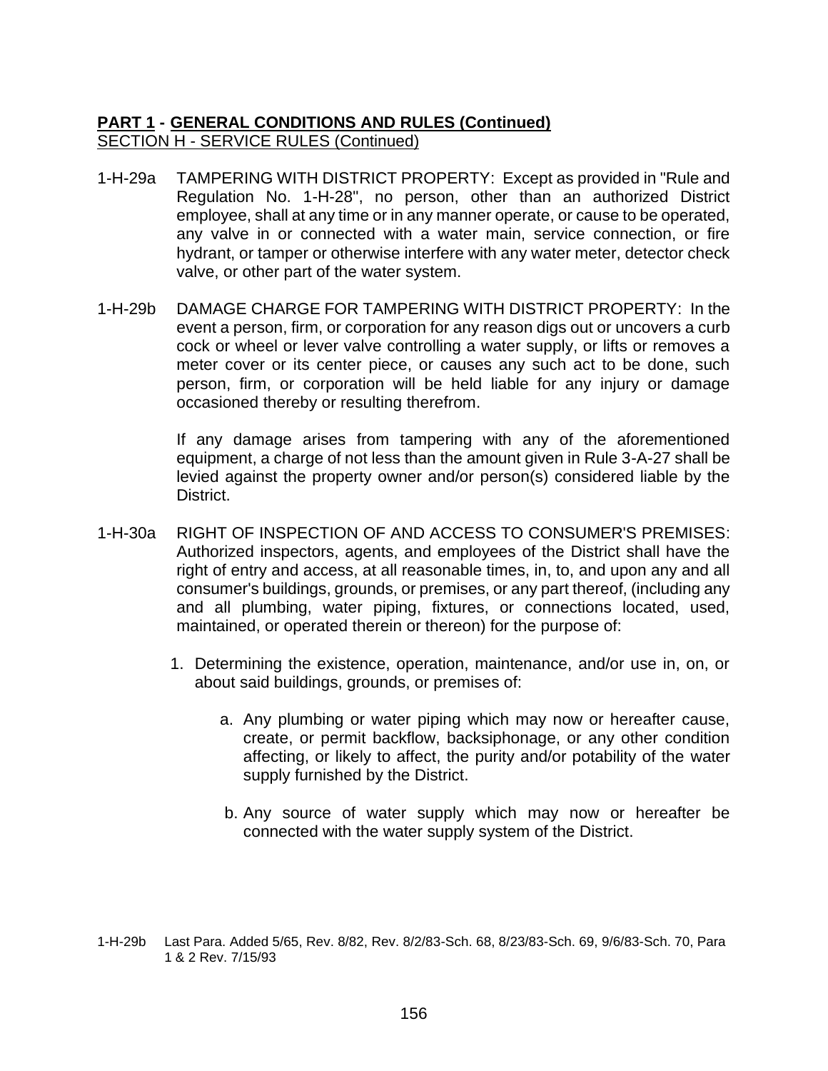**PART 1 - GENERAL CONDITIONS AND RULES (Continued)**
SECTION H - SERVICE RULES (Continued)

1-H-29a TAMPERING WITH DISTRICT PROPERTY: Except as provided in "Rule and Regulation No. 1-H-28", no person, other than an authorized District employee, shall at any time or in any manner operate, or cause to be operated, any valve in or connected with a water main, service connection, or fire hydrant, or tamper or otherwise interfere with any water meter, detector check valve, or other part of the water system.

1-H-29b DAMAGE CHARGE FOR TAMPERING WITH DISTRICT PROPERTY: In the event a person, firm, or corporation for any reason digs out or uncovers a curb cock or wheel or lever valve controlling a water supply, or lifts or removes a meter cover or its center piece, or causes any such act to be done, such person, firm, or corporation will be held liable for any injury or damage occasioned thereby or resulting therefrom.

If any damage arises from tampering with any of the aforementioned equipment, a charge of not less than the amount given in Rule 3-A-27 shall be levied against the property owner and/or person(s) considered liable by the District.

1-H-30a RIGHT OF INSPECTION OF AND ACCESS TO CONSUMER'S PREMISES: Authorized inspectors, agents, and employees of the District shall have the right of entry and access, at all reasonable times, in, to, and upon any and all consumer's buildings, grounds, or premises, or any part thereof, (including any and all plumbing, water piping, fixtures, or connections located, used, maintained, or operated therein or thereon) for the purpose of:

1. Determining the existence, operation, maintenance, and/or use in, on, or about said buildings, grounds, or premises of:

    a. Any plumbing or water piping which may now or hereafter cause, create, or permit backflow, backsiphonage, or any other condition affecting, or likely to affect, the purity and/or potability of the water supply furnished by the District.

    b. Any source of water supply which may now or hereafter be connected with the water supply system of the District.

1-H-29b Last Para. Added 5/65, Rev. 8/82, Rev. 8/2/83-Sch. 68, 8/23/83-Sch. 69, 9/6/83-Sch. 70, Para 1 & 2 Rev. 7/15/93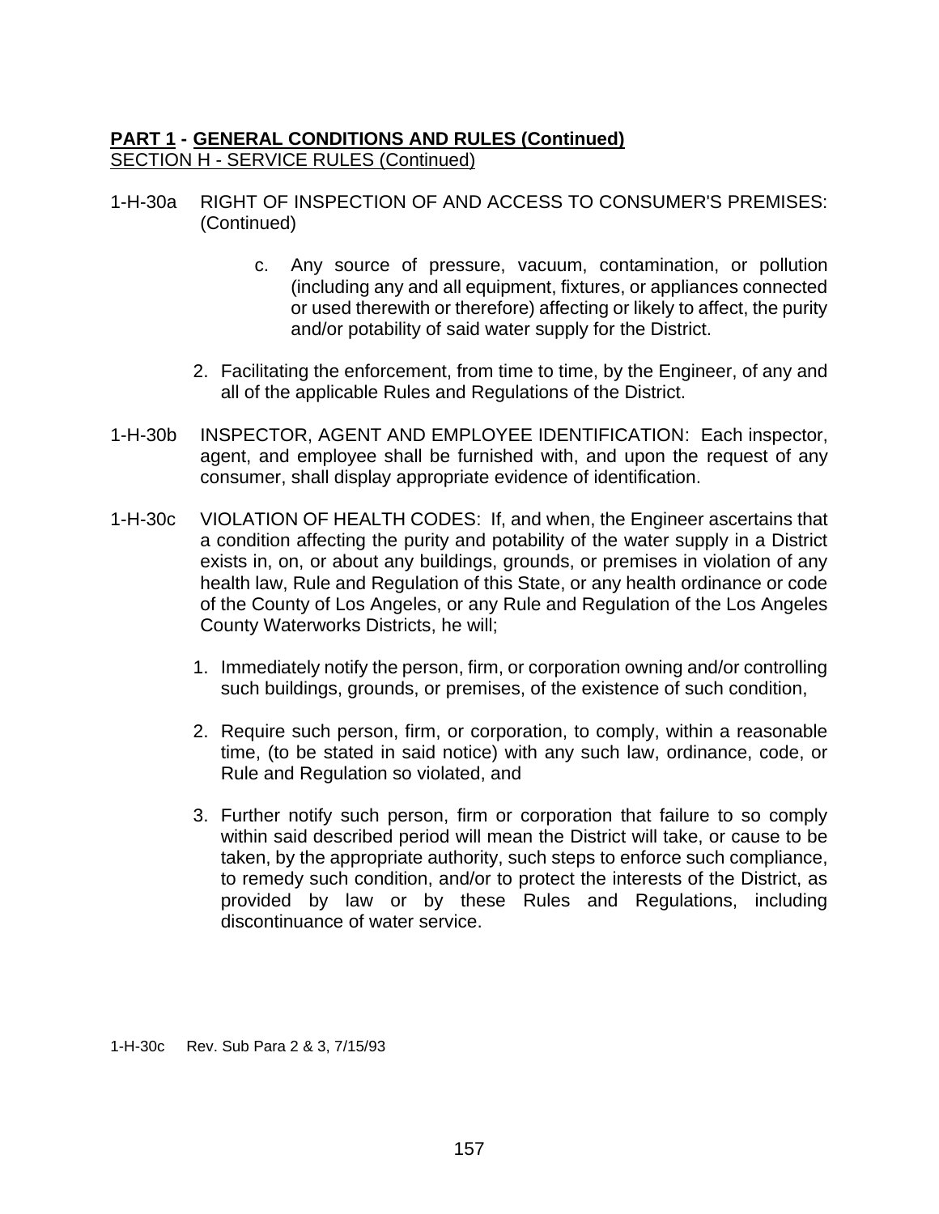**PART 1 - GENERAL CONDITIONS AND RULES (Continued)**
SECTION H - SERVICE RULES (Continued)

1-H-30a RIGHT OF INSPECTION OF AND ACCESS TO CONSUMER'S PREMISES: (Continued)

c. Any source of pressure, vacuum, contamination, or pollution (including any and all equipment, fixtures, or appliances connected or used therewith or therefore) affecting or likely to affect, the purity and/or potability of said water supply for the District.

2. Facilitating the enforcement, from time to time, by the Engineer, of any and all of the applicable Rules and Regulations of the District.

1-H-30b INSPECTOR, AGENT AND EMPLOYEE IDENTIFICATION: Each inspector, agent, and employee shall be furnished with, and upon the request of any consumer, shall display appropriate evidence of identification.

1-H-30c VIOLATION OF HEALTH CODES: If, and when, the Engineer ascertains that a condition affecting the purity and potability of the water supply in a District exists in, on, or about any buildings, grounds, or premises in violation of any health law, Rule and Regulation of this State, or any health ordinance or code of the County of Los Angeles, or any Rule and Regulation of the Los Angeles County Waterworks Districts, he will;

1. Immediately notify the person, firm, or corporation owning and/or controlling such buildings, grounds, or premises, of the existence of such condition,

2. Require such person, firm, or corporation, to comply, within a reasonable time, (to be stated in said notice) with any such law, ordinance, code, or Rule and Regulation so violated, and

3. Further notify such person, firm or corporation that failure to so comply within said described period will mean the District will take, or cause to be taken, by the appropriate authority, such steps to enforce such compliance, to remedy such condition, and/or to protect the interests of the District, as provided by law or by these Rules and Regulations, including discontinuance of water service.

1-H-30c Rev. Sub Para 2 & 3, 7/15/93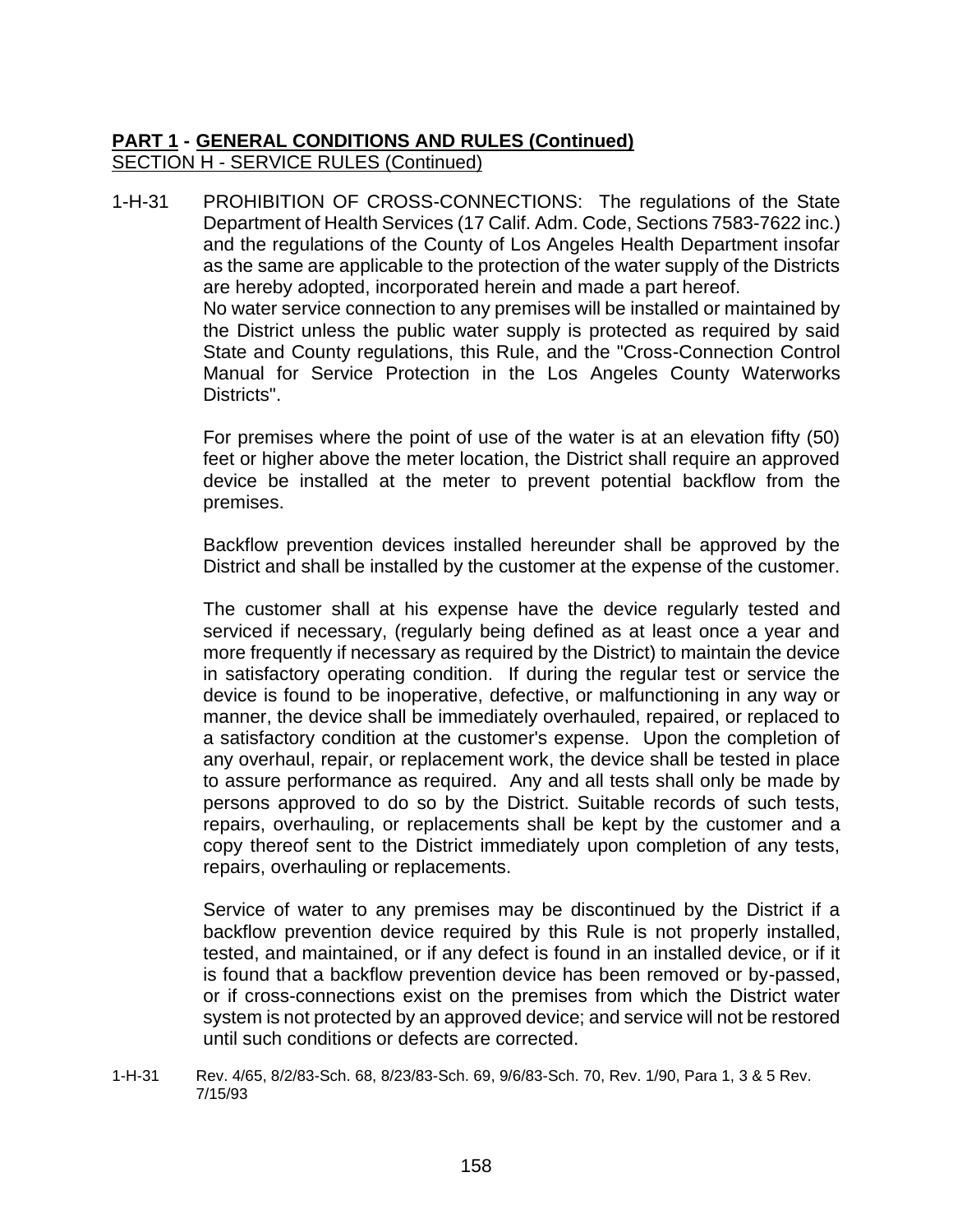**PART 1 - GENERAL CONDITIONS AND RULES (Continued)**
SECTION H - SERVICE RULES (Continued)

1-H-31 PROHIBITION OF CROSS-CONNECTIONS: The regulations of the State Department of Health Services (17 Calif. Adm. Code, Sections 7583-7622 inc.) and the regulations of the County of Los Angeles Health Department insofar as the same are applicable to the protection of the water supply of the Districts are hereby adopted, incorporated herein and made a part hereof. No water service connection to any premises will be installed or maintained by the District unless the public water supply is protected as required by said State and County regulations, this Rule, and the "Cross-Connection Control Manual for Service Protection in the Los Angeles County Waterworks Districts".

For premises where the point of use of the water is at an elevation fifty (50) feet or higher above the meter location, the District shall require an approved device be installed at the meter to prevent potential backflow from the premises.

Backflow prevention devices installed hereunder shall be approved by the District and shall be installed by the customer at the expense of the customer.

The customer shall at his expense have the device regularly tested and serviced if necessary, (regularly being defined as at least once a year and more frequently if necessary as required by the District) to maintain the device in satisfactory operating condition. If during the regular test or service the device is found to be inoperative, defective, or malfunctioning in any way or manner, the device shall be immediately overhauled, repaired, or replaced to a satisfactory condition at the customer's expense. Upon the completion of any overhaul, repair, or replacement work, the device shall be tested in place to assure performance as required. Any and all tests shall only be made by persons approved to do so by the District. Suitable records of such tests, repairs, overhauling, or replacements shall be kept by the customer and a copy thereof sent to the District immediately upon completion of any tests, repairs, overhauling or replacements.

Service of water to any premises may be discontinued by the District if a backflow prevention device required by this Rule is not properly installed, tested, and maintained, or if any defect is found in an installed device, or if it is found that a backflow prevention device has been removed or by-passed, or if cross-connections exist on the premises from which the District water system is not protected by an approved device; and service will not be restored until such conditions or defects are corrected.

1-H-31 Rev. 4/65, 8/2/83-Sch. 68, 8/23/83-Sch. 69, 9/6/83-Sch. 70, Rev. 1/90, Para 1, 3 & 5 Rev. 7/15/93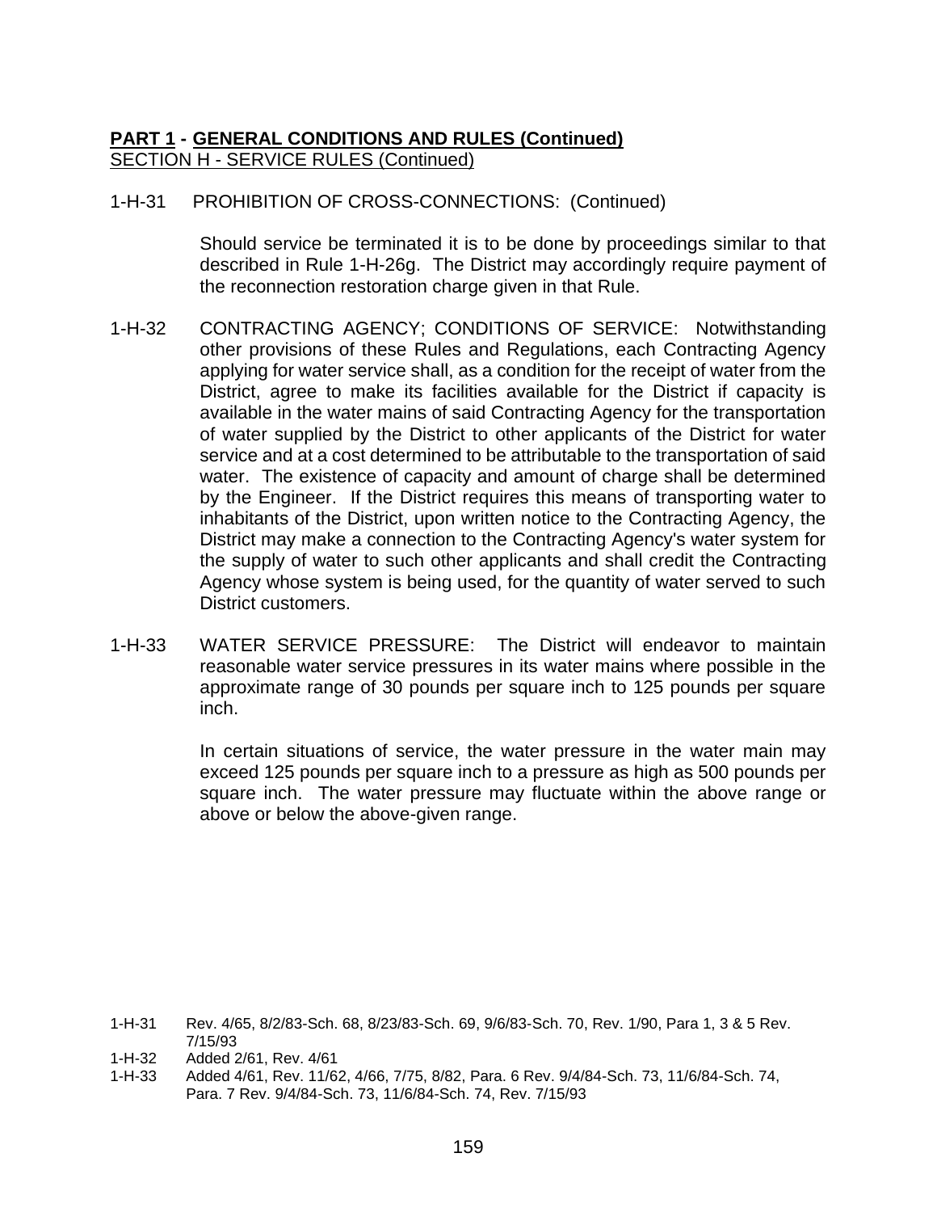**PART 1 - GENERAL CONDITIONS AND RULES (Continued)**
SECTION H - SERVICE RULES (Continued)

1-H-31 PROHIBITION OF CROSS-CONNECTIONS: (Continued)

Should service be terminated it is to be done by proceedings similar to that described in Rule 1-H-26g. The District may accordingly require payment of the reconnection restoration charge given in that Rule.

1-H-32 CONTRACTING AGENCY; CONDITIONS OF SERVICE: Notwithstanding other provisions of these Rules and Regulations, each Contracting Agency applying for water service shall, as a condition for the receipt of water from the District, agree to make its facilities available for the District if capacity is available in the water mains of said Contracting Agency for the transportation of water supplied by the District to other applicants of the District for water service and at a cost determined to be attributable to the transportation of said water. The existence of capacity and amount of charge shall be determined by the Engineer. If the District requires this means of transporting water to inhabitants of the District, upon written notice to the Contracting Agency, the District may make a connection to the Contracting Agency's water system for the supply of water to such other applicants and shall credit the Contracting Agency whose system is being used, for the quantity of water served to such District customers.

1-H-33 WATER SERVICE PRESSURE: The District will endeavor to maintain reasonable water service pressures in its water mains where possible in the approximate range of 30 pounds per square inch to 125 pounds per square inch.

In certain situations of service, the water pressure in the water main may exceed 125 pounds per square inch to a pressure as high as 500 pounds per square inch. The water pressure may fluctuate within the above range or above or below the above-given range.

1-H-31 Rev. 4/65, 8/2/83-Sch. 68, 8/23/83-Sch. 69, 9/6/83-Sch. 70, Rev. 1/90, Para 1, 3 & 5 Rev. 7/15/93
1-H-32 Added 2/61, Rev. 4/61
1-H-33 Added 4/61, Rev. 11/62, 4/66, 7/75, 8/82, Para. 6 Rev. 9/4/84-Sch. 73, 11/6/84-Sch. 74, Para. 7 Rev. 9/4/84-Sch. 73, 11/6/84-Sch. 74, Rev. 7/15/93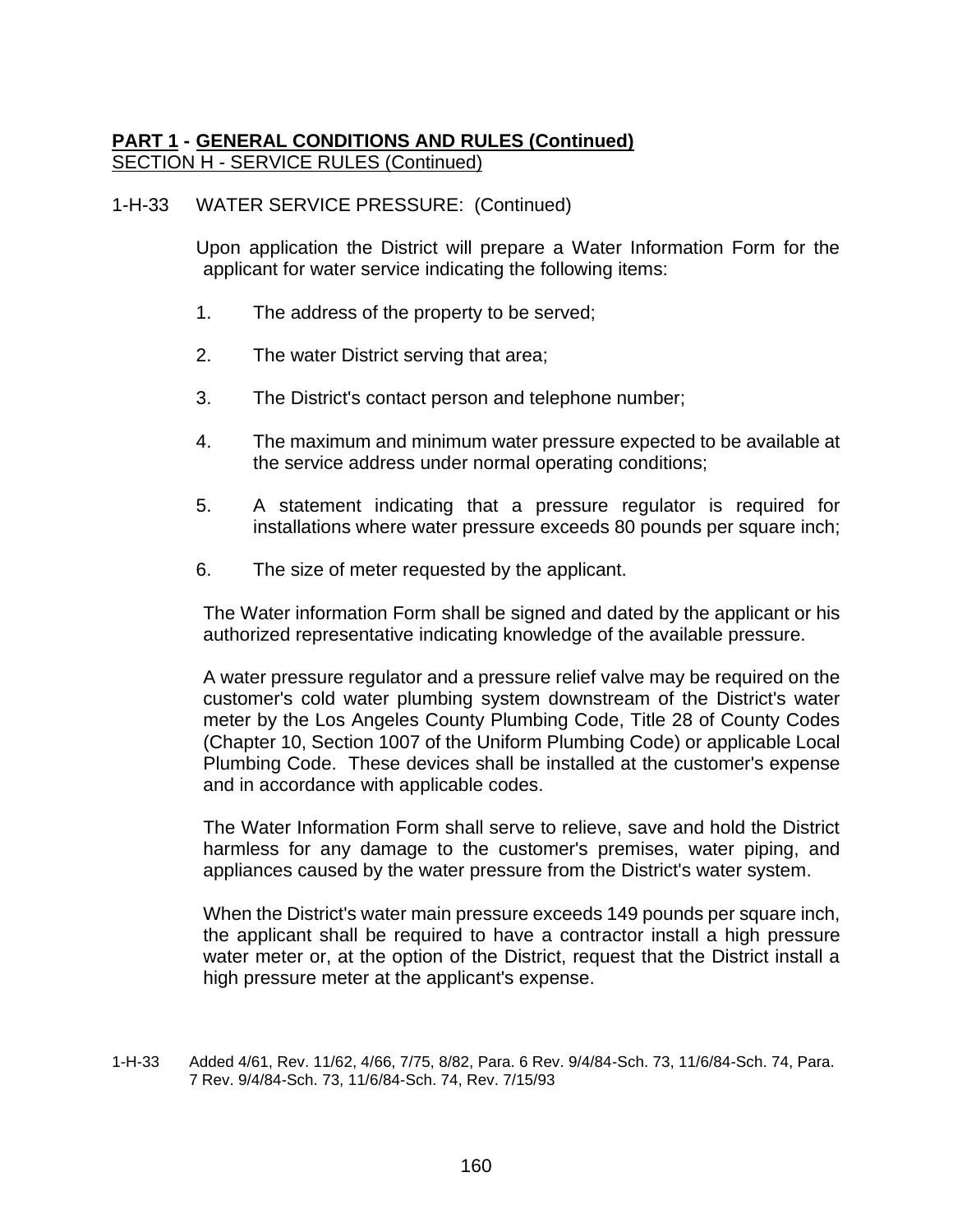**PART 1 - GENERAL CONDITIONS AND RULES (Continued)**
SECTION H - SERVICE RULES (Continued)

1-H-33 WATER SERVICE PRESSURE: (Continued)

Upon application the District will prepare a Water Information Form for the applicant for water service indicating the following items:

1. The address of the property to be served;

2. The water District serving that area;

3. The District's contact person and telephone number;

4. The maximum and minimum water pressure expected to be available at the service address under normal operating conditions;

5. A statement indicating that a pressure regulator is required for installations where water pressure exceeds 80 pounds per square inch;

6. The size of meter requested by the applicant.

The Water information Form shall be signed and dated by the applicant or his authorized representative indicating knowledge of the available pressure.

A water pressure regulator and a pressure relief valve may be required on the customer's cold water plumbing system downstream of the District's water meter by the Los Angeles County Plumbing Code, Title 28 of County Codes (Chapter 10, Section 1007 of the Uniform Plumbing Code) or applicable Local Plumbing Code. These devices shall be installed at the customer's expense and in accordance with applicable codes.

The Water Information Form shall serve to relieve, save and hold the District harmless for any damage to the customer's premises, water piping, and appliances caused by the water pressure from the District's water system.

When the District's water main pressure exceeds 149 pounds per square inch, the applicant shall be required to have a contractor install a high pressure water meter or, at the option of the District, request that the District install a high pressure meter at the applicant's expense.

1-H-33 Added 4/61, Rev. 11/62, 4/66, 7/75, 8/82, Para. 6 Rev. 9/4/84-Sch. 73, 11/6/84-Sch. 74, Para. 7 Rev. 9/4/84-Sch. 73, 11/6/84-Sch. 74, Rev. 7/15/93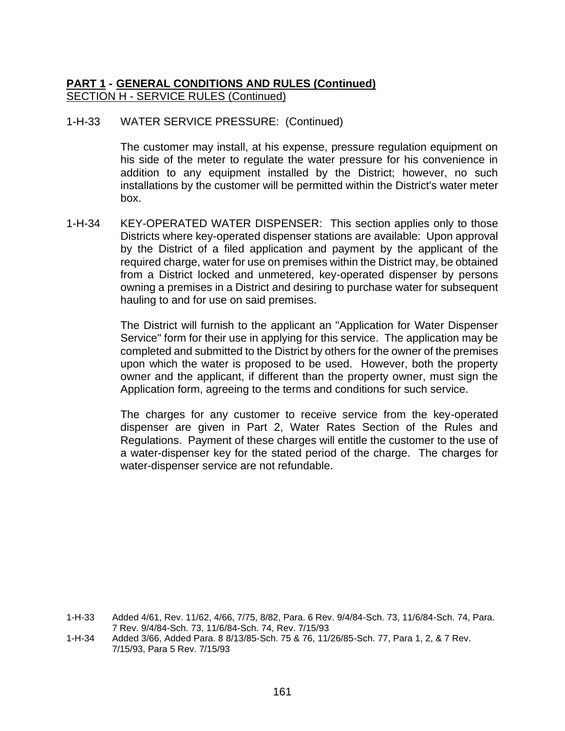**PART 1 - GENERAL CONDITIONS AND RULES (Continued)**

SECTION H - SERVICE RULES (Continued)

1-H-33 WATER SERVICE PRESSURE: (Continued)

The customer may install, at his expense, pressure regulation equipment on his side of the meter to regulate the water pressure for his convenience in addition to any equipment installed by the District; however, no such installations by the customer will be permitted within the District's water meter box.

1-H-34 KEY-OPERATED WATER DISPENSER: This section applies only to those Districts where key-operated dispenser stations are available: Upon approval by the District of a filed application and payment by the applicant of the required charge, water for use on premises within the District may, be obtained from a District locked and unmetered, key-operated dispenser by persons owning a premises in a District and desiring to purchase water for subsequent hauling to and for use on said premises.

The District will furnish to the applicant an "Application for Water Dispenser Service" form for their use in applying for this service. The application may be completed and submitted to the District by others for the owner of the premises upon which the water is proposed to be used. However, both the property owner and the applicant, if different than the property owner, must sign the Application form, agreeing to the terms and conditions for such service.

The charges for any customer to receive service from the key-operated dispenser are given in Part 2, Water Rates Section of the Rules and Regulations. Payment of these charges will entitle the customer to the use of a water-dispenser key for the stated period of the charge. The charges for water-dispenser service are not refundable.

1-H-33 Added 4/61, Rev. 11/62, 4/66, 7/75, 8/82, Para. 6 Rev. 9/4/84-Sch. 73, 11/6/84-Sch. 74, Para. 7 Rev. 9/4/84-Sch. 73, 11/6/84-Sch. 74, Rev. 7/15/93

1-H-34 Added 3/66, Added Para. 8 8/13/85-Sch. 75 & 76, 11/26/85-Sch. 77, Para 1, 2, & 7 Rev. 7/15/93, Para 5 Rev. 7/15/93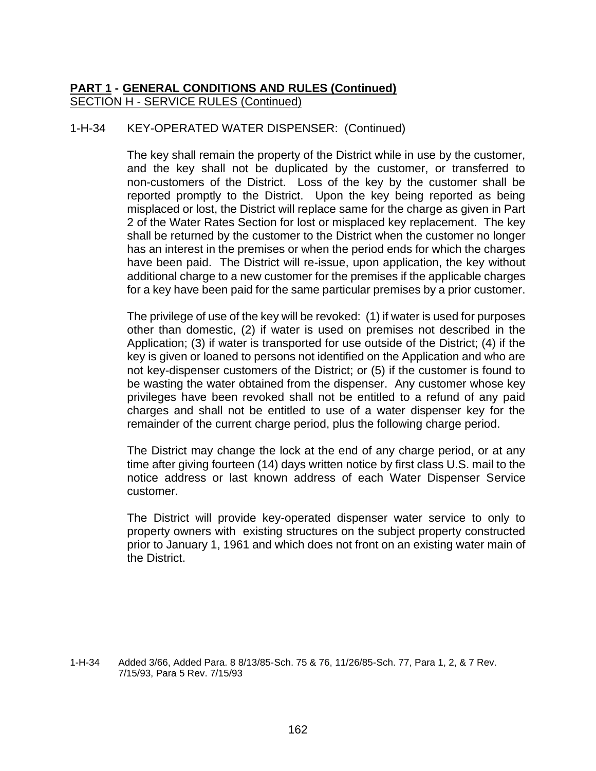**PART 1 - GENERAL CONDITIONS AND RULES (Continued)**
SECTION H - SERVICE RULES (Continued)

1-H-34 KEY-OPERATED WATER DISPENSER: (Continued)

The key shall remain the property of the District while in use by the customer, and the key shall not be duplicated by the customer, or transferred to non-customers of the District. Loss of the key by the customer shall be reported promptly to the District. Upon the key being reported as being misplaced or lost, the District will replace same for the charge as given in Part 2 of the Water Rates Section for lost or misplaced key replacement. The key shall be returned by the customer to the District when the customer no longer has an interest in the premises or when the period ends for which the charges have been paid. The District will re-issue, upon application, the key without additional charge to a new customer for the premises if the applicable charges for a key have been paid for the same particular premises by a prior customer.

The privilege of use of the key will be revoked: (1) if water is used for purposes other than domestic, (2) if water is used on premises not described in the Application; (3) if water is transported for use outside of the District; (4) if the key is given or loaned to persons not identified on the Application and who are not key-dispenser customers of the District; or (5) if the customer is found to be wasting the water obtained from the dispenser. Any customer whose key privileges have been revoked shall not be entitled to a refund of any paid charges and shall not be entitled to use of a water dispenser key for the remainder of the current charge period, plus the following charge period.

The District may change the lock at the end of any charge period, or at any time after giving fourteen (14) days written notice by first class U.S. mail to the notice address or last known address of each Water Dispenser Service customer.

The District will provide key-operated dispenser water service to only to property owners with existing structures on the subject property constructed prior to January 1, 1961 and which does not front on an existing water main of the District.

1-H-34 Added 3/66, Added Para. 8 8/13/85-Sch. 75 & 76, 11/26/85-Sch. 77, Para 1, 2, & 7 Rev. 7/15/93, Para 5 Rev. 7/15/93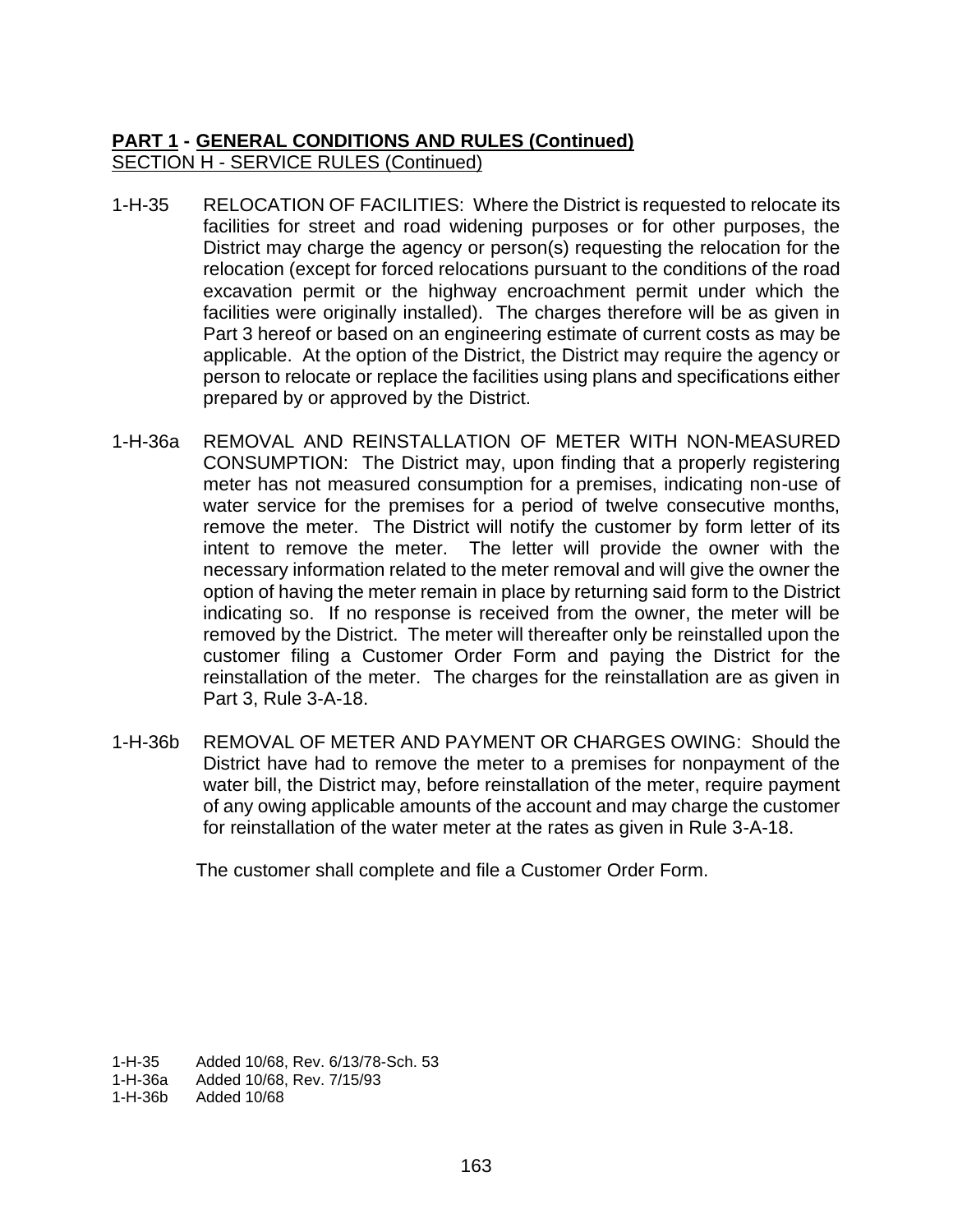**PART 1 - GENERAL CONDITIONS AND RULES (Continued)**
SECTION H - SERVICE RULES (Continued)

1-H-35 RELOCATION OF FACILITIES: Where the District is requested to relocate its facilities for street and road widening purposes or for other purposes, the District may charge the agency or person(s) requesting the relocation for the relocation (except for forced relocations pursuant to the conditions of the road excavation permit or the highway encroachment permit under which the facilities were originally installed). The charges therefore will be as given in Part 3 hereof or based on an engineering estimate of current costs as may be applicable. At the option of the District, the District may require the agency or person to relocate or replace the facilities using plans and specifications either prepared by or approved by the District.

1-H-36a REMOVAL AND REINSTALLATION OF METER WITH NON-MEASURED CONSUMPTION: The District may, upon finding that a properly registering meter has not measured consumption for a premises, indicating non-use of water service for the premises for a period of twelve consecutive months, remove the meter. The District will notify the customer by form letter of its intent to remove the meter. The letter will provide the owner with the necessary information related to the meter removal and will give the owner the option of having the meter remain in place by returning said form to the District indicating so. If no response is received from the owner, the meter will be removed by the District. The meter will thereafter only be reinstalled upon the customer filing a Customer Order Form and paying the District for the reinstallation of the meter. The charges for the reinstallation are as given in Part 3, Rule 3-A-18.

1-H-36b REMOVAL OF METER AND PAYMENT OR CHARGES OWING: Should the District have had to remove the meter to a premises for nonpayment of the water bill, the District may, before reinstallation of the meter, require payment of any owing applicable amounts of the account and may charge the customer for reinstallation of the water meter at the rates as given in Rule 3-A-18.

The customer shall complete and file a Customer Order Form.

1-H-35 Added 10/68, Rev. 6/13/78-Sch. 53
1-H-36a Added 10/68, Rev. 7/15/93
1-H-36b Added 10/68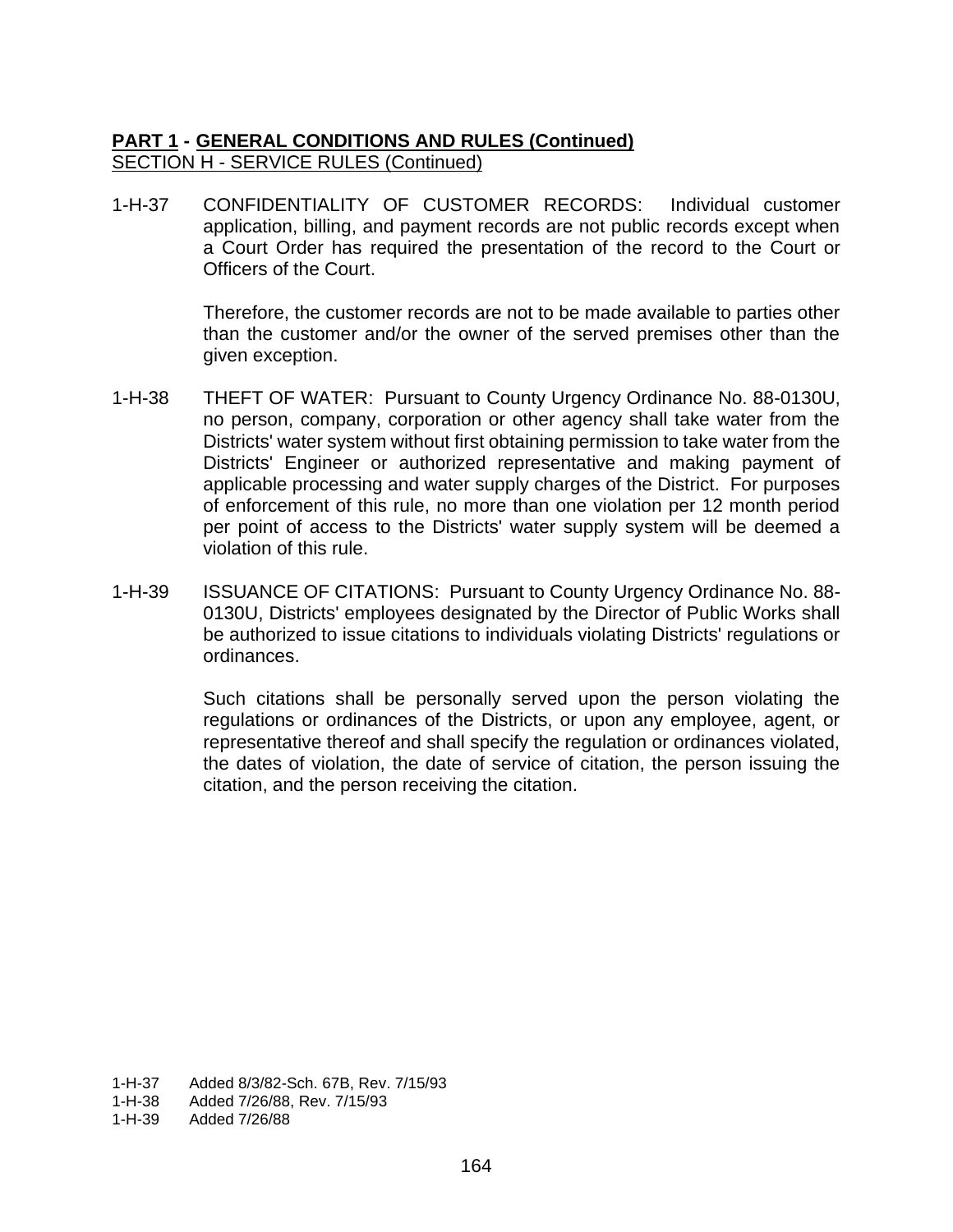**<u>PART 1</u> - <u>GENERAL CONDITIONS AND RULES (Continued)</u>**
<u>SECTION H - SERVICE RULES (Continued)</u>

1-H-37 CONFIDENTIALITY OF CUSTOMER RECORDS: Individual customer application, billing, and payment records are not public records except when a Court Order has required the presentation of the record to the Court or Officers of the Court.

Therefore, the customer records are not to be made available to parties other than the customer and/or the owner of the served premises other than the given exception.

1-H-38 THEFT OF WATER: Pursuant to County Urgency Ordinance No. 88-0130U, no person, company, corporation or other agency shall take water from the Districts' water system without first obtaining permission to take water from the Districts' Engineer or authorized representative and making payment of applicable processing and water supply charges of the District. For purposes of enforcement of this rule, no more than one violation per 12 month period per point of access to the Districts' water supply system will be deemed a violation of this rule.

1-H-39 ISSUANCE OF CITATIONS: Pursuant to County Urgency Ordinance No. 88-0130U, Districts' employees designated by the Director of Public Works shall be authorized to issue citations to individuals violating Districts' regulations or ordinances.

Such citations shall be personally served upon the person violating the regulations or ordinances of the Districts, or upon any employee, agent, or representative thereof and shall specify the regulation or ordinances violated, the dates of violation, the date of service of citation, the person issuing the citation, and the person receiving the citation.

1-H-37 Added 8/3/82-Sch. 67B, Rev. 7/15/93
1-H-38 Added 7/26/88, Rev. 7/15/93
1-H-39 Added 7/26/88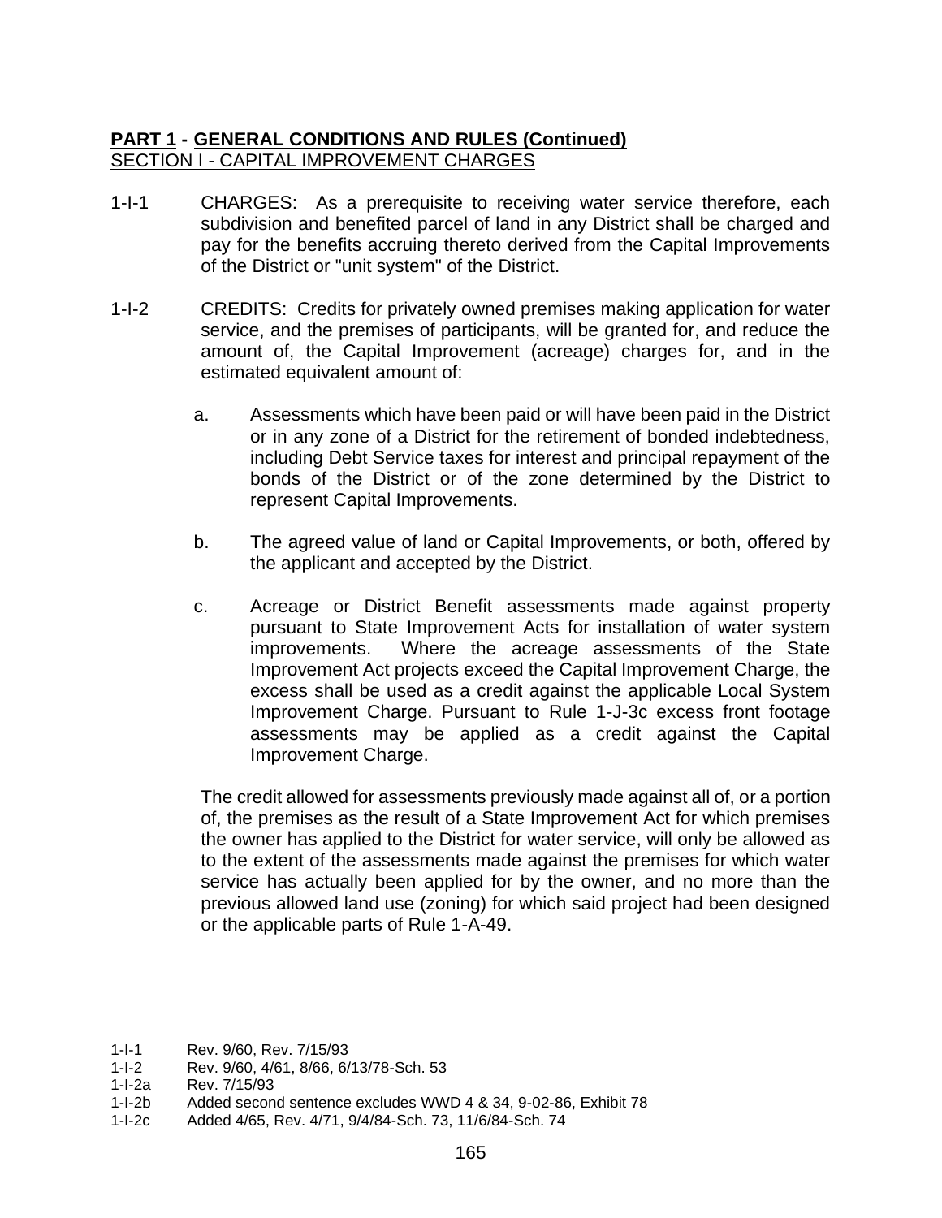**PART 1 - GENERAL CONDITIONS AND RULES (Continued)**

SECTION I - CAPITAL IMPROVEMENT CHARGES

1-I-1 CHARGES: As a prerequisite to receiving water service therefore, each subdivision and benefited parcel of land in any District shall be charged and pay for the benefits accruing thereto derived from the Capital Improvements of the District or "unit system" of the District.

1-I-2 CREDITS: Credits for privately owned premises making application for water service, and the premises of participants, will be granted for, and reduce the amount of, the Capital Improvement (acreage) charges for, and in the estimated equivalent amount of:

a. Assessments which have been paid or will have been paid in the District or in any zone of a District for the retirement of bonded indebtedness, including Debt Service taxes for interest and principal repayment of the bonds of the District or of the zone determined by the District to represent Capital Improvements.

b. The agreed value of land or Capital Improvements, or both, offered by the applicant and accepted by the District.

c. Acreage or District Benefit assessments made against property pursuant to State Improvement Acts for installation of water system improvements. Where the acreage assessments of the State Improvement Act projects exceed the Capital Improvement Charge, the excess shall be used as a credit against the applicable Local System Improvement Charge. Pursuant to Rule 1-J-3c excess front footage assessments may be applied as a credit against the Capital Improvement Charge.

The credit allowed for assessments previously made against all of, or a portion of, the premises as the result of a State Improvement Act for which premises the owner has applied to the District for water service, will only be allowed as to the extent of the assessments made against the premises for which water service has actually been applied for by the owner, and no more than the previous allowed land use (zoning) for which said project had been designed or the applicable parts of Rule 1-A-49.

1-I-1 Rev. 9/60, Rev. 7/15/93
1-I-2 Rev. 9/60, 4/61, 8/66, 6/13/78-Sch. 53
1-I-2a Rev. 7/15/93
1-I-2b Added second sentence excludes WWD 4 & 34, 9-02-86, Exhibit 78
1-I-2c Added 4/65, Rev. 4/71, 9/4/84-Sch. 73, 11/6/84-Sch. 74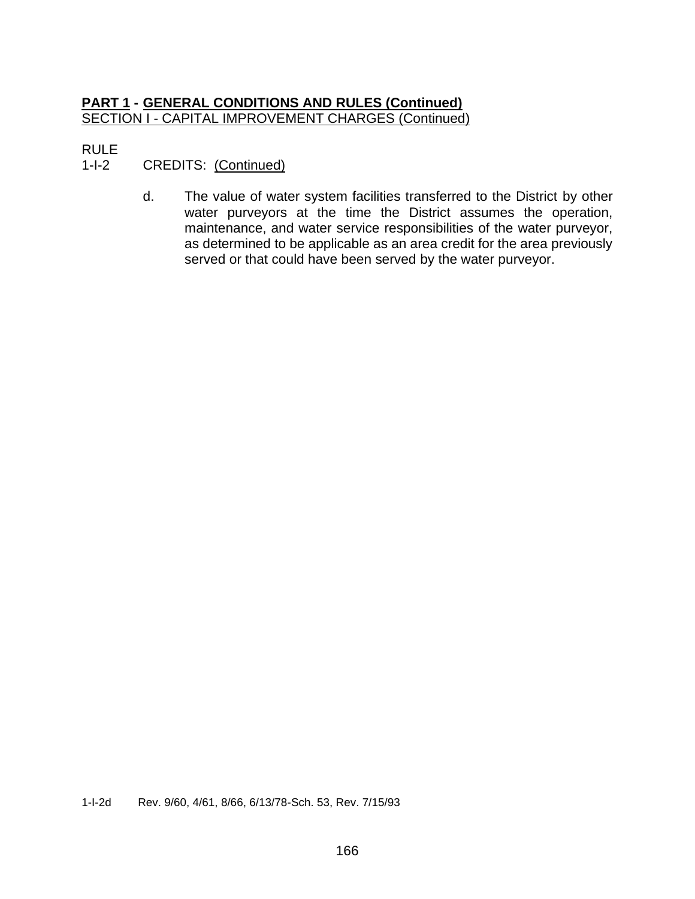**PART 1 - GENERAL CONDITIONS AND RULES (Continued)**
SECTION I - CAPITAL IMPROVEMENT CHARGES (Continued)

RULE
1-I-2 CREDITS: (Continued)

d. The value of water system facilities transferred to the District by other water purveyors at the time the District assumes the operation, maintenance, and water service responsibilities of the water purveyor, as determined to be applicable as an area credit for the area previously served or that could have been served by the water purveyor.

1-I-2d Rev. 9/60, 4/61, 8/66, 6/13/78-Sch. 53, Rev. 7/15/93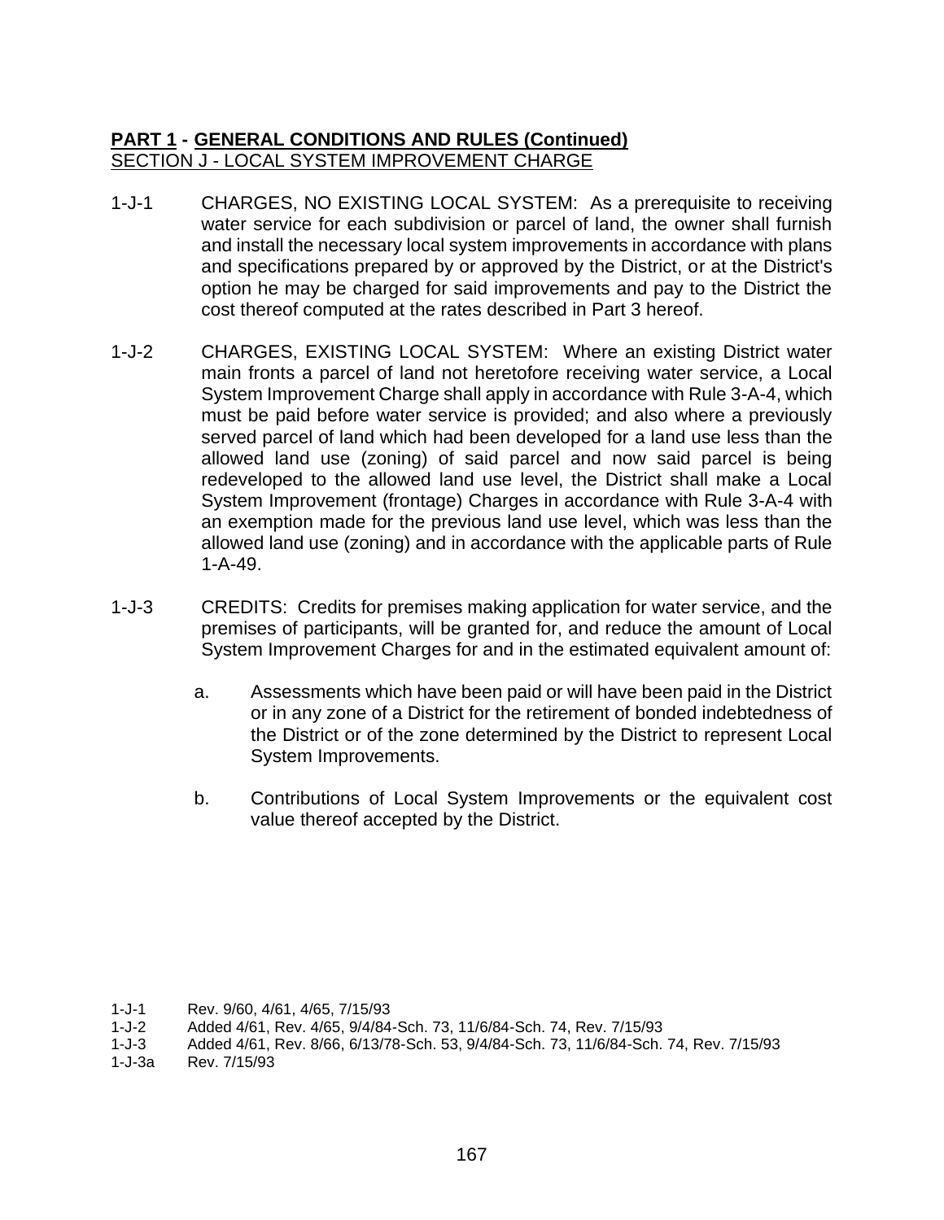**PART 1 - GENERAL CONDITIONS AND RULES (Continued)**
SECTION J - LOCAL SYSTEM IMPROVEMENT CHARGE

1-J-1 CHARGES, NO EXISTING LOCAL SYSTEM: As a prerequisite to receiving water service for each subdivision or parcel of land, the owner shall furnish and install the necessary local system improvements in accordance with plans and specifications prepared by or approved by the District, or at the District's option he may be charged for said improvements and pay to the District the cost thereof computed at the rates described in Part 3 hereof.

1-J-2 CHARGES, EXISTING LOCAL SYSTEM: Where an existing District water main fronts a parcel of land not heretofore receiving water service, a Local System Improvement Charge shall apply in accordance with Rule 3-A-4, which must be paid before water service is provided; and also where a previously served parcel of land which had been developed for a land use less than the allowed land use (zoning) of said parcel and now said parcel is being redeveloped to the allowed land use level, the District shall make a Local System Improvement (frontage) Charges in accordance with Rule 3-A-4 with an exemption made for the previous land use level, which was less than the allowed land use (zoning) and in accordance with the applicable parts of Rule 1-A-49.

1-J-3 CREDITS: Credits for premises making application for water service, and the premises of participants, will be granted for, and reduce the amount of Local System Improvement Charges for and in the estimated equivalent amount of:

a. Assessments which have been paid or will have been paid in the District or in any zone of a District for the retirement of bonded indebtedness of the District or of the zone determined by the District to represent Local System Improvements.

b. Contributions of Local System Improvements or the equivalent cost value thereof accepted by the District.

1-J-1 Rev. 9/60, 4/61, 4/65, 7/15/93
1-J-2 Added 4/61, Rev. 4/65, 9/4/84-Sch. 73, 11/6/84-Sch. 74, Rev. 7/15/93
1-J-3 Added 4/61, Rev. 8/66, 6/13/78-Sch. 53, 9/4/84-Sch. 73, 11/6/84-Sch. 74, Rev. 7/15/93
1-J-3a Rev. 7/15/93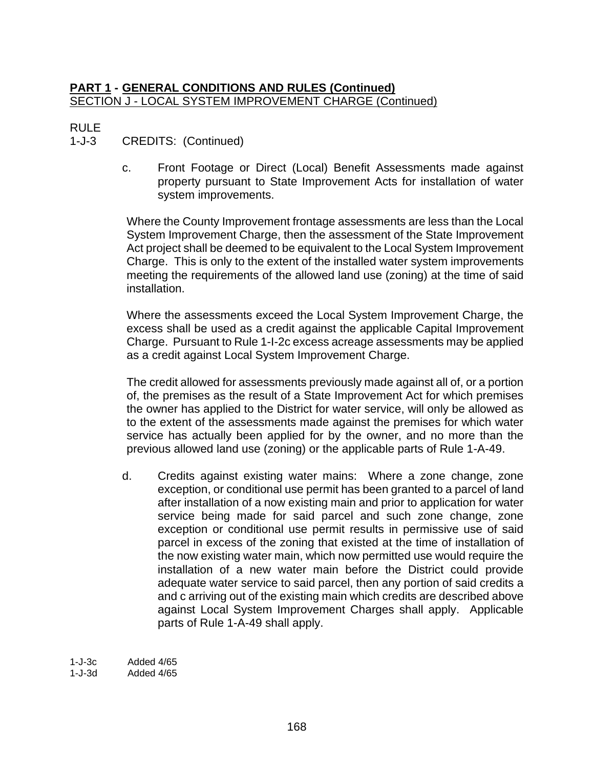**PART 1 - GENERAL CONDITIONS AND RULES (Continued)**
SECTION J - LOCAL SYSTEM IMPROVEMENT CHARGE (Continued)

RULE
1-J-3 CREDITS: (Continued)

c. Front Footage or Direct (Local) Benefit Assessments made against property pursuant to State Improvement Acts for installation of water system improvements.

Where the County Improvement frontage assessments are less than the Local System Improvement Charge, then the assessment of the State Improvement Act project shall be deemed to be equivalent to the Local System Improvement Charge. This is only to the extent of the installed water system improvements meeting the requirements of the allowed land use (zoning) at the time of said installation.

Where the assessments exceed the Local System Improvement Charge, the excess shall be used as a credit against the applicable Capital Improvement Charge. Pursuant to Rule 1-I-2c excess acreage assessments may be applied as a credit against Local System Improvement Charge.

The credit allowed for assessments previously made against all of, or a portion of, the premises as the result of a State Improvement Act for which premises the owner has applied to the District for water service, will only be allowed as to the extent of the assessments made against the premises for which water service has actually been applied for by the owner, and no more than the previous allowed land use (zoning) or the applicable parts of Rule 1-A-49.

d. Credits against existing water mains: Where a zone change, zone exception, or conditional use permit has been granted to a parcel of land after installation of a now existing main and prior to application for water service being made for said parcel and such zone change, zone exception or conditional use permit results in permissive use of said parcel in excess of the zoning that existed at the time of installation of the now existing water main, which now permitted use would require the installation of a new water main before the District could provide adequate water service to said parcel, then any portion of said credits a and c arriving out of the existing main which credits are described above against Local System Improvement Charges shall apply. Applicable parts of Rule 1-A-49 shall apply.

1-J-3c Added 4/65
1-J-3d Added 4/65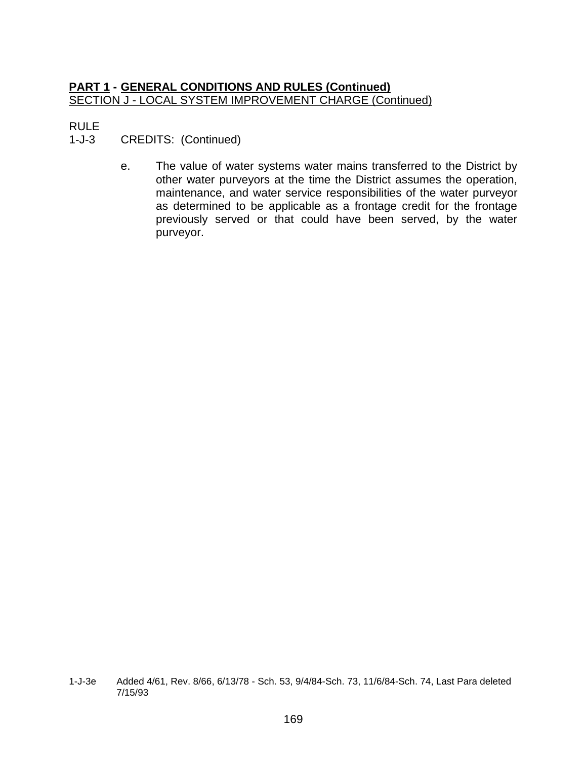**PART 1 - GENERAL CONDITIONS AND RULES (Continued)**
SECTION J - LOCAL SYSTEM IMPROVEMENT CHARGE (Continued)

RULE
1-J-3 CREDITS: (Continued)

e. The value of water systems water mains transferred to the District by other water purveyors at the time the District assumes the operation, maintenance, and water service responsibilities of the water purveyor as determined to be applicable as a frontage credit for the frontage previously served or that could have been served, by the water purveyor.

1-J-3e Added 4/61, Rev. 8/66, 6/13/78 - Sch. 53, 9/4/84-Sch. 73, 11/6/84-Sch. 74, Last Para deleted 7/15/93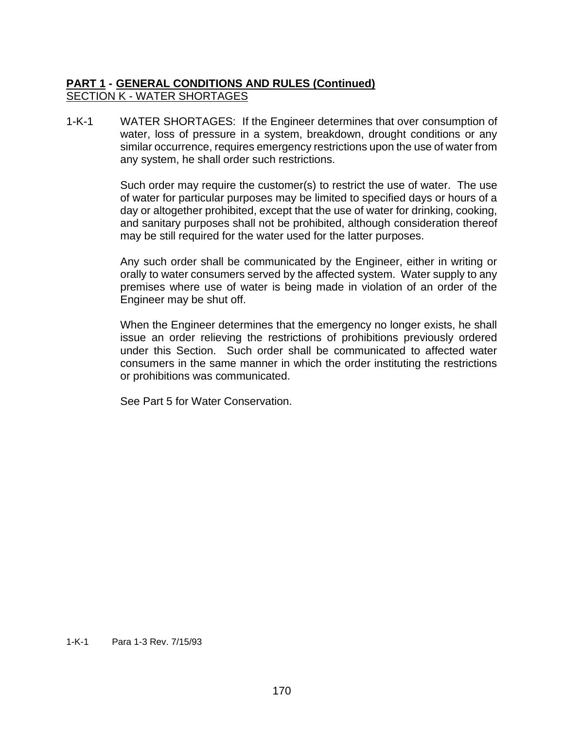**PART 1 - GENERAL CONDITIONS AND RULES (Continued)**

SECTION K - WATER SHORTAGES

1-K-1 WATER SHORTAGES: If the Engineer determines that over consumption of water, loss of pressure in a system, breakdown, drought conditions or any similar occurrence, requires emergency restrictions upon the use of water from any system, he shall order such restrictions.

Such order may require the customer(s) to restrict the use of water. The use of water for particular purposes may be limited to specified days or hours of a day or altogether prohibited, except that the use of water for drinking, cooking, and sanitary purposes shall not be prohibited, although consideration thereof may be still required for the water used for the latter purposes.

Any such order shall be communicated by the Engineer, either in writing or orally to water consumers served by the affected system. Water supply to any premises where use of water is being made in violation of an order of the Engineer may be shut off.

When the Engineer determines that the emergency no longer exists, he shall issue an order relieving the restrictions of prohibitions previously ordered under this Section. Such order shall be communicated to affected water consumers in the same manner in which the order instituting the restrictions or prohibitions was communicated.

See Part 5 for Water Conservation.

1-K-1 Para 1-3 Rev. 7/15/93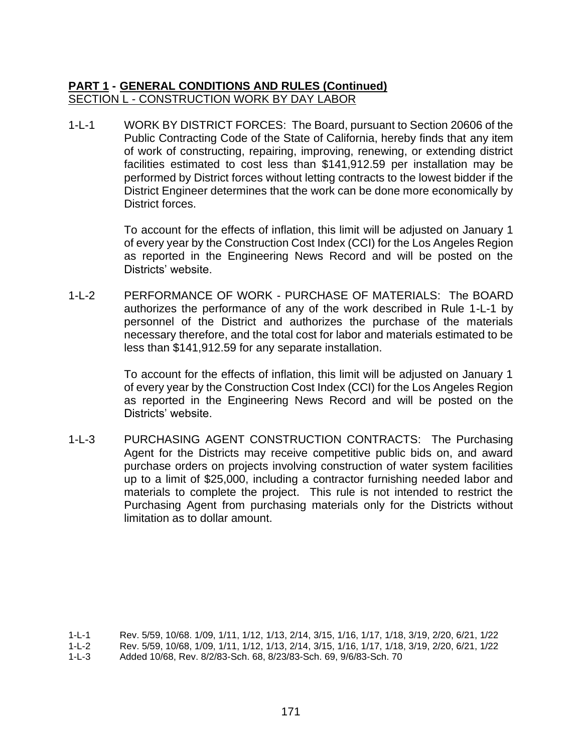## **PART 1 - GENERAL CONDITIONS AND RULES (Continued)**

SECTION L - CONSTRUCTION WORK BY DAY LABOR

1-L-1 WORK BY DISTRICT FORCES: The Board, pursuant to Section 20606 of the Public Contracting Code of the State of California, hereby finds that any item of work of constructing, repairing, improving, renewing, or extending district facilities estimated to cost less than $141,912.59 per installation may be performed by District forces without letting contracts to the lowest bidder if the District Engineer determines that the work can be done more economically by District forces.

To account for the effects of inflation, this limit will be adjusted on January 1 of every year by the Construction Cost Index (CCI) for the Los Angeles Region as reported in the Engineering News Record and will be posted on the Districts' website.

1-L-2 PERFORMANCE OF WORK - PURCHASE OF MATERIALS: The BOARD authorizes the performance of any of the work described in Rule 1-L-1 by personnel of the District and authorizes the purchase of the materials necessary therefore, and the total cost for labor and materials estimated to be less than $141,912.59 for any separate installation.

To account for the effects of inflation, this limit will be adjusted on January 1 of every year by the Construction Cost Index (CCI) for the Los Angeles Region as reported in the Engineering News Record and will be posted on the Districts' website.

1-L-3 PURCHASING AGENT CONSTRUCTION CONTRACTS: The Purchasing Agent for the Districts may receive competitive public bids on, and award purchase orders on projects involving construction of water system facilities up to a limit of $25,000, including a contractor furnishing needed labor and materials to complete the project. This rule is not intended to restrict the Purchasing Agent from purchasing materials only for the Districts without limitation as to dollar amount.

1-L-1 Rev. 5/59, 10/68. 1/09, 1/11, 1/12, 1/13, 2/14, 3/15, 1/16, 1/17, 1/18, 3/19, 2/20, 6/21, 1/22
1-L-2 Rev. 5/59, 10/68, 1/09, 1/11, 1/12, 1/13, 2/14, 3/15, 1/16, 1/17, 1/18, 3/19, 2/20, 6/21, 1/22
1-L-3 Added 10/68, Rev. 8/2/83-Sch. 68, 8/23/83-Sch. 69, 9/6/83-Sch. 70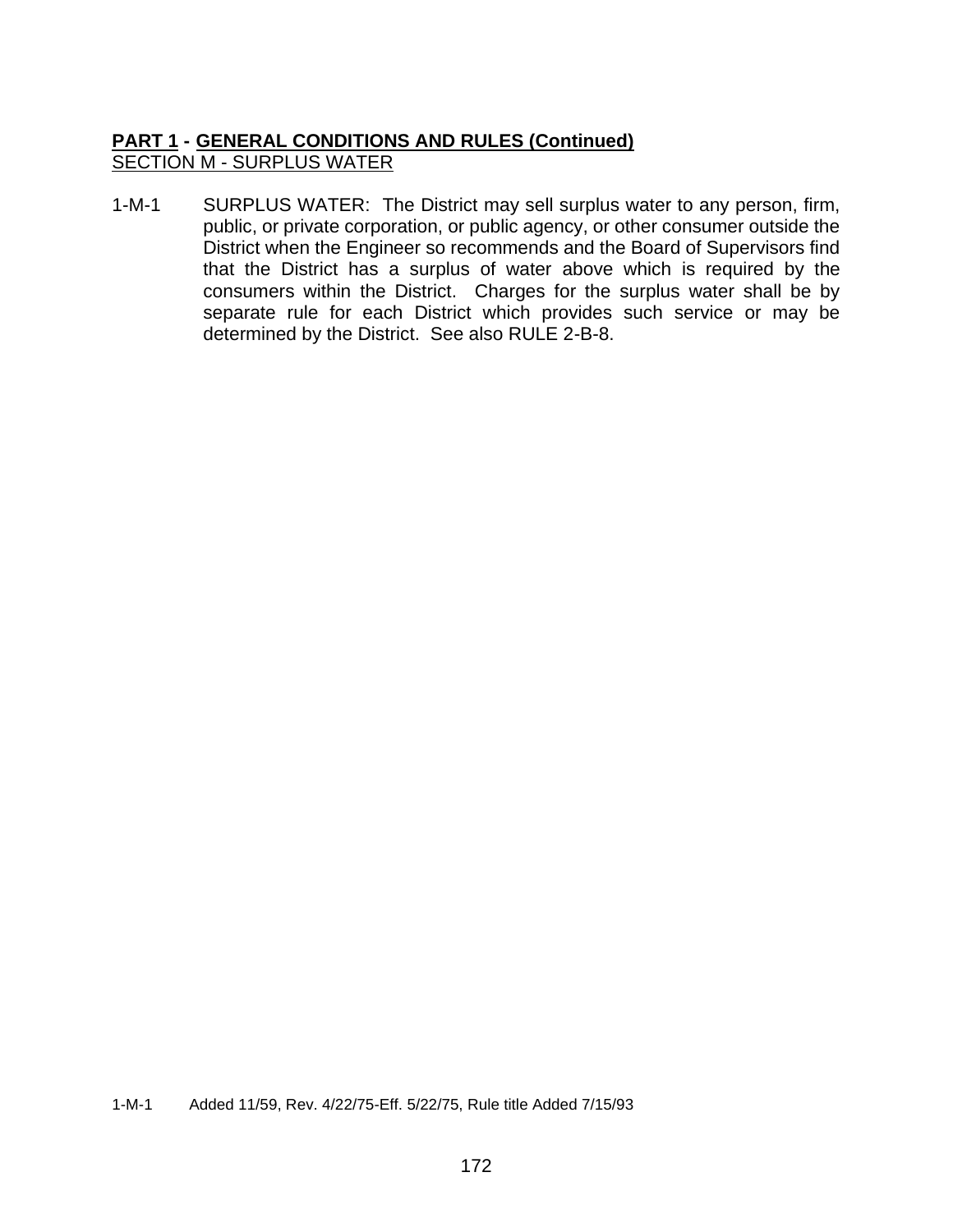**<u>PART 1</u> - <u>GENERAL CONDITIONS AND RULES (Continued)</u>**
<u>SECTION M - SURPLUS WATER</u>

1-M-1 SURPLUS WATER: The District may sell surplus water to any person, firm, public, or private corporation, or public agency, or other consumer outside the District when the Engineer so recommends and the Board of Supervisors find that the District has a surplus of water above which is required by the consumers within the District. Charges for the surplus water shall be by separate rule for each District which provides such service or may be determined by the District. See also RULE 2-B-8.

1-M-1 Added 11/59, Rev. 4/22/75-Eff. 5/22/75, Rule title Added 7/15/93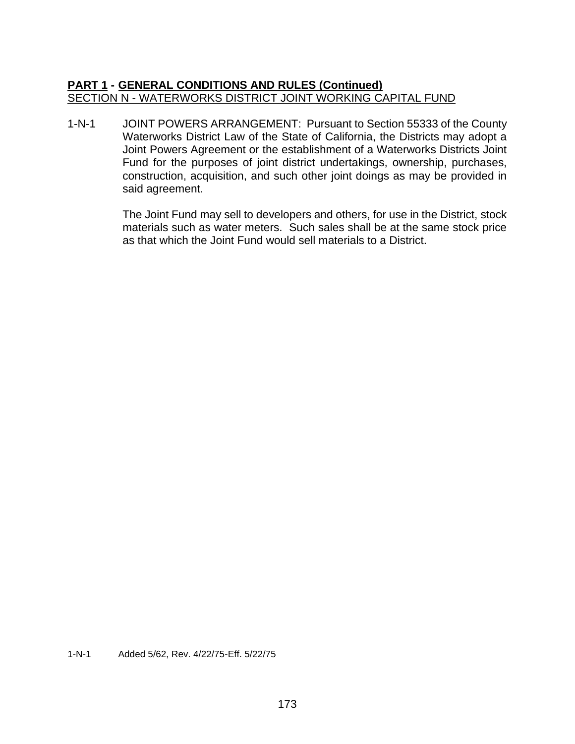**PART 1 - GENERAL CONDITIONS AND RULES (Continued)**
SECTION N - WATERWORKS DISTRICT JOINT WORKING CAPITAL FUND

1-N-1 JOINT POWERS ARRANGEMENT: Pursuant to Section 55333 of the County Waterworks District Law of the State of California, the Districts may adopt a Joint Powers Agreement or the establishment of a Waterworks Districts Joint Fund for the purposes of joint district undertakings, ownership, purchases, construction, acquisition, and such other joint doings as may be provided in said agreement.

The Joint Fund may sell to developers and others, for use in the District, stock materials such as water meters. Such sales shall be at the same stock price as that which the Joint Fund would sell materials to a District.

1-N-1 Added 5/62, Rev. 4/22/75-Eff. 5/22/75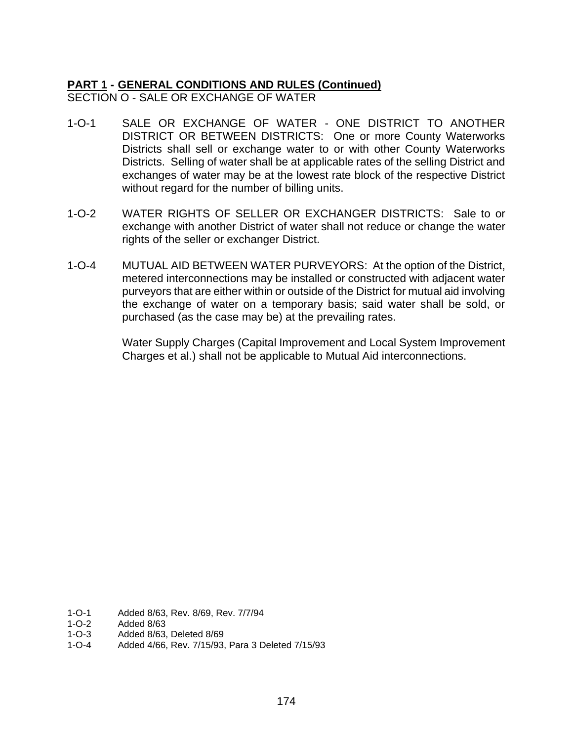**PART 1 - GENERAL CONDITIONS AND RULES (Continued)**
SECTION O - SALE OR EXCHANGE OF WATER

1-O-1 SALE OR EXCHANGE OF WATER - ONE DISTRICT TO ANOTHER DISTRICT OR BETWEEN DISTRICTS: One or more County Waterworks Districts shall sell or exchange water to or with other County Waterworks Districts. Selling of water shall be at applicable rates of the selling District and exchanges of water may be at the lowest rate block of the respective District without regard for the number of billing units.

1-O-2 WATER RIGHTS OF SELLER OR EXCHANGER DISTRICTS: Sale to or exchange with another District of water shall not reduce or change the water rights of the seller or exchanger District.

1-O-4 MUTUAL AID BETWEEN WATER PURVEYORS: At the option of the District, metered interconnections may be installed or constructed with adjacent water purveyors that are either within or outside of the District for mutual aid involving the exchange of water on a temporary basis; said water shall be sold, or purchased (as the case may be) at the prevailing rates.

Water Supply Charges (Capital Improvement and Local System Improvement Charges et al.) shall not be applicable to Mutual Aid interconnections.

1-O-1 Added 8/63, Rev. 8/69, Rev. 7/7/94
1-O-2 Added 8/63
1-O-3 Added 8/63, Deleted 8/69
1-O-4 Added 4/66, Rev. 7/15/93, Para 3 Deleted 7/15/93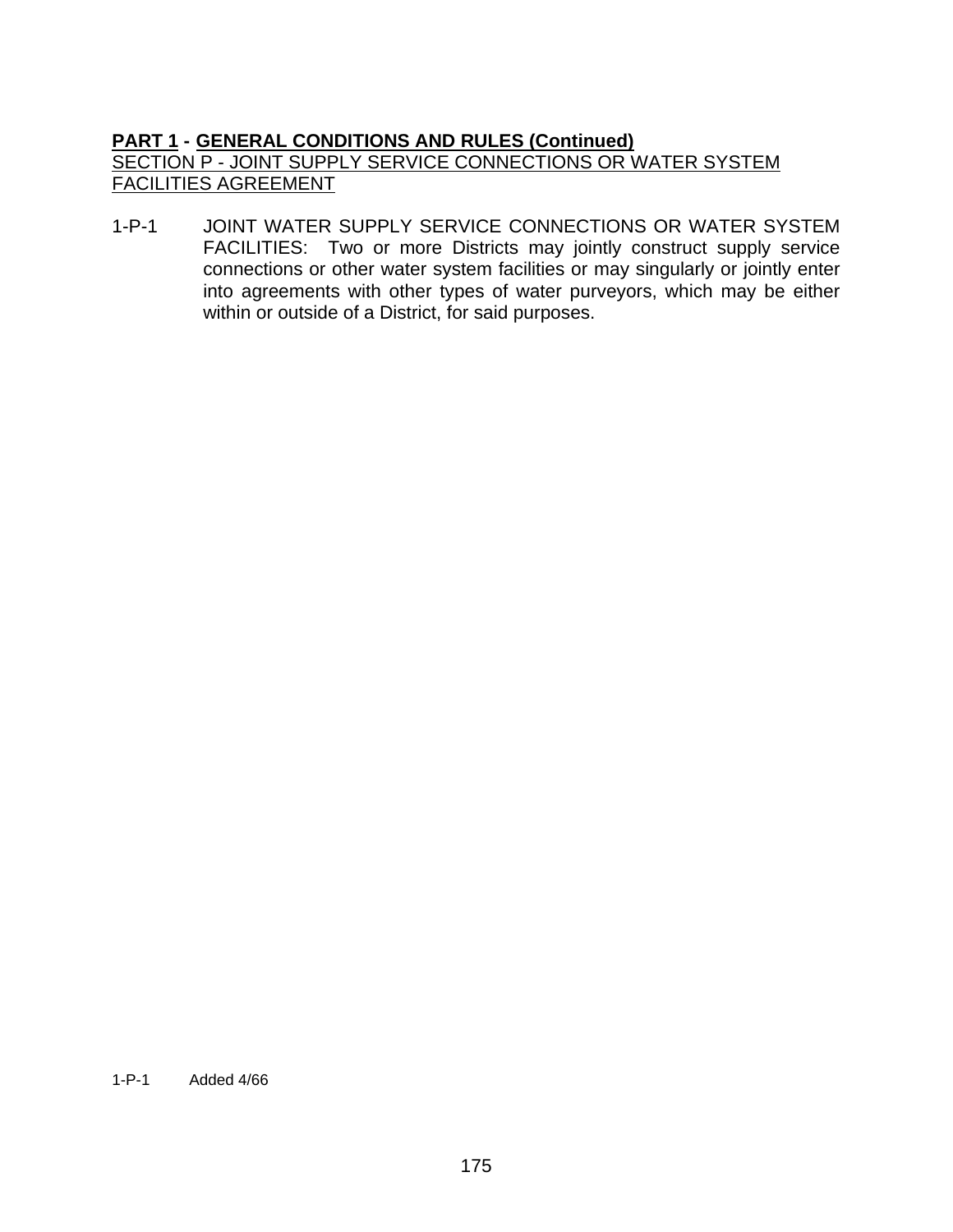**PART 1 - GENERAL CONDITIONS AND RULES (Continued)**

SECTION P - JOINT SUPPLY SERVICE CONNECTIONS OR WATER SYSTEM FACILITIES AGREEMENT

1-P-1 JOINT WATER SUPPLY SERVICE CONNECTIONS OR WATER SYSTEM FACILITIES: Two or more Districts may jointly construct supply service connections or other water system facilities or may singularly or jointly enter into agreements with other types of water purveyors, which may be either within or outside of a District, for said purposes.

1-P-1 Added 4/66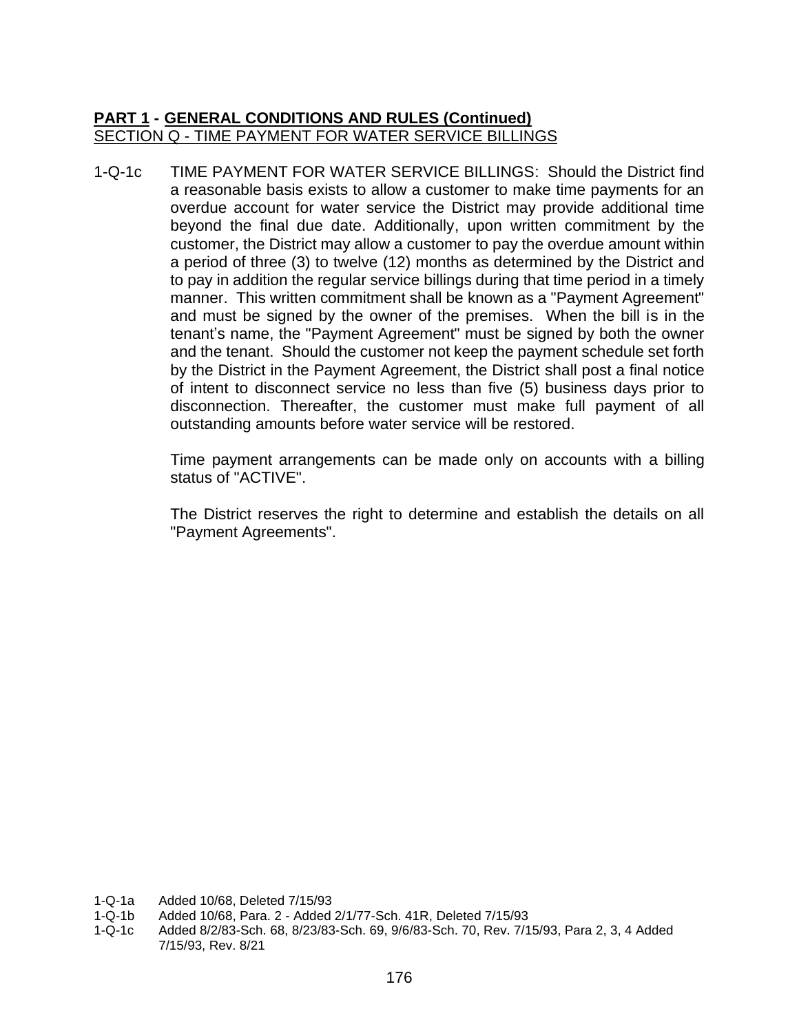**PART 1 - GENERAL CONDITIONS AND RULES (Continued)**
SECTION Q - TIME PAYMENT FOR WATER SERVICE BILLINGS

1-Q-1c TIME PAYMENT FOR WATER SERVICE BILLINGS: Should the District find a reasonable basis exists to allow a customer to make time payments for an overdue account for water service the District may provide additional time beyond the final due date. Additionally, upon written commitment by the customer, the District may allow a customer to pay the overdue amount within a period of three (3) to twelve (12) months as determined by the District and to pay in addition the regular service billings during that time period in a timely manner. This written commitment shall be known as a "Payment Agreement" and must be signed by the owner of the premises. When the bill is in the tenant's name, the "Payment Agreement" must be signed by both the owner and the tenant. Should the customer not keep the payment schedule set forth by the District in the Payment Agreement, the District shall post a final notice of intent to disconnect service no less than five (5) business days prior to disconnection. Thereafter, the customer must make full payment of all outstanding amounts before water service will be restored.

Time payment arrangements can be made only on accounts with a billing status of "ACTIVE".

The District reserves the right to determine and establish the details on all "Payment Agreements".

1-Q-1a Added 10/68, Deleted 7/15/93
1-Q-1b Added 10/68, Para. 2 - Added 2/1/77-Sch. 41R, Deleted 7/15/93
1-Q-1c Added 8/2/83-Sch. 68, 8/23/83-Sch. 69, 9/6/83-Sch. 70, Rev. 7/15/93, Para 2, 3, 4 Added 7/15/93, Rev. 8/21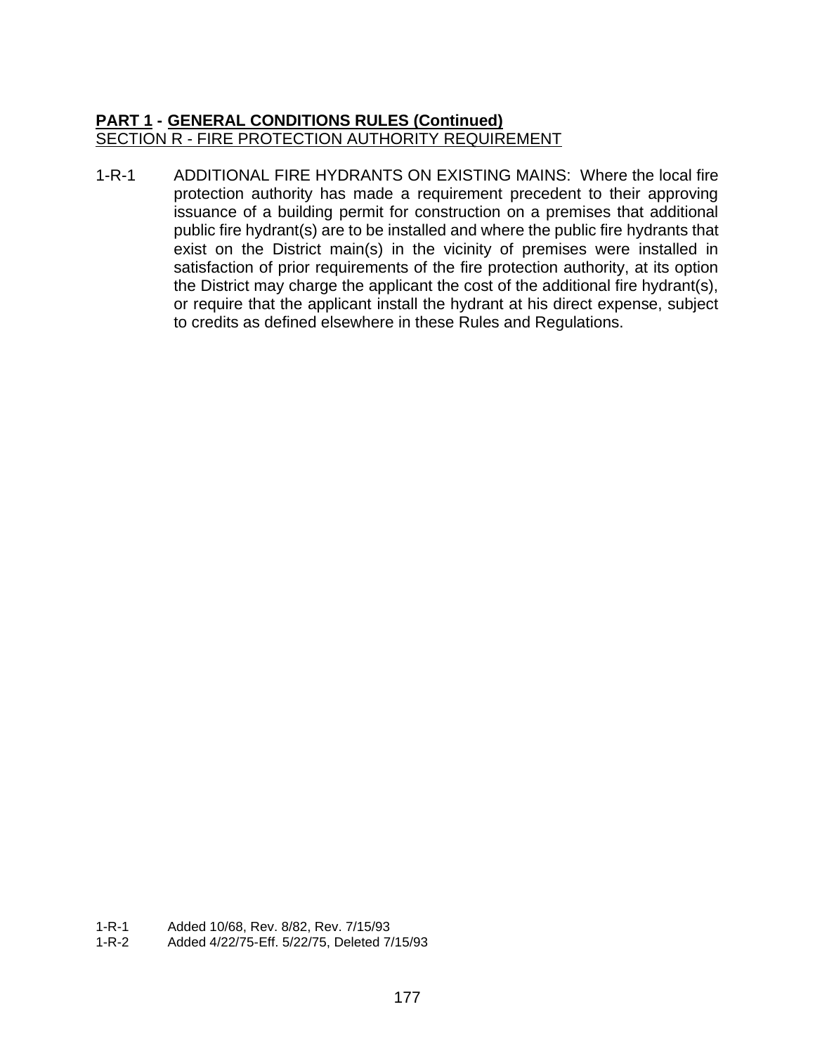**PART 1 - GENERAL CONDITIONS RULES (Continued)**
SECTION R - FIRE PROTECTION AUTHORITY REQUIREMENT

1-R-1 ADDITIONAL FIRE HYDRANTS ON EXISTING MAINS: Where the local fire protection authority has made a requirement precedent to their approving issuance of a building permit for construction on a premises that additional public fire hydrant(s) are to be installed and where the public fire hydrants that exist on the District main(s) in the vicinity of premises were installed in satisfaction of prior requirements of the fire protection authority, at its option the District may charge the applicant the cost of the additional fire hydrant(s), or require that the applicant install the hydrant at his direct expense, subject to credits as defined elsewhere in these Rules and Regulations.

1-R-1 Added 10/68, Rev. 8/82, Rev. 7/15/93
1-R-2 Added 4/22/75-Eff. 5/22/75, Deleted 7/15/93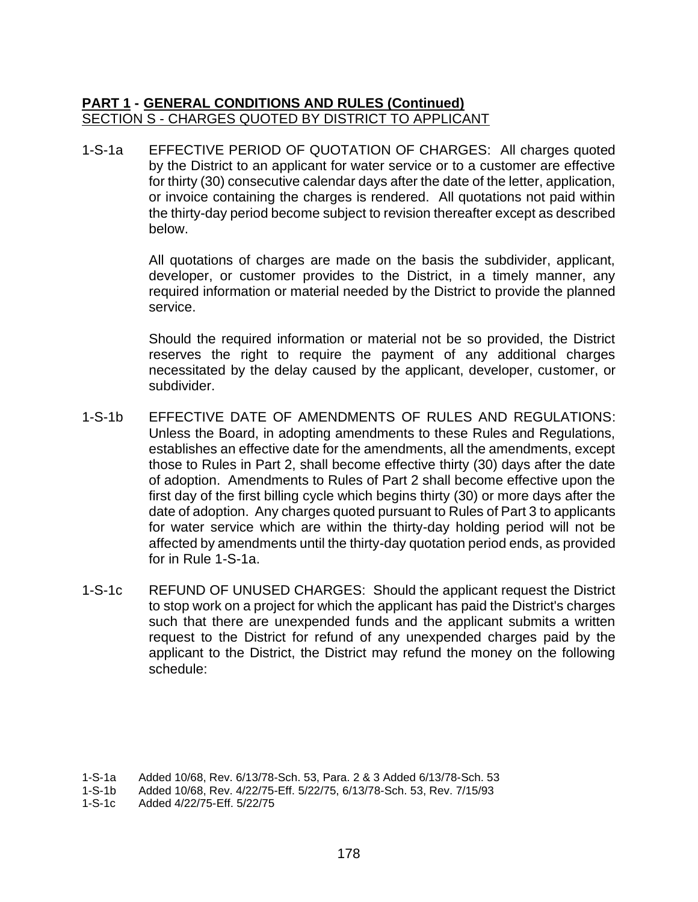**PART 1 - GENERAL CONDITIONS AND RULES (Continued)**
SECTION S - CHARGES QUOTED BY DISTRICT TO APPLICANT

1-S-1a EFFECTIVE PERIOD OF QUOTATION OF CHARGES: All charges quoted by the District to an applicant for water service or to a customer are effective for thirty (30) consecutive calendar days after the date of the letter, application, or invoice containing the charges is rendered. All quotations not paid within the thirty-day period become subject to revision thereafter except as described below.

All quotations of charges are made on the basis the subdivider, applicant, developer, or customer provides to the District, in a timely manner, any required information or material needed by the District to provide the planned service.

Should the required information or material not be so provided, the District reserves the right to require the payment of any additional charges necessitated by the delay caused by the applicant, developer, customer, or subdivider.

1-S-1b EFFECTIVE DATE OF AMENDMENTS OF RULES AND REGULATIONS: Unless the Board, in adopting amendments to these Rules and Regulations, establishes an effective date for the amendments, all the amendments, except those to Rules in Part 2, shall become effective thirty (30) days after the date of adoption. Amendments to Rules of Part 2 shall become effective upon the first day of the first billing cycle which begins thirty (30) or more days after the date of adoption. Any charges quoted pursuant to Rules of Part 3 to applicants for water service which are within the thirty-day holding period will not be affected by amendments until the thirty-day quotation period ends, as provided for in Rule 1-S-1a.

1-S-1c REFUND OF UNUSED CHARGES: Should the applicant request the District to stop work on a project for which the applicant has paid the District's charges such that there are unexpended funds and the applicant submits a written request to the District for refund of any unexpended charges paid by the applicant to the District, the District may refund the money on the following schedule:

1-S-1a Added 10/68, Rev. 6/13/78-Sch. 53, Para. 2 & 3 Added 6/13/78-Sch. 53
1-S-1b Added 10/68, Rev. 4/22/75-Eff. 5/22/75, 6/13/78-Sch. 53, Rev. 7/15/93
1-S-1c Added 4/22/75-Eff. 5/22/75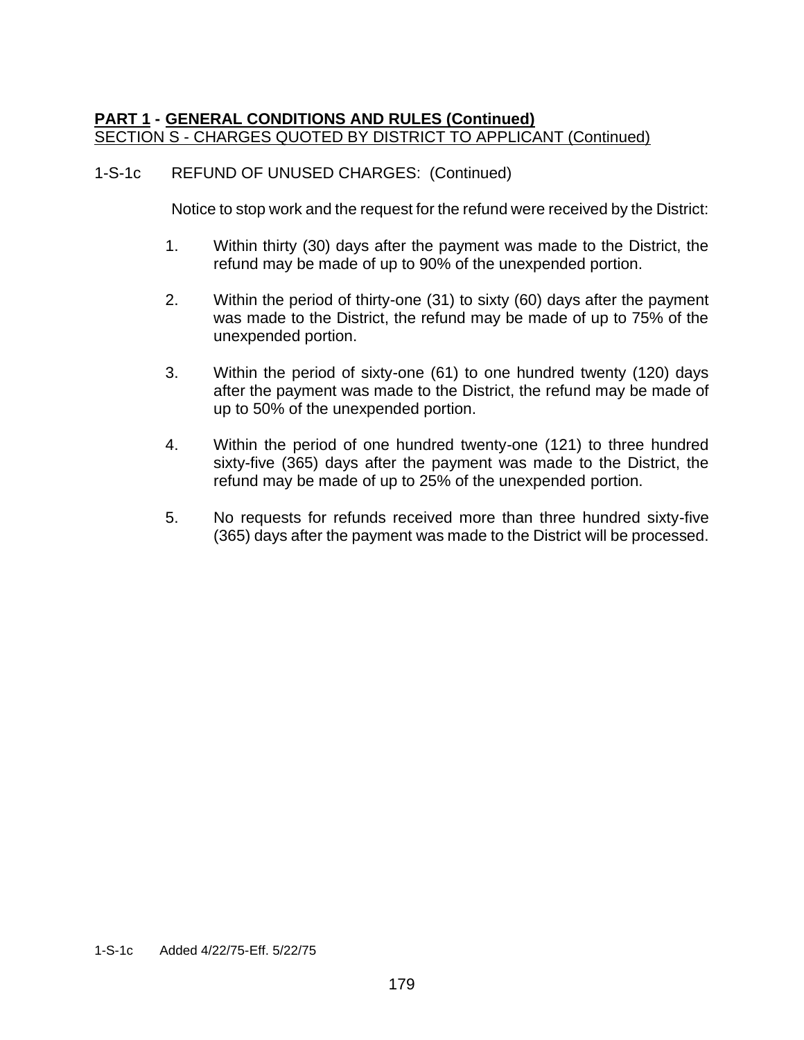**<u>PART 1</u> - <u>GENERAL CONDITIONS AND RULES (Continued)</u>**
<u>SECTION S - CHARGES QUOTED BY DISTRICT TO APPLICANT (Continued)</u>

1-S-1c REFUND OF UNUSED CHARGES: (Continued)

Notice to stop work and the request for the refund were received by the District:

1. Within thirty (30) days after the payment was made to the District, the refund may be made of up to 90% of the unexpended portion.

2. Within the period of thirty-one (31) to sixty (60) days after the payment was made to the District, the refund may be made of up to 75% of the unexpended portion.

3. Within the period of sixty-one (61) to one hundred twenty (120) days after the payment was made to the District, the refund may be made of up to 50% of the unexpended portion.

4. Within the period of one hundred twenty-one (121) to three hundred sixty-five (365) days after the payment was made to the District, the refund may be made of up to 25% of the unexpended portion.

5. No requests for refunds received more than three hundred sixty-five (365) days after the payment was made to the District will be processed.

1-S-1c Added 4/22/75-Eff. 5/22/75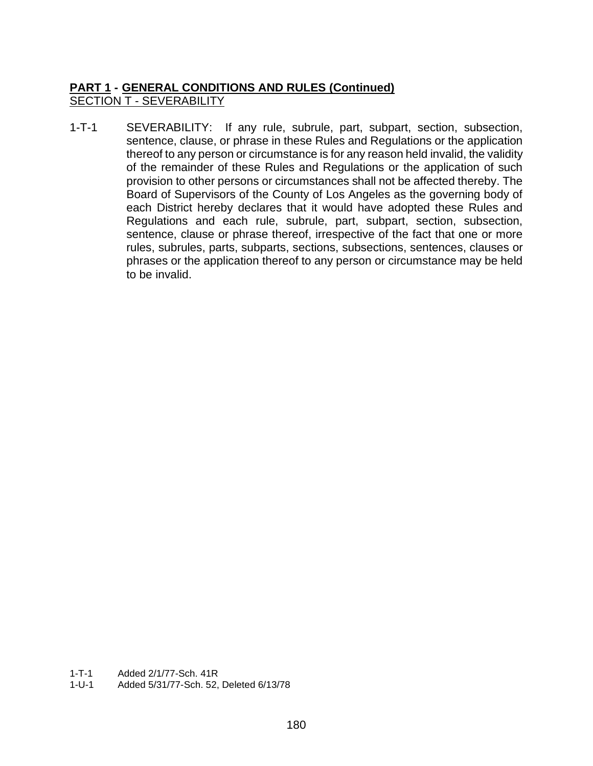**PART 1 - GENERAL CONDITIONS AND RULES (Continued)**

SECTION T - SEVERABILITY

1-T-1 SEVERABILITY: If any rule, subrule, part, subpart, section, subsection, sentence, clause, or phrase in these Rules and Regulations or the application thereof to any person or circumstance is for any reason held invalid, the validity of the remainder of these Rules and Regulations or the application of such provision to other persons or circumstances shall not be affected thereby. The Board of Supervisors of the County of Los Angeles as the governing body of each District hereby declares that it would have adopted these Rules and Regulations and each rule, subrule, part, subpart, section, subsection, sentence, clause or phrase thereof, irrespective of the fact that one or more rules, subrules, parts, subparts, sections, subsections, sentences, clauses or phrases or the application thereof to any person or circumstance may be held to be invalid.

1-T-1 Added 2/1/77-Sch. 41R

1-U-1 Added 5/31/77-Sch. 52, Deleted 6/13/78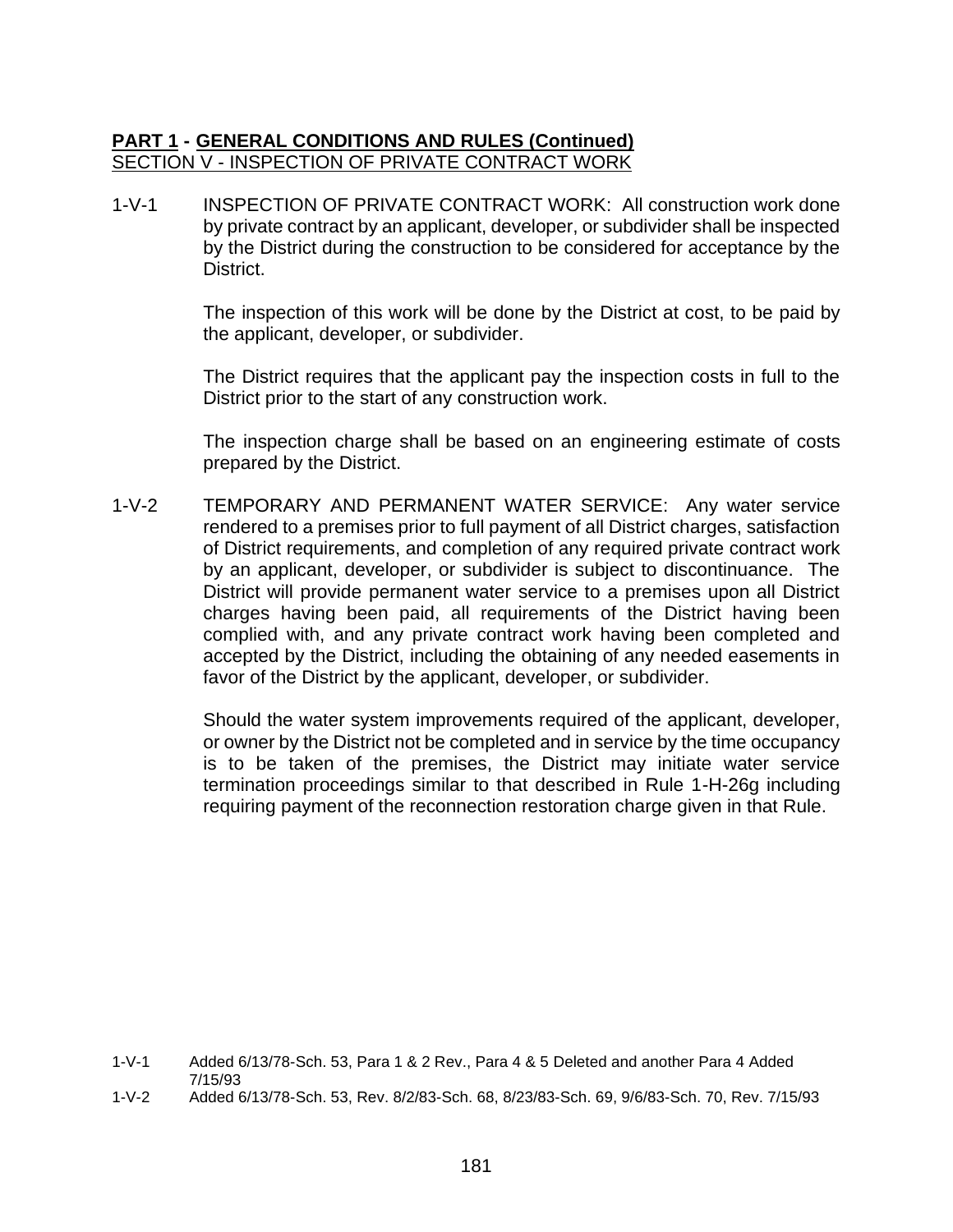**<u>PART 1</u> - <u>GENERAL CONDITIONS AND RULES (Continued)</u>**
<u>SECTION V - INSPECTION OF PRIVATE CONTRACT WORK</u>

1-V-1 INSPECTION OF PRIVATE CONTRACT WORK: All construction work done by private contract by an applicant, developer, or subdivider shall be inspected by the District during the construction to be considered for acceptance by the District.

The inspection of this work will be done by the District at cost, to be paid by the applicant, developer, or subdivider.

The District requires that the applicant pay the inspection costs in full to the District prior to the start of any construction work.

The inspection charge shall be based on an engineering estimate of costs prepared by the District.

1-V-2 TEMPORARY AND PERMANENT WATER SERVICE: Any water service rendered to a premises prior to full payment of all District charges, satisfaction of District requirements, and completion of any required private contract work by an applicant, developer, or subdivider is subject to discontinuance. The District will provide permanent water service to a premises upon all District charges having been paid, all requirements of the District having been complied with, and any private contract work having been completed and accepted by the District, including the obtaining of any needed easements in favor of the District by the applicant, developer, or subdivider.

Should the water system improvements required of the applicant, developer, or owner by the District not be completed and in service by the time occupancy is to be taken of the premises, the District may initiate water service termination proceedings similar to that described in Rule 1-H-26g including requiring payment of the reconnection restoration charge given in that Rule.

1-V-1 Added 6/13/78-Sch. 53, Para 1 & 2 Rev., Para 4 & 5 Deleted and another Para 4 Added 7/15/93
1-V-2 Added 6/13/78-Sch. 53, Rev. 8/2/83-Sch. 68, 8/23/83-Sch. 69, 9/6/83-Sch. 70, Rev. 7/15/93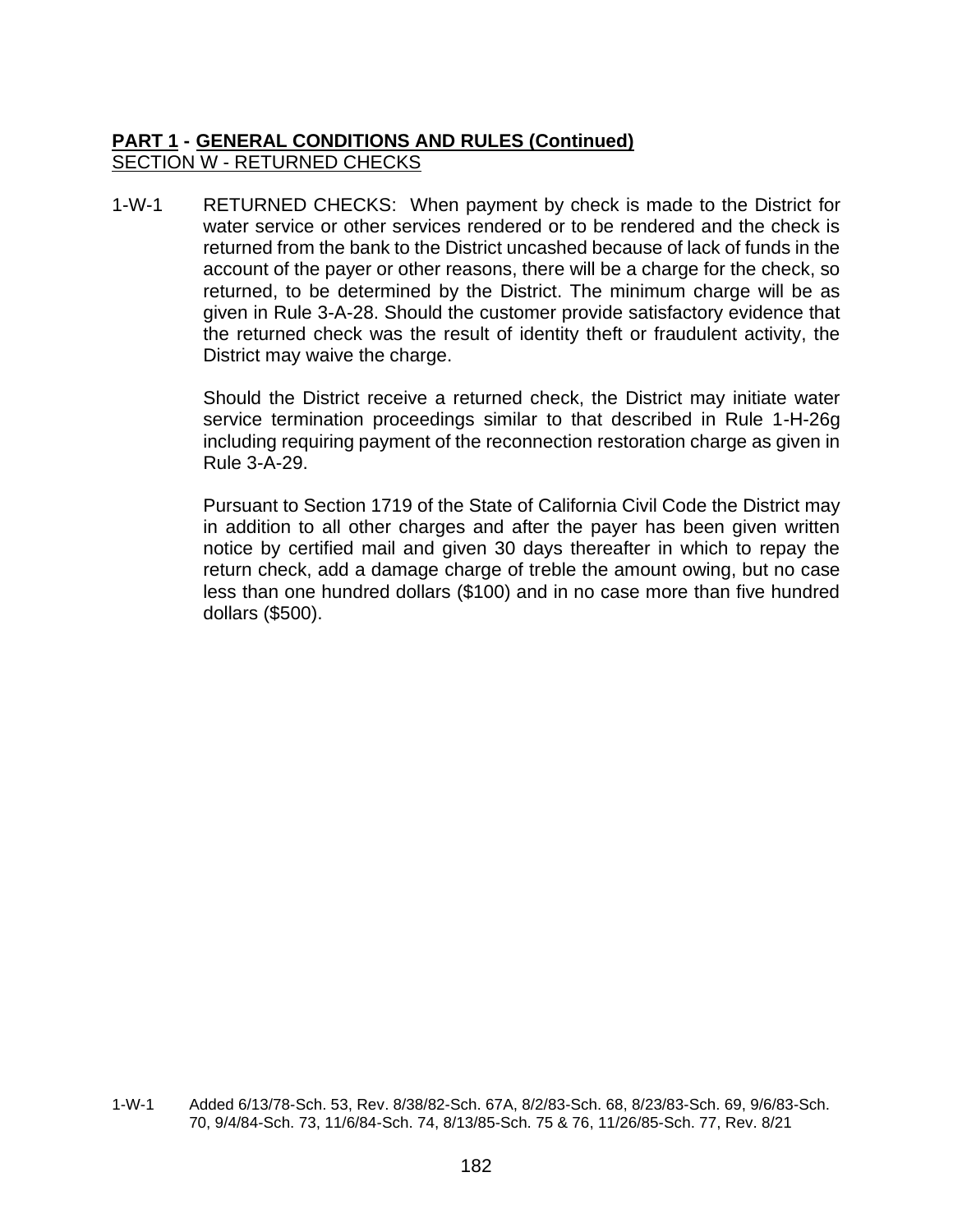**PART 1 - GENERAL CONDITIONS AND RULES (Continued)**

SECTION W - RETURNED CHECKS

1-W-1 RETURNED CHECKS: When payment by check is made to the District for water service or other services rendered or to be rendered and the check is returned from the bank to the District uncashed because of lack of funds in the account of the payer or other reasons, there will be a charge for the check, so returned, to be determined by the District. The minimum charge will be as given in Rule 3-A-28. Should the customer provide satisfactory evidence that the returned check was the result of identity theft or fraudulent activity, the District may waive the charge.

Should the District receive a returned check, the District may initiate water service termination proceedings similar to that described in Rule 1-H-26g including requiring payment of the reconnection restoration charge as given in Rule 3-A-29.

Pursuant to Section 1719 of the State of California Civil Code the District may in addition to all other charges and after the payer has been given written notice by certified mail and given 30 days thereafter in which to repay the return check, add a damage charge of treble the amount owing, but no case less than one hundred dollars ($100) and in no case more than five hundred dollars ($500).

1-W-1 Added 6/13/78-Sch. 53, Rev. 8/38/82-Sch. 67A, 8/2/83-Sch. 68, 8/23/83-Sch. 69, 9/6/83-Sch. 70, 9/4/84-Sch. 73, 11/6/84-Sch. 74, 8/13/85-Sch. 75 & 76, 11/26/85-Sch. 77, Rev. 8/21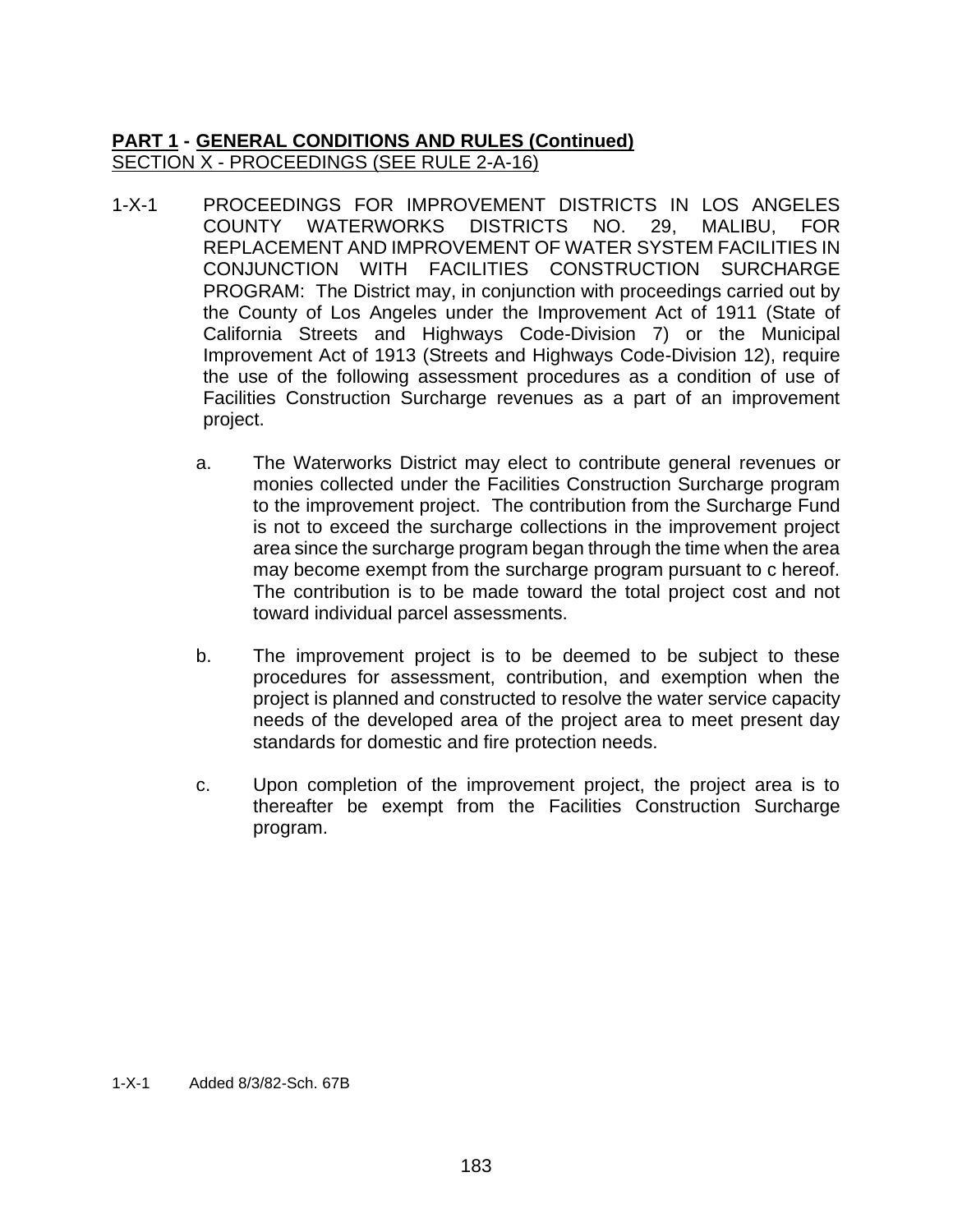**PART 1 - GENERAL CONDITIONS AND RULES (Continued)**
SECTION X - PROCEEDINGS (SEE RULE 2-A-16)

1-X-1 PROCEEDINGS FOR IMPROVEMENT DISTRICTS IN LOS ANGELES COUNTY WATERWORKS DISTRICTS NO. 29, MALIBU, FOR REPLACEMENT AND IMPROVEMENT OF WATER SYSTEM FACILITIES IN CONJUNCTION WITH FACILITIES CONSTRUCTION SURCHARGE PROGRAM: The District may, in conjunction with proceedings carried out by the County of Los Angeles under the Improvement Act of 1911 (State of California Streets and Highways Code-Division 7) or the Municipal Improvement Act of 1913 (Streets and Highways Code-Division 12), require the use of the following assessment procedures as a condition of use of Facilities Construction Surcharge revenues as a part of an improvement project.

a. The Waterworks District may elect to contribute general revenues or monies collected under the Facilities Construction Surcharge program to the improvement project. The contribution from the Surcharge Fund is not to exceed the surcharge collections in the improvement project area since the surcharge program began through the time when the area may become exempt from the surcharge program pursuant to c hereof. The contribution is to be made toward the total project cost and not toward individual parcel assessments.

b. The improvement project is to be deemed to be subject to these procedures for assessment, contribution, and exemption when the project is planned and constructed to resolve the water service capacity needs of the developed area of the project area to meet present day standards for domestic and fire protection needs.

c. Upon completion of the improvement project, the project area is to thereafter be exempt from the Facilities Construction Surcharge program.

1-X-1 Added 8/3/82-Sch. 67B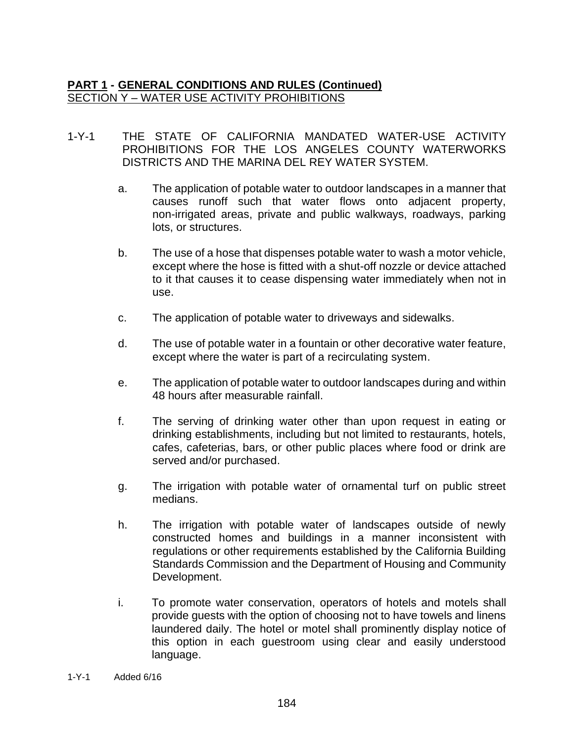**PART 1 - GENERAL CONDITIONS AND RULES (Continued)**
SECTION Y – WATER USE ACTIVITY PROHIBITIONS

1-Y-1 THE STATE OF CALIFORNIA MANDATED WATER-USE ACTIVITY PROHIBITIONS FOR THE LOS ANGELES COUNTY WATERWORKS DISTRICTS AND THE MARINA DEL REY WATER SYSTEM.

a. The application of potable water to outdoor landscapes in a manner that causes runoff such that water flows onto adjacent property, non-irrigated areas, private and public walkways, roadways, parking lots, or structures.

b. The use of a hose that dispenses potable water to wash a motor vehicle, except where the hose is fitted with a shut-off nozzle or device attached to it that causes it to cease dispensing water immediately when not in use.

c. The application of potable water to driveways and sidewalks.

d. The use of potable water in a fountain or other decorative water feature, except where the water is part of a recirculating system.

e. The application of potable water to outdoor landscapes during and within 48 hours after measurable rainfall.

f. The serving of drinking water other than upon request in eating or drinking establishments, including but not limited to restaurants, hotels, cafes, cafeterias, bars, or other public places where food or drink are served and/or purchased.

g. The irrigation with potable water of ornamental turf on public street medians.

h. The irrigation with potable water of landscapes outside of newly constructed homes and buildings in a manner inconsistent with regulations or other requirements established by the California Building Standards Commission and the Department of Housing and Community Development.

i. To promote water conservation, operators of hotels and motels shall provide guests with the option of choosing not to have towels and linens laundered daily. The hotel or motel shall prominently display notice of this option in each guestroom using clear and easily understood language.

1-Y-1 Added 6/16